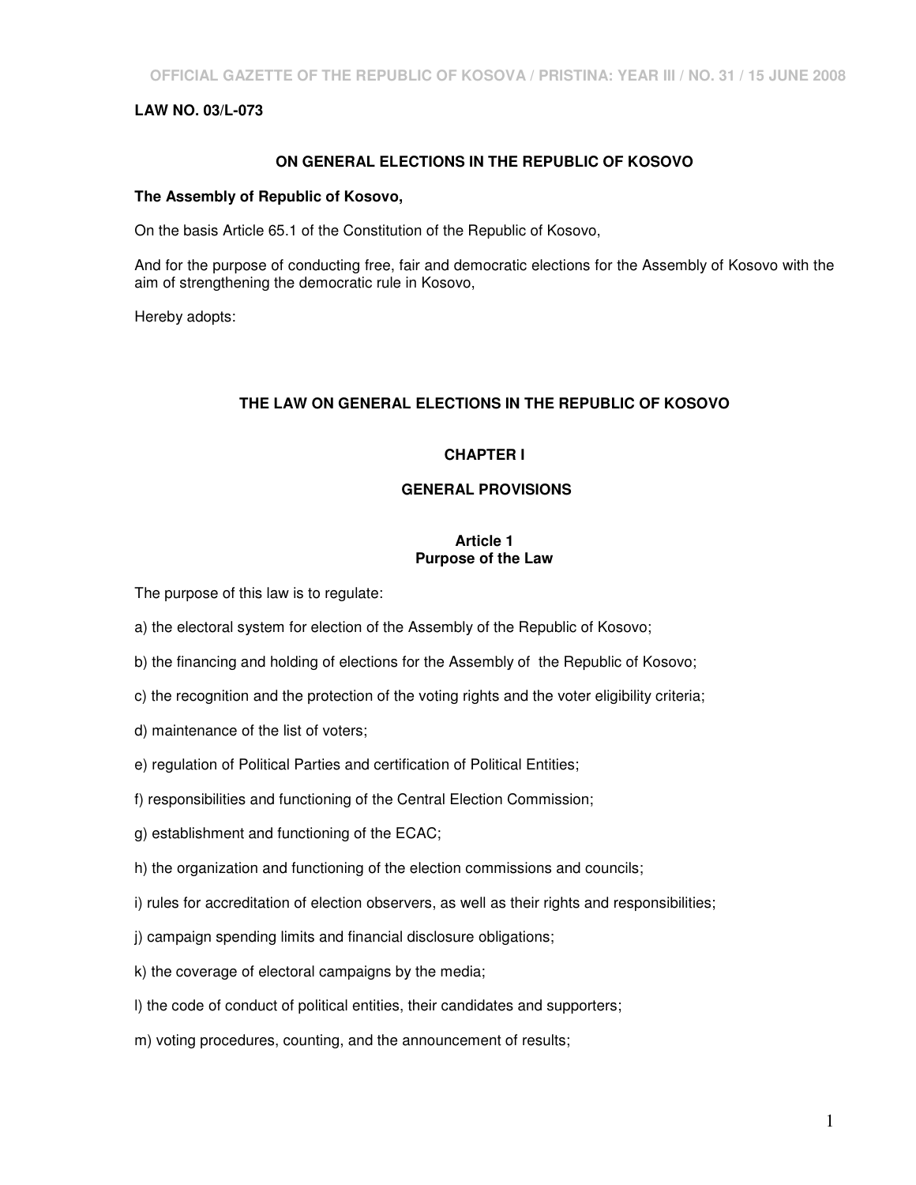**LAW NO. 03/L-073**

## ON GENERAL ELECTIONS IN THE REPUBLIC OF KOSOVO

**The Assembly of Republic of Kosovo,**

On the basis Article 65.1 of the Constitution of the Republic of Kosovo,

And for the purpose of conducting free, fair and democratic elections for the Assembly of Kosovo with the aim of strengthening the democratic rule in Kosovo,

Hereby adopts:

# THE LAW ON GENERAL ELECTIONS IN THE REPUBLIC OF KOSOVO

## CHAPTER I

## GENERAL PROVISIONS

### Article 1
### Purpose of the Law

The purpose of this law is to regulate:

a) the electoral system for election of the Assembly of the Republic of Kosovo;

b) the financing and holding of elections for the Assembly of the Republic of Kosovo;

c) the recognition and the protection of the voting rights and the voter eligibility criteria;

d) maintenance of the list of voters;

e) regulation of Political Parties and certification of Political Entities;

f) responsibilities and functioning of the Central Election Commission;

g) establishment and functioning of the ECAC;

h) the organization and functioning of the election commissions and councils;

i) rules for accreditation of election observers, as well as their rights and responsibilities;

j) campaign spending limits and financial disclosure obligations;

k) the coverage of electoral campaigns by the media;

l) the code of conduct of political entities, their candidates and supporters;

m) voting procedures, counting, and the announcement of results;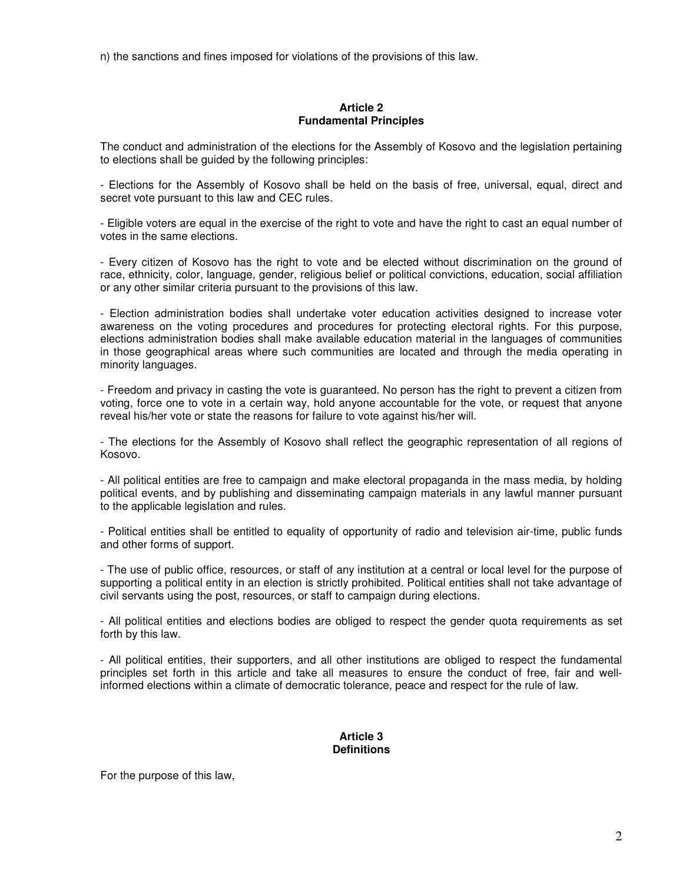n) the sanctions and fines imposed for violations of the provisions of this law.

### Article 2
### Fundamental Principles

The conduct and administration of the elections for the Assembly of Kosovo and the legislation pertaining to elections shall be guided by the following principles:

- Elections for the Assembly of Kosovo shall be held on the basis of free, universal, equal, direct and secret vote pursuant to this law and CEC rules.

- Eligible voters are equal in the exercise of the right to vote and have the right to cast an equal number of votes in the same elections.

- Every citizen of Kosovo has the right to vote and be elected without discrimination on the ground of race, ethnicity, color, language, gender, religious belief or political convictions, education, social affiliation or any other similar criteria pursuant to the provisions of this law.

- Election administration bodies shall undertake voter education activities designed to increase voter awareness on the voting procedures and procedures for protecting electoral rights. For this purpose, elections administration bodies shall make available education material in the languages of communities in those geographical areas where such communities are located and through the media operating in minority languages.

- Freedom and privacy in casting the vote is guaranteed. No person has the right to prevent a citizen from voting, force one to vote in a certain way, hold anyone accountable for the vote, or request that anyone reveal his/her vote or state the reasons for failure to vote against his/her will.

- The elections for the Assembly of Kosovo shall reflect the geographic representation of all regions of Kosovo.

- All political entities are free to campaign and make electoral propaganda in the mass media, by holding political events, and by publishing and disseminating campaign materials in any lawful manner pursuant to the applicable legislation and rules.

- Political entities shall be entitled to equality of opportunity of radio and television air-time, public funds and other forms of support.

- The use of public office, resources, or staff of any institution at a central or local level for the purpose of supporting a political entity in an election is strictly prohibited. Political entities shall not take advantage of civil servants using the post, resources, or staff to campaign during elections.

- All political entities and elections bodies are obliged to respect the gender quota requirements as set forth by this law.

- All political entities, their supporters, and all other institutions are obliged to respect the fundamental principles set forth in this article and take all measures to ensure the conduct of free, fair and well-informed elections within a climate of democratic tolerance, peace and respect for the rule of law.

### Article 3
### Definitions

For the purpose of this law,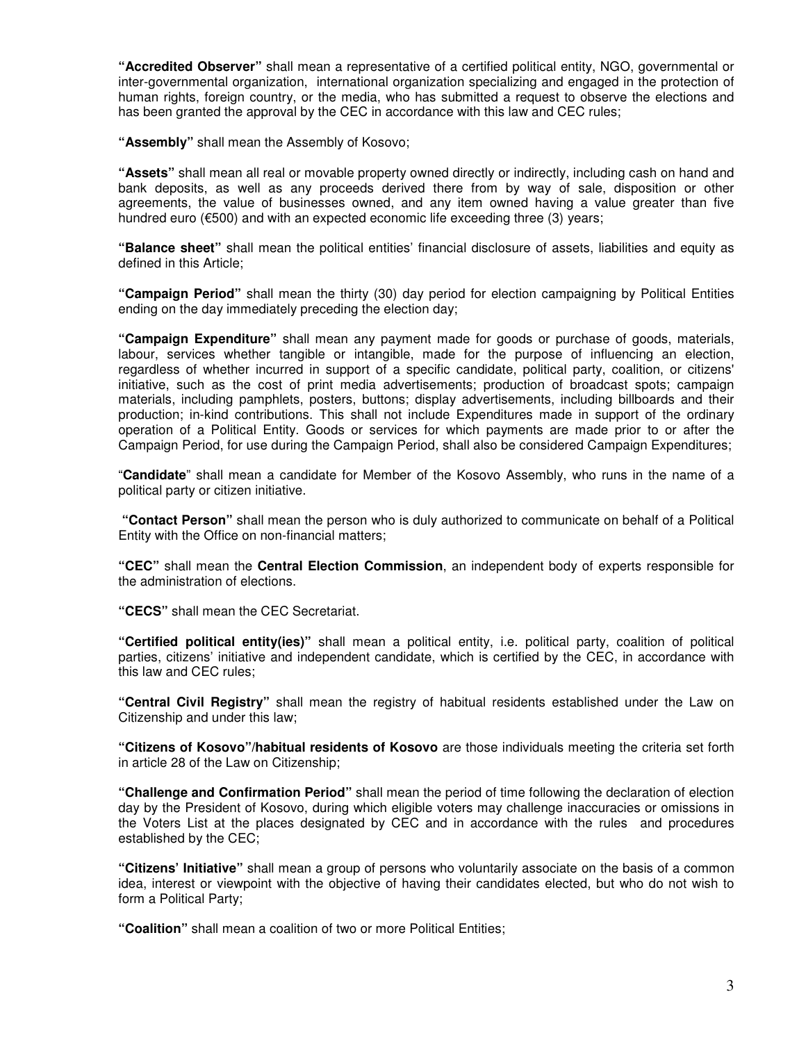**"Accredited Observer"** shall mean a representative of a certified political entity, NGO, governmental or inter-governmental organization, international organization specializing and engaged in the protection of human rights, foreign country, or the media, who has submitted a request to observe the elections and has been granted the approval by the CEC in accordance with this law and CEC rules;

**"Assembly"** shall mean the Assembly of Kosovo;

**"Assets"** shall mean all real or movable property owned directly or indirectly, including cash on hand and bank deposits, as well as any proceeds derived there from by way of sale, disposition or other agreements, the value of businesses owned, and any item owned having a value greater than five hundred euro (€500) and with an expected economic life exceeding three (3) years;

**"Balance sheet"** shall mean the political entities' financial disclosure of assets, liabilities and equity as defined in this Article;

**"Campaign Period"** shall mean the thirty (30) day period for election campaigning by Political Entities ending on the day immediately preceding the election day;

**"Campaign Expenditure"** shall mean any payment made for goods or purchase of goods, materials, labour, services whether tangible or intangible, made for the purpose of influencing an election, regardless of whether incurred in support of a specific candidate, political party, coalition, or citizens' initiative, such as the cost of print media advertisements; production of broadcast spots; campaign materials, including pamphlets, posters, buttons; display advertisements, including billboards and their production; in-kind contributions. This shall not include Expenditures made in support of the ordinary operation of a Political Entity. Goods or services for which payments are made prior to or after the Campaign Period, for use during the Campaign Period, shall also be considered Campaign Expenditures;

"**Candidate**" shall mean a candidate for Member of the Kosovo Assembly, who runs in the name of a political party or citizen initiative.

**"Contact Person"** shall mean the person who is duly authorized to communicate on behalf of a Political Entity with the Office on non-financial matters;

**"CEC"** shall mean the **Central Election Commission**, an independent body of experts responsible for the administration of elections.

**"CECS"** shall mean the CEC Secretariat.

**"Certified political entity(ies)"** shall mean a political entity, i.e. political party, coalition of political parties, citizens' initiative and independent candidate, which is certified by the CEC, in accordance with this law and CEC rules;

**"Central Civil Registry"** shall mean the registry of habitual residents established under the Law on Citizenship and under this law;

**"Citizens of Kosovo"/habitual residents of Kosovo** are those individuals meeting the criteria set forth in article 28 of the Law on Citizenship;

**"Challenge and Confirmation Period"** shall mean the period of time following the declaration of election day by the President of Kosovo, during which eligible voters may challenge inaccuracies or omissions in the Voters List at the places designated by CEC and in accordance with the rules and procedures established by the CEC;

**"Citizens' Initiative"** shall mean a group of persons who voluntarily associate on the basis of a common idea, interest or viewpoint with the objective of having their candidates elected, but who do not wish to form a Political Party;

**"Coalition"** shall mean a coalition of two or more Political Entities;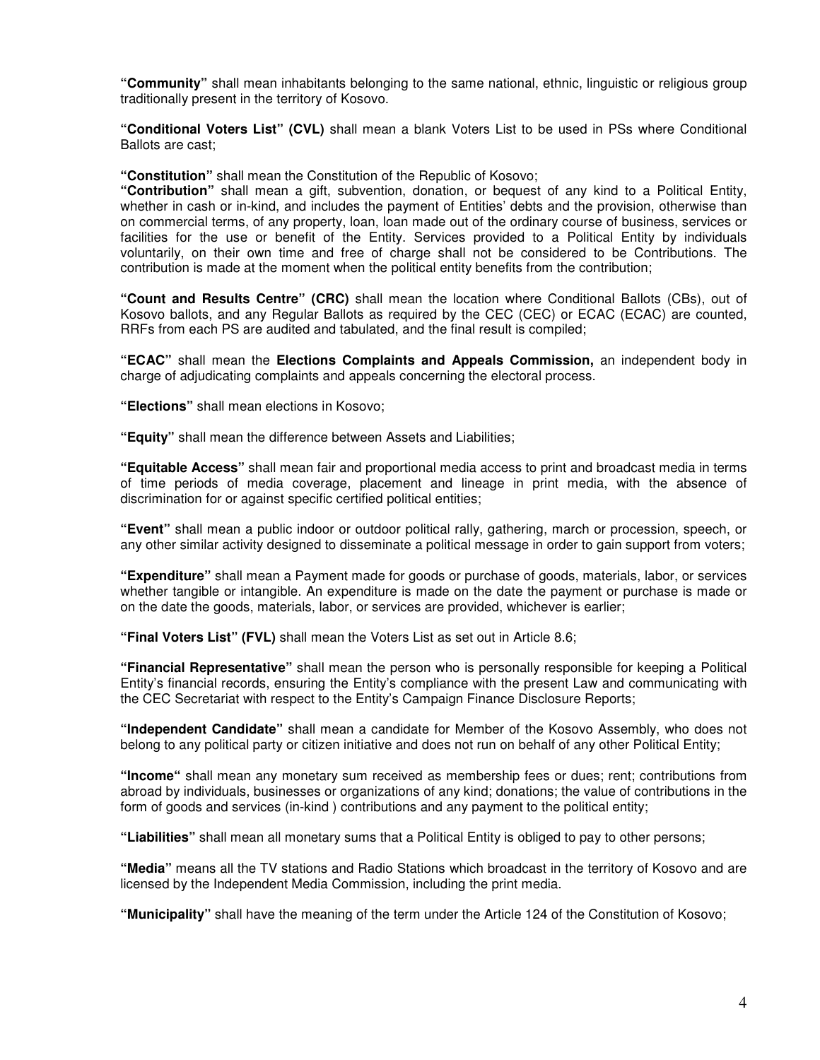**"Community"** shall mean inhabitants belonging to the same national, ethnic, linguistic or religious group traditionally present in the territory of Kosovo.

**"Conditional Voters List" (CVL)** shall mean a blank Voters List to be used in PSs where Conditional Ballots are cast;

**"Constitution"** shall mean the Constitution of the Republic of Kosovo;

**"Contribution"** shall mean a gift, subvention, donation, or bequest of any kind to a Political Entity, whether in cash or in-kind, and includes the payment of Entities' debts and the provision, otherwise than on commercial terms, of any property, loan, loan made out of the ordinary course of business, services or facilities for the use or benefit of the Entity. Services provided to a Political Entity by individuals voluntarily, on their own time and free of charge shall not be considered to be Contributions. The contribution is made at the moment when the political entity benefits from the contribution;

**"Count and Results Centre" (CRC)** shall mean the location where Conditional Ballots (CBs), out of Kosovo ballots, and any Regular Ballots as required by the CEC (CEC) or ECAC (ECAC) are counted, RRFs from each PS are audited and tabulated, and the final result is compiled;

**"ECAC"** shall mean the **Elections Complaints and Appeals Commission,** an independent body in charge of adjudicating complaints and appeals concerning the electoral process.

**"Elections"** shall mean elections in Kosovo;

**"Equity"** shall mean the difference between Assets and Liabilities;

**"Equitable Access"** shall mean fair and proportional media access to print and broadcast media in terms of time periods of media coverage, placement and lineage in print media, with the absence of discrimination for or against specific certified political entities;

**"Event"** shall mean a public indoor or outdoor political rally, gathering, march or procession, speech, or any other similar activity designed to disseminate a political message in order to gain support from voters;

**"Expenditure"** shall mean a Payment made for goods or purchase of goods, materials, labor, or services whether tangible or intangible. An expenditure is made on the date the payment or purchase is made or on the date the goods, materials, labor, or services are provided, whichever is earlier;

**"Final Voters List" (FVL)** shall mean the Voters List as set out in Article 8.6;

**"Financial Representative"** shall mean the person who is personally responsible for keeping a Political Entity's financial records, ensuring the Entity's compliance with the present Law and communicating with the CEC Secretariat with respect to the Entity's Campaign Finance Disclosure Reports;

**"Independent Candidate"** shall mean a candidate for Member of the Kosovo Assembly, who does not belong to any political party or citizen initiative and does not run on behalf of any other Political Entity;

**"Income"** shall mean any monetary sum received as membership fees or dues; rent; contributions from abroad by individuals, businesses or organizations of any kind; donations; the value of contributions in the form of goods and services (in-kind ) contributions and any payment to the political entity;

**"Liabilities"** shall mean all monetary sums that a Political Entity is obliged to pay to other persons;

**"Media"** means all the TV stations and Radio Stations which broadcast in the territory of Kosovo and are licensed by the Independent Media Commission, including the print media.

**"Municipality"** shall have the meaning of the term under the Article 124 of the Constitution of Kosovo;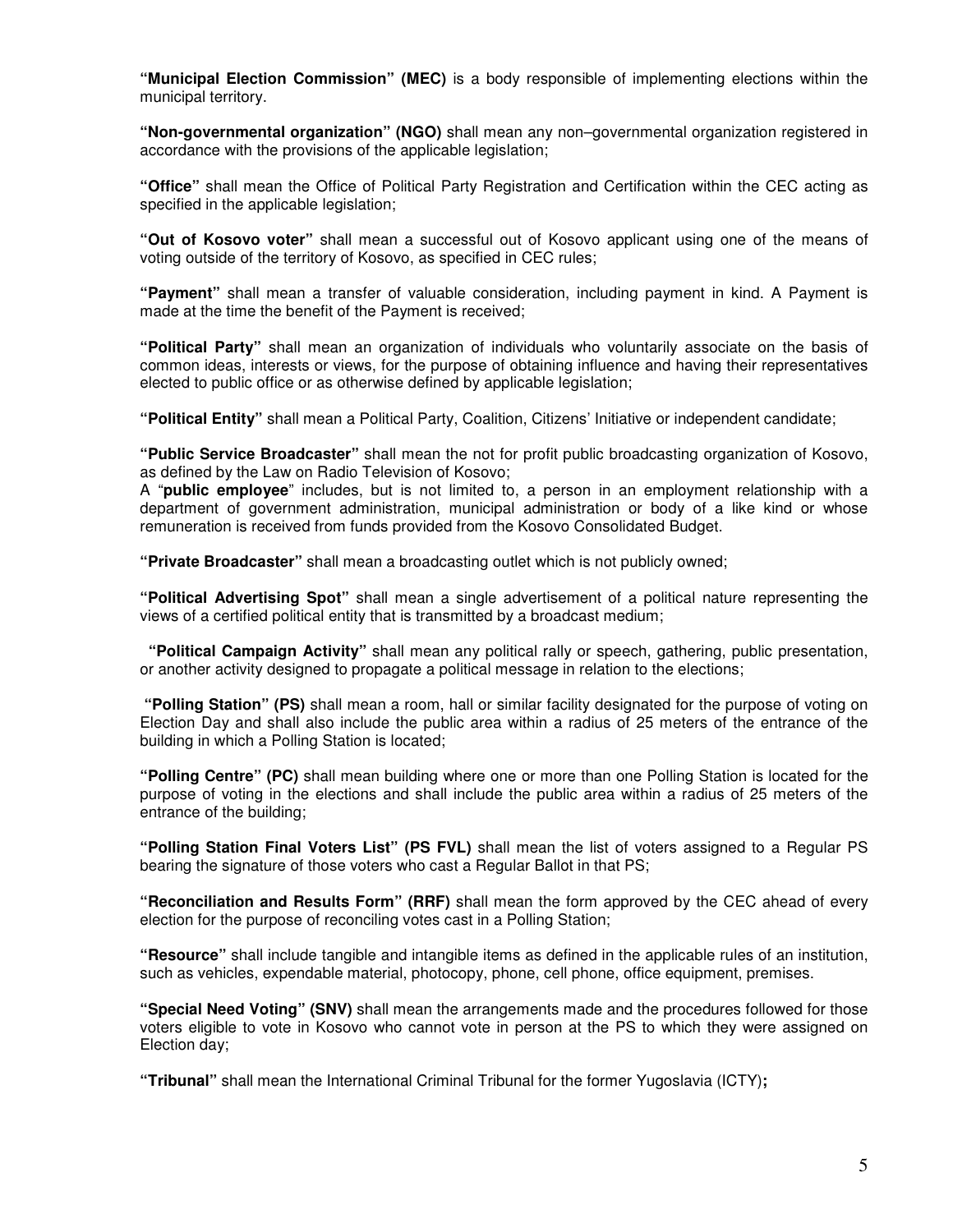**"Municipal Election Commission" (MEC)** is a body responsible of implementing elections within the municipal territory.

**"Non-governmental organization" (NGO)** shall mean any non–governmental organization registered in accordance with the provisions of the applicable legislation;

**"Office"** shall mean the Office of Political Party Registration and Certification within the CEC acting as specified in the applicable legislation;

**"Out of Kosovo voter"** shall mean a successful out of Kosovo applicant using one of the means of voting outside of the territory of Kosovo, as specified in CEC rules;

**"Payment"** shall mean a transfer of valuable consideration, including payment in kind. A Payment is made at the time the benefit of the Payment is received;

**"Political Party"** shall mean an organization of individuals who voluntarily associate on the basis of common ideas, interests or views, for the purpose of obtaining influence and having their representatives elected to public office or as otherwise defined by applicable legislation;

**"Political Entity"** shall mean a Political Party, Coalition, Citizens' Initiative or independent candidate;

**"Public Service Broadcaster"** shall mean the not for profit public broadcasting organization of Kosovo, as defined by the Law on Radio Television of Kosovo;
A "**public employee**" includes, but is not limited to, a person in an employment relationship with a department of government administration, municipal administration or body of a like kind or whose remuneration is received from funds provided from the Kosovo Consolidated Budget.

**"Private Broadcaster"** shall mean a broadcasting outlet which is not publicly owned;

**"Political Advertising Spot"** shall mean a single advertisement of a political nature representing the views of a certified political entity that is transmitted by a broadcast medium;

**"Political Campaign Activity"** shall mean any political rally or speech, gathering, public presentation, or another activity designed to propagate a political message in relation to the elections;

**"Polling Station" (PS)** shall mean a room, hall or similar facility designated for the purpose of voting on Election Day and shall also include the public area within a radius of 25 meters of the entrance of the building in which a Polling Station is located;

**"Polling Centre" (PC)** shall mean building where one or more than one Polling Station is located for the purpose of voting in the elections and shall include the public area within a radius of 25 meters of the entrance of the building;

**"Polling Station Final Voters List" (PS FVL)** shall mean the list of voters assigned to a Regular PS bearing the signature of those voters who cast a Regular Ballot in that PS;

**"Reconciliation and Results Form" (RRF)** shall mean the form approved by the CEC ahead of every election for the purpose of reconciling votes cast in a Polling Station;

**"Resource"** shall include tangible and intangible items as defined in the applicable rules of an institution, such as vehicles, expendable material, photocopy, phone, cell phone, office equipment, premises.

**"Special Need Voting" (SNV)** shall mean the arrangements made and the procedures followed for those voters eligible to vote in Kosovo who cannot vote in person at the PS to which they were assigned on Election day;

**"Tribunal"** shall mean the International Criminal Tribunal for the former Yugoslavia (ICTY)**;**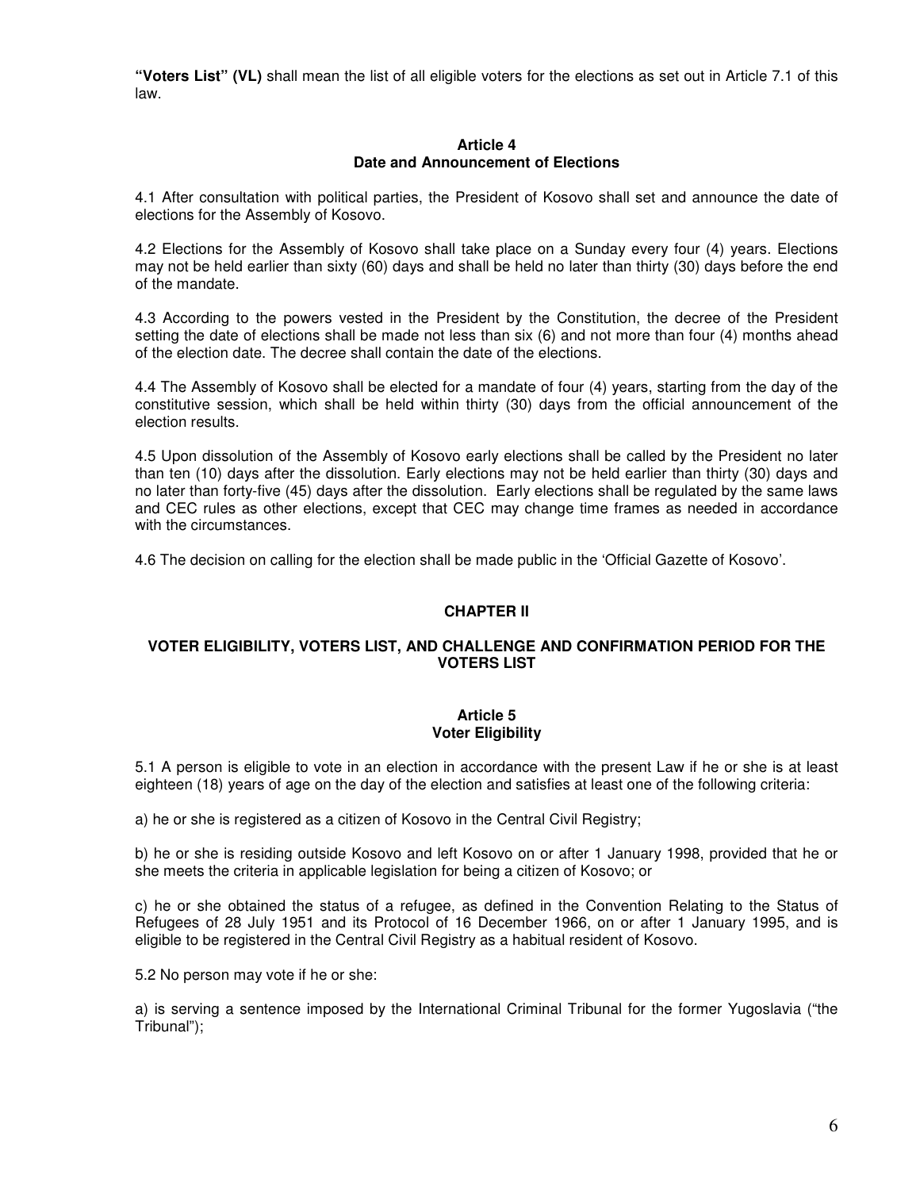**"Voters List" (VL)** shall mean the list of all eligible voters for the elections as set out in Article 7.1 of this law.

### Article 4
### Date and Announcement of Elections

4.1 After consultation with political parties, the President of Kosovo shall set and announce the date of elections for the Assembly of Kosovo.

4.2 Elections for the Assembly of Kosovo shall take place on a Sunday every four (4) years. Elections may not be held earlier than sixty (60) days and shall be held no later than thirty (30) days before the end of the mandate.

4.3 According to the powers vested in the President by the Constitution, the decree of the President setting the date of elections shall be made not less than six (6) and not more than four (4) months ahead of the election date. The decree shall contain the date of the elections.

4.4 The Assembly of Kosovo shall be elected for a mandate of four (4) years, starting from the day of the constitutive session, which shall be held within thirty (30) days from the official announcement of the election results.

4.5 Upon dissolution of the Assembly of Kosovo early elections shall be called by the President no later than ten (10) days after the dissolution. Early elections may not be held earlier than thirty (30) days and no later than forty-five (45) days after the dissolution. Early elections shall be regulated by the same laws and CEC rules as other elections, except that CEC may change time frames as needed in accordance with the circumstances.

4.6 The decision on calling for the election shall be made public in the 'Official Gazette of Kosovo'.

## CHAPTER II

## VOTER ELIGIBILITY, VOTERS LIST, AND CHALLENGE AND CONFIRMATION PERIOD FOR THE VOTERS LIST

### Article 5
### Voter Eligibility

5.1 A person is eligible to vote in an election in accordance with the present Law if he or she is at least eighteen (18) years of age on the day of the election and satisfies at least one of the following criteria:

a) he or she is registered as a citizen of Kosovo in the Central Civil Registry;

b) he or she is residing outside Kosovo and left Kosovo on or after 1 January 1998, provided that he or she meets the criteria in applicable legislation for being a citizen of Kosovo; or

c) he or she obtained the status of a refugee, as defined in the Convention Relating to the Status of Refugees of 28 July 1951 and its Protocol of 16 December 1966, on or after 1 January 1995, and is eligible to be registered in the Central Civil Registry as a habitual resident of Kosovo.

5.2 No person may vote if he or she:

a) is serving a sentence imposed by the International Criminal Tribunal for the former Yugoslavia ("the Tribunal");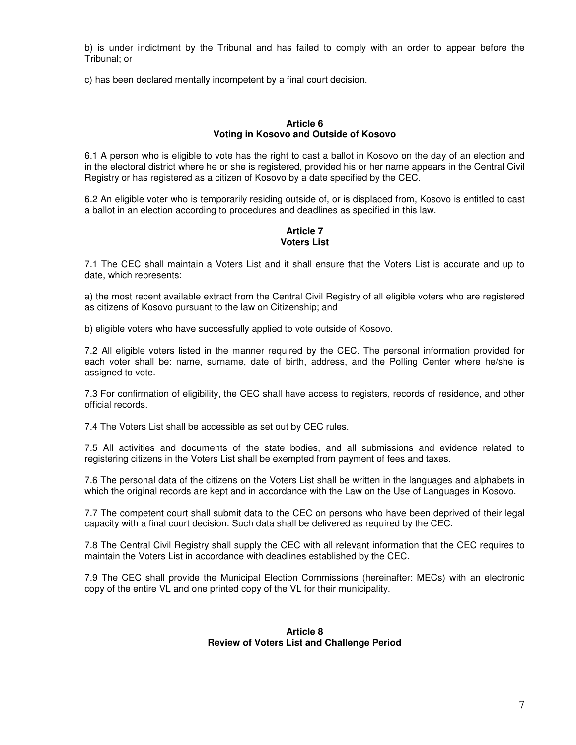b) is under indictment by the Tribunal and has failed to comply with an order to appear before the Tribunal; or

c) has been declared mentally incompetent by a final court decision.

### Article 6
### Voting in Kosovo and Outside of Kosovo

6.1 A person who is eligible to vote has the right to cast a ballot in Kosovo on the day of an election and in the electoral district where he or she is registered, provided his or her name appears in the Central Civil Registry or has registered as a citizen of Kosovo by a date specified by the CEC.

6.2 An eligible voter who is temporarily residing outside of, or is displaced from, Kosovo is entitled to cast a ballot in an election according to procedures and deadlines as specified in this law.

### Article 7
### Voters List

7.1 The CEC shall maintain a Voters List and it shall ensure that the Voters List is accurate and up to date, which represents:

a) the most recent available extract from the Central Civil Registry of all eligible voters who are registered as citizens of Kosovo pursuant to the law on Citizenship; and

b) eligible voters who have successfully applied to vote outside of Kosovo.

7.2 All eligible voters listed in the manner required by the CEC. The personal information provided for each voter shall be: name, surname, date of birth, address, and the Polling Center where he/she is assigned to vote.

7.3 For confirmation of eligibility, the CEC shall have access to registers, records of residence, and other official records.

7.4 The Voters List shall be accessible as set out by CEC rules.

7.5 All activities and documents of the state bodies, and all submissions and evidence related to registering citizens in the Voters List shall be exempted from payment of fees and taxes.

7.6 The personal data of the citizens on the Voters List shall be written in the languages and alphabets in which the original records are kept and in accordance with the Law on the Use of Languages in Kosovo.

7.7 The competent court shall submit data to the CEC on persons who have been deprived of their legal capacity with a final court decision. Such data shall be delivered as required by the CEC.

7.8 The Central Civil Registry shall supply the CEC with all relevant information that the CEC requires to maintain the Voters List in accordance with deadlines established by the CEC.

7.9 The CEC shall provide the Municipal Election Commissions (hereinafter: MECs) with an electronic copy of the entire VL and one printed copy of the VL for their municipality.

### Article 8
### Review of Voters List and Challenge Period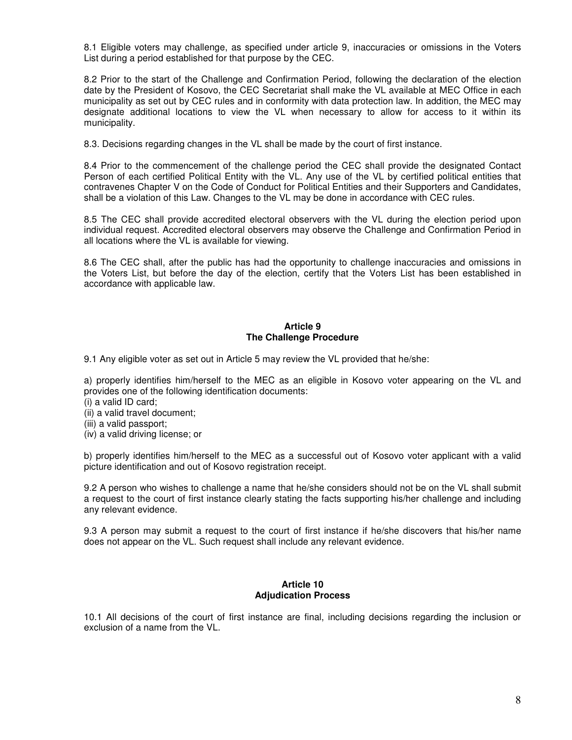8.1 Eligible voters may challenge, as specified under article 9, inaccuracies or omissions in the Voters List during a period established for that purpose by the CEC.

8.2 Prior to the start of the Challenge and Confirmation Period, following the declaration of the election date by the President of Kosovo, the CEC Secretariat shall make the VL available at MEC Office in each municipality as set out by CEC rules and in conformity with data protection law. In addition, the MEC may designate additional locations to view the VL when necessary to allow for access to it within its municipality.

8.3. Decisions regarding changes in the VL shall be made by the court of first instance.

8.4 Prior to the commencement of the challenge period the CEC shall provide the designated Contact Person of each certified Political Entity with the VL. Any use of the VL by certified political entities that contravenes Chapter V on the Code of Conduct for Political Entities and their Supporters and Candidates, shall be a violation of this Law. Changes to the VL may be done in accordance with CEC rules.

8.5 The CEC shall provide accredited electoral observers with the VL during the election period upon individual request. Accredited electoral observers may observe the Challenge and Confirmation Period in all locations where the VL is available for viewing.

8.6 The CEC shall, after the public has had the opportunity to challenge inaccuracies and omissions in the Voters List, but before the day of the election, certify that the Voters List has been established in accordance with applicable law.

## Article 9
## The Challenge Procedure

9.1 Any eligible voter as set out in Article 5 may review the VL provided that he/she:

a) properly identifies him/herself to the MEC as an eligible in Kosovo voter appearing on the VL and provides one of the following identification documents:
(i) a valid ID card;
(ii) a valid travel document;
(iii) a valid passport;
(iv) a valid driving license; or

b) properly identifies him/herself to the MEC as a successful out of Kosovo voter applicant with a valid picture identification and out of Kosovo registration receipt.

9.2 A person who wishes to challenge a name that he/she considers should not be on the VL shall submit a request to the court of first instance clearly stating the facts supporting his/her challenge and including any relevant evidence.

9.3 A person may submit a request to the court of first instance if he/she discovers that his/her name does not appear on the VL. Such request shall include any relevant evidence.

## Article 10
## Adjudication Process

10.1 All decisions of the court of first instance are final, including decisions regarding the inclusion or exclusion of a name from the VL.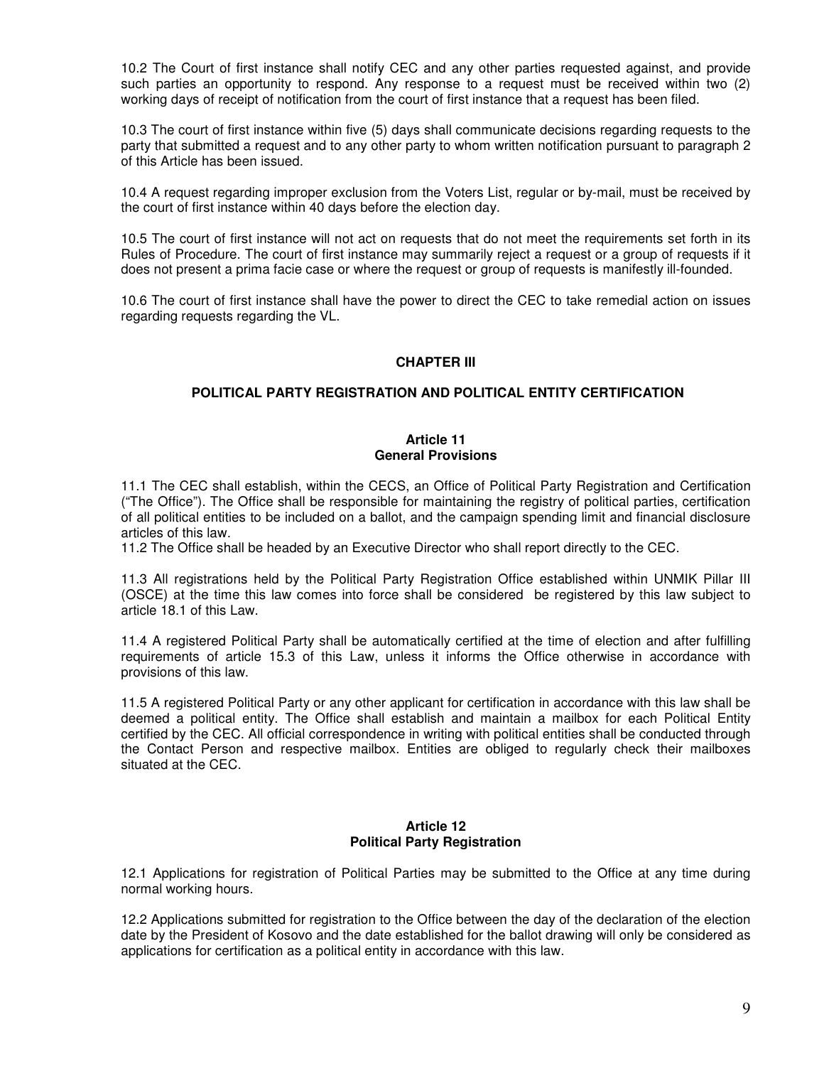10.2 The Court of first instance shall notify CEC and any other parties requested against, and provide such parties an opportunity to respond. Any response to a request must be received within two (2) working days of receipt of notification from the court of first instance that a request has been filed.

10.3 The court of first instance within five (5) days shall communicate decisions regarding requests to the party that submitted a request and to any other party to whom written notification pursuant to paragraph 2 of this Article has been issued.

10.4 A request regarding improper exclusion from the Voters List, regular or by-mail, must be received by the court of first instance within 40 days before the election day.

10.5 The court of first instance will not act on requests that do not meet the requirements set forth in its Rules of Procedure. The court of first instance may summarily reject a request or a group of requests if it does not present a prima facie case or where the request or group of requests is manifestly ill-founded.

10.6 The court of first instance shall have the power to direct the CEC to take remedial action on issues regarding requests regarding the VL.

## CHAPTER III

## POLITICAL PARTY REGISTRATION AND POLITICAL ENTITY CERTIFICATION

### Article 11
### General Provisions

11.1 The CEC shall establish, within the CECS, an Office of Political Party Registration and Certification ("The Office"). The Office shall be responsible for maintaining the registry of political parties, certification of all political entities to be included on a ballot, and the campaign spending limit and financial disclosure articles of this law.

11.2 The Office shall be headed by an Executive Director who shall report directly to the CEC.

11.3 All registrations held by the Political Party Registration Office established within UNMIK Pillar III (OSCE) at the time this law comes into force shall be considered be registered by this law subject to article 18.1 of this Law.

11.4 A registered Political Party shall be automatically certified at the time of election and after fulfilling requirements of article 15.3 of this Law, unless it informs the Office otherwise in accordance with provisions of this law.

11.5 A registered Political Party or any other applicant for certification in accordance with this law shall be deemed a political entity. The Office shall establish and maintain a mailbox for each Political Entity certified by the CEC. All official correspondence in writing with political entities shall be conducted through the Contact Person and respective mailbox. Entities are obliged to regularly check their mailboxes situated at the CEC.

### Article 12
### Political Party Registration

12.1 Applications for registration of Political Parties may be submitted to the Office at any time during normal working hours.

12.2 Applications submitted for registration to the Office between the day of the declaration of the election date by the President of Kosovo and the date established for the ballot drawing will only be considered as applications for certification as a political entity in accordance with this law.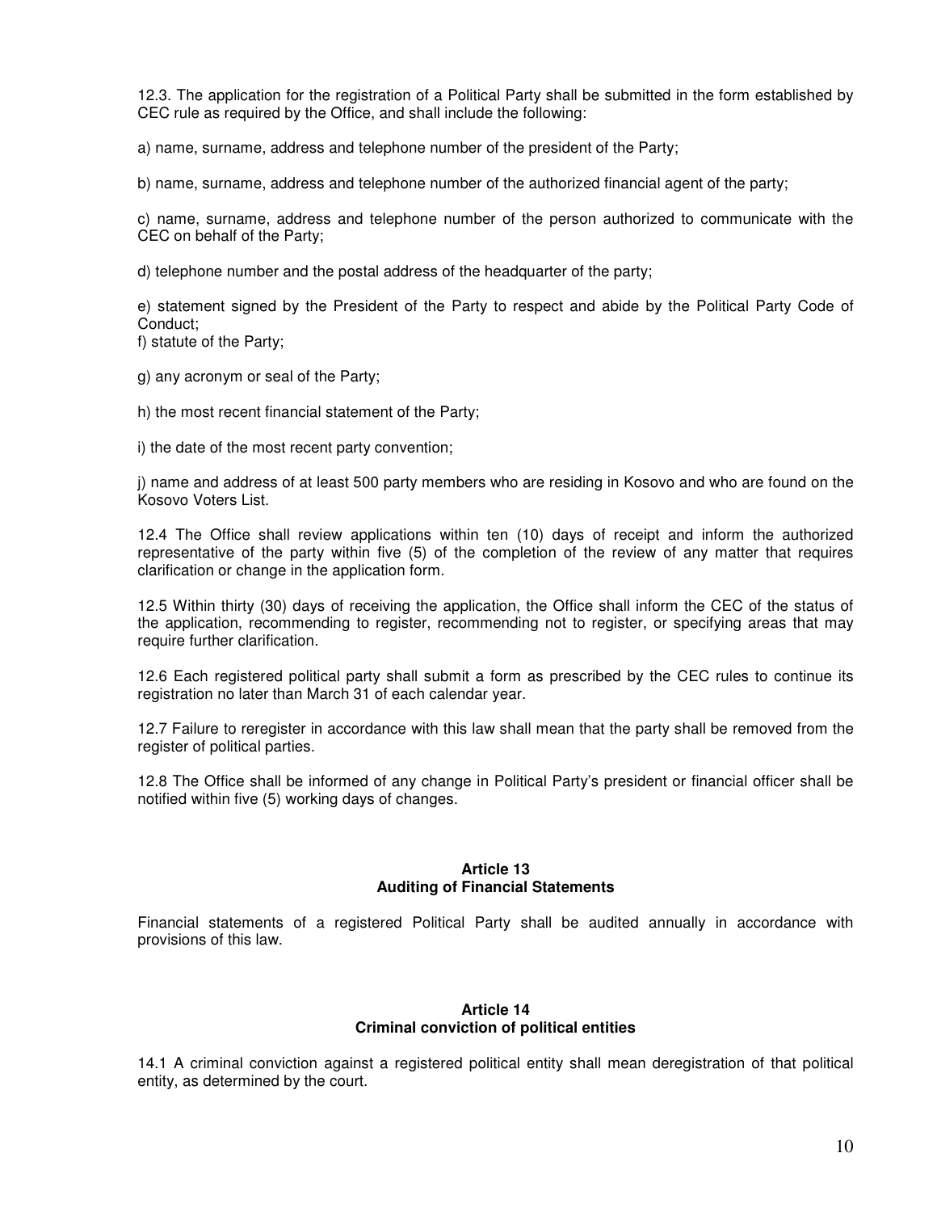12.3. The application for the registration of a Political Party shall be submitted in the form established by CEC rule as required by the Office, and shall include the following:

a) name, surname, address and telephone number of the president of the Party;

b) name, surname, address and telephone number of the authorized financial agent of the party;

c) name, surname, address and telephone number of the person authorized to communicate with the CEC on behalf of the Party;

d) telephone number and the postal address of the headquarter of the party;

e) statement signed by the President of the Party to respect and abide by the Political Party Code of Conduct;

f) statute of the Party;

g) any acronym or seal of the Party;

h) the most recent financial statement of the Party;

i) the date of the most recent party convention;

j) name and address of at least 500 party members who are residing in Kosovo and who are found on the Kosovo Voters List.

12.4 The Office shall review applications within ten (10) days of receipt and inform the authorized representative of the party within five (5) of the completion of the review of any matter that requires clarification or change in the application form.

12.5 Within thirty (30) days of receiving the application, the Office shall inform the CEC of the status of the application, recommending to register, recommending not to register, or specifying areas that may require further clarification.

12.6 Each registered political party shall submit a form as prescribed by the CEC rules to continue its registration no later than March 31 of each calendar year.

12.7 Failure to reregister in accordance with this law shall mean that the party shall be removed from the register of political parties.

12.8 The Office shall be informed of any change in Political Party's president or financial officer shall be notified within five (5) working days of changes.

## Article 13
## Auditing of Financial Statements

Financial statements of a registered Political Party shall be audited annually in accordance with provisions of this law.

## Article 14
## Criminal conviction of political entities

14.1 A criminal conviction against a registered political entity shall mean deregistration of that political entity, as determined by the court.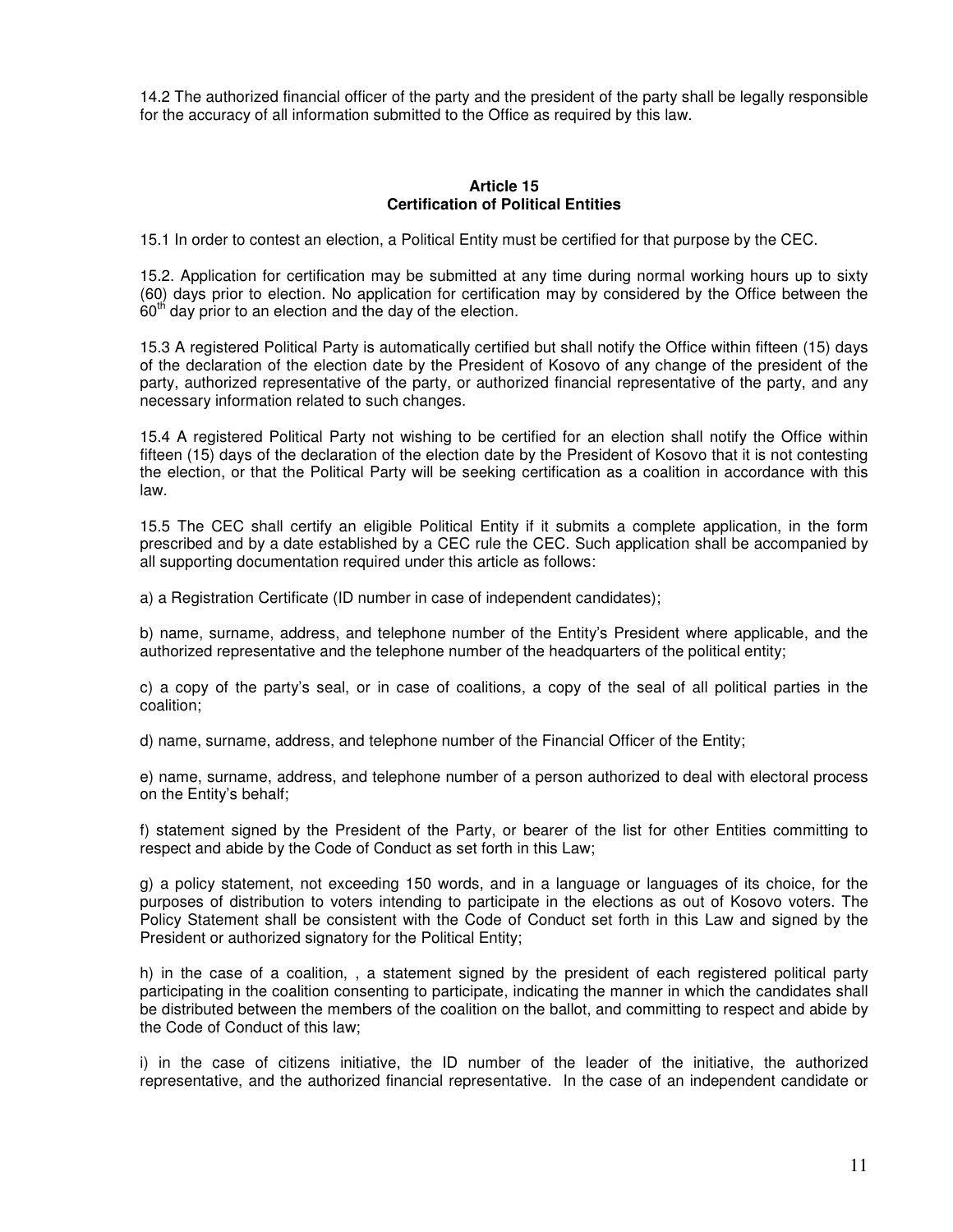14.2 The authorized financial officer of the party and the president of the party shall be legally responsible for the accuracy of all information submitted to the Office as required by this law.

### Article 15
### Certification of Political Entities

15.1 In order to contest an election, a Political Entity must be certified for that purpose by the CEC.

15.2. Application for certification may be submitted at any time during normal working hours up to sixty (60) days prior to election. No application for certification may by considered by the Office between the 60th day prior to an election and the day of the election.

15.3 A registered Political Party is automatically certified but shall notify the Office within fifteen (15) days of the declaration of the election date by the President of Kosovo of any change of the president of the party, authorized representative of the party, or authorized financial representative of the party, and any necessary information related to such changes.

15.4 A registered Political Party not wishing to be certified for an election shall notify the Office within fifteen (15) days of the declaration of the election date by the President of Kosovo that it is not contesting the election, or that the Political Party will be seeking certification as a coalition in accordance with this law.

15.5 The CEC shall certify an eligible Political Entity if it submits a complete application, in the form prescribed and by a date established by a CEC rule the CEC. Such application shall be accompanied by all supporting documentation required under this article as follows:

a) a Registration Certificate (ID number in case of independent candidates);

b) name, surname, address, and telephone number of the Entity's President where applicable, and the authorized representative and the telephone number of the headquarters of the political entity;

c) a copy of the party's seal, or in case of coalitions, a copy of the seal of all political parties in the coalition;

d) name, surname, address, and telephone number of the Financial Officer of the Entity;

e) name, surname, address, and telephone number of a person authorized to deal with electoral process on the Entity's behalf;

f) statement signed by the President of the Party, or bearer of the list for other Entities committing to respect and abide by the Code of Conduct as set forth in this Law;

g) a policy statement, not exceeding 150 words, and in a language or languages of its choice, for the purposes of distribution to voters intending to participate in the elections as out of Kosovo voters. The Policy Statement shall be consistent with the Code of Conduct set forth in this Law and signed by the President or authorized signatory for the Political Entity;

h) in the case of a coalition, , a statement signed by the president of each registered political party participating in the coalition consenting to participate, indicating the manner in which the candidates shall be distributed between the members of the coalition on the ballot, and committing to respect and abide by the Code of Conduct of this law;

i) in the case of citizens initiative, the ID number of the leader of the initiative, the authorized representative, and the authorized financial representative. In the case of an independent candidate or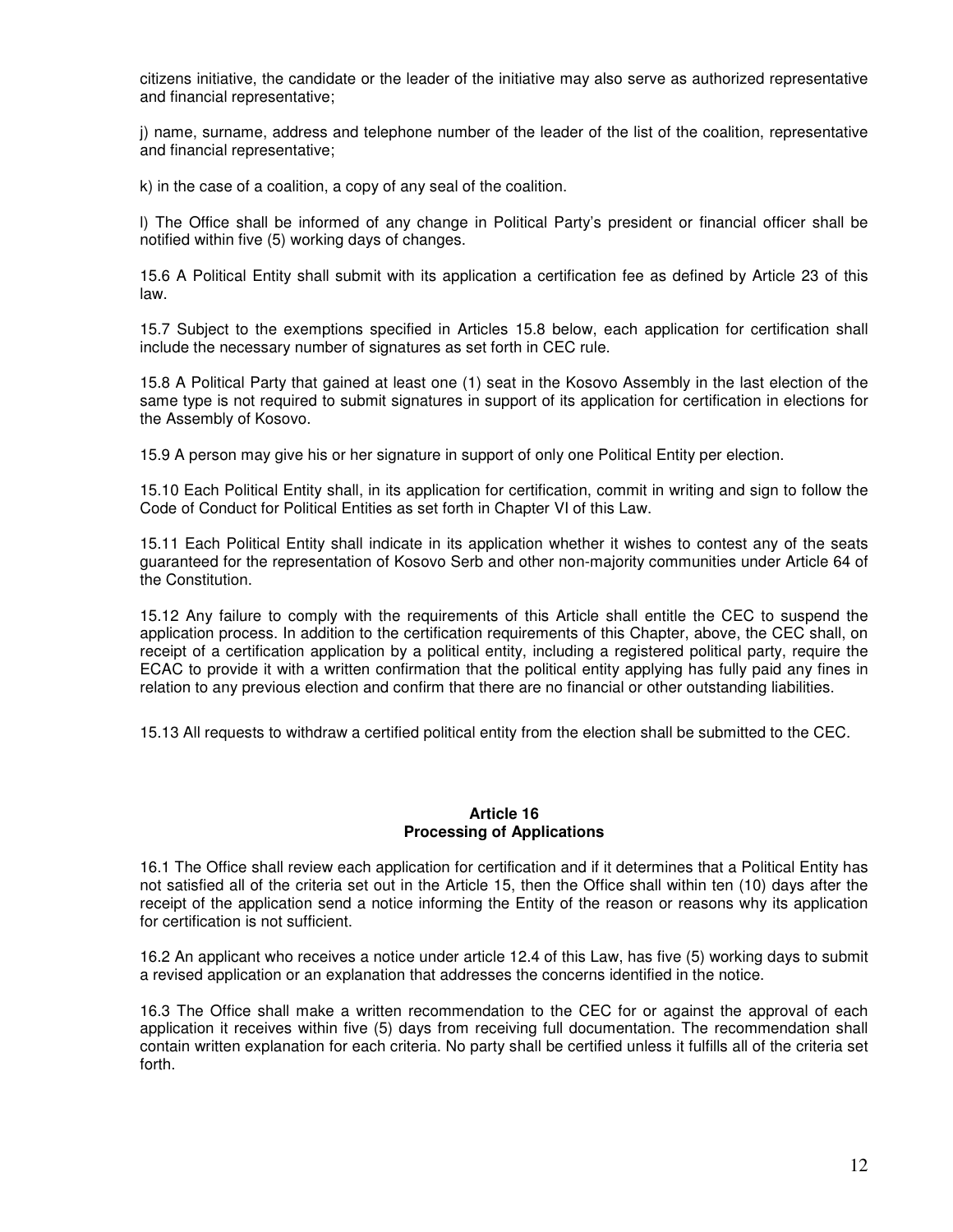citizens initiative, the candidate or the leader of the initiative may also serve as authorized representative and financial representative;

j) name, surname, address and telephone number of the leader of the list of the coalition, representative and financial representative;

k) in the case of a coalition, a copy of any seal of the coalition.

l) The Office shall be informed of any change in Political Party's president or financial officer shall be notified within five (5) working days of changes.

15.6 A Political Entity shall submit with its application a certification fee as defined by Article 23 of this law.

15.7 Subject to the exemptions specified in Articles 15.8 below, each application for certification shall include the necessary number of signatures as set forth in CEC rule.

15.8 A Political Party that gained at least one (1) seat in the Kosovo Assembly in the last election of the same type is not required to submit signatures in support of its application for certification in elections for the Assembly of Kosovo.

15.9 A person may give his or her signature in support of only one Political Entity per election.

15.10 Each Political Entity shall, in its application for certification, commit in writing and sign to follow the Code of Conduct for Political Entities as set forth in Chapter VI of this Law.

15.11 Each Political Entity shall indicate in its application whether it wishes to contest any of the seats guaranteed for the representation of Kosovo Serb and other non-majority communities under Article 64 of the Constitution.

15.12 Any failure to comply with the requirements of this Article shall entitle the CEC to suspend the application process. In addition to the certification requirements of this Chapter, above, the CEC shall, on receipt of a certification application by a political entity, including a registered political party, require the ECAC to provide it with a written confirmation that the political entity applying has fully paid any fines in relation to any previous election and confirm that there are no financial or other outstanding liabilities.

15.13 All requests to withdraw a certified political entity from the election shall be submitted to the CEC.

### Article 16
### Processing of Applications

16.1 The Office shall review each application for certification and if it determines that a Political Entity has not satisfied all of the criteria set out in the Article 15, then the Office shall within ten (10) days after the receipt of the application send a notice informing the Entity of the reason or reasons why its application for certification is not sufficient.

16.2 An applicant who receives a notice under article 12.4 of this Law, has five (5) working days to submit a revised application or an explanation that addresses the concerns identified in the notice.

16.3 The Office shall make a written recommendation to the CEC for or against the approval of each application it receives within five (5) days from receiving full documentation. The recommendation shall contain written explanation for each criteria. No party shall be certified unless it fulfills all of the criteria set forth.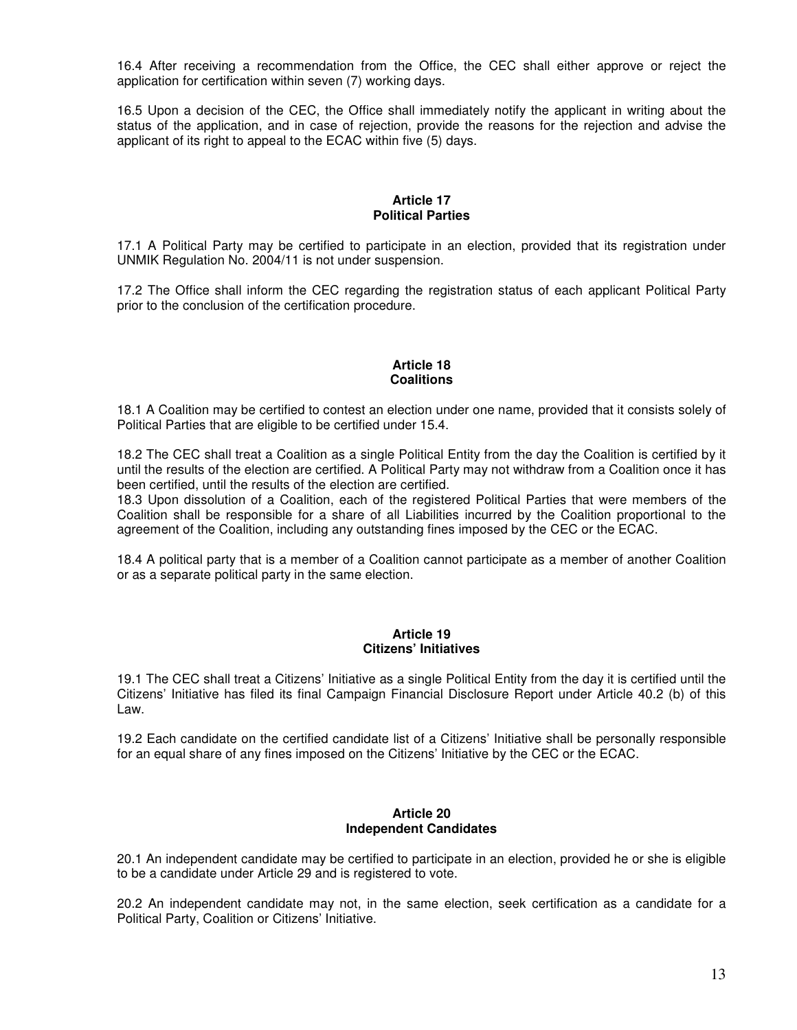16.4 After receiving a recommendation from the Office, the CEC shall either approve or reject the application for certification within seven (7) working days.

16.5 Upon a decision of the CEC, the Office shall immediately notify the applicant in writing about the status of the application, and in case of rejection, provide the reasons for the rejection and advise the applicant of its right to appeal to the ECAC within five (5) days.

### Article 17
### Political Parties

17.1 A Political Party may be certified to participate in an election, provided that its registration under UNMIK Regulation No. 2004/11 is not under suspension.

17.2 The Office shall inform the CEC regarding the registration status of each applicant Political Party prior to the conclusion of the certification procedure.

### Article 18
### Coalitions

18.1 A Coalition may be certified to contest an election under one name, provided that it consists solely of Political Parties that are eligible to be certified under 15.4.

18.2 The CEC shall treat a Coalition as a single Political Entity from the day the Coalition is certified by it until the results of the election are certified. A Political Party may not withdraw from a Coalition once it has been certified, until the results of the election are certified.

18.3 Upon dissolution of a Coalition, each of the registered Political Parties that were members of the Coalition shall be responsible for a share of all Liabilities incurred by the Coalition proportional to the agreement of the Coalition, including any outstanding fines imposed by the CEC or the ECAC.

18.4 A political party that is a member of a Coalition cannot participate as a member of another Coalition or as a separate political party in the same election.

### Article 19
### Citizens' Initiatives

19.1 The CEC shall treat a Citizens' Initiative as a single Political Entity from the day it is certified until the Citizens' Initiative has filed its final Campaign Financial Disclosure Report under Article 40.2 (b) of this Law.

19.2 Each candidate on the certified candidate list of a Citizens' Initiative shall be personally responsible for an equal share of any fines imposed on the Citizens' Initiative by the CEC or the ECAC.

### Article 20
### Independent Candidates

20.1 An independent candidate may be certified to participate in an election, provided he or she is eligible to be a candidate under Article 29 and is registered to vote.

20.2 An independent candidate may not, in the same election, seek certification as a candidate for a Political Party, Coalition or Citizens' Initiative.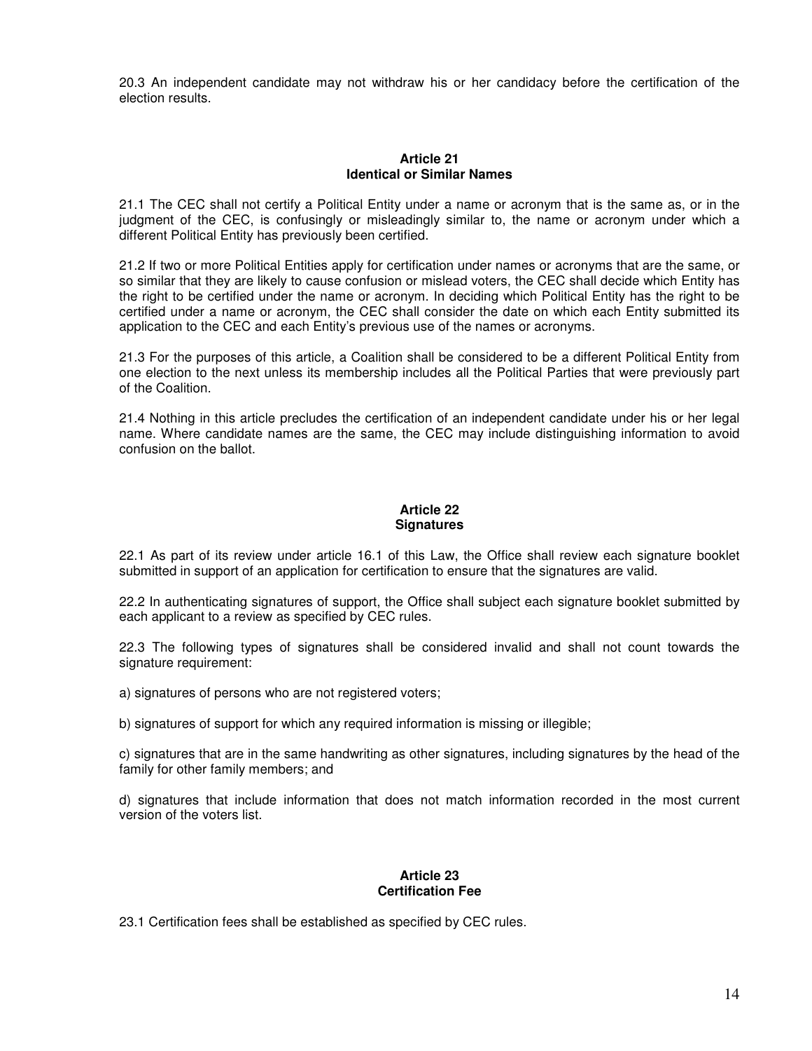20.3 An independent candidate may not withdraw his or her candidacy before the certification of the election results.

## Article 21
## Identical or Similar Names

21.1 The CEC shall not certify a Political Entity under a name or acronym that is the same as, or in the judgment of the CEC, is confusingly or misleadingly similar to, the name or acronym under which a different Political Entity has previously been certified.

21.2 If two or more Political Entities apply for certification under names or acronyms that are the same, or so similar that they are likely to cause confusion or mislead voters, the CEC shall decide which Entity has the right to be certified under the name or acronym. In deciding which Political Entity has the right to be certified under a name or acronym, the CEC shall consider the date on which each Entity submitted its application to the CEC and each Entity's previous use of the names or acronyms.

21.3 For the purposes of this article, a Coalition shall be considered to be a different Political Entity from one election to the next unless its membership includes all the Political Parties that were previously part of the Coalition.

21.4 Nothing in this article precludes the certification of an independent candidate under his or her legal name. Where candidate names are the same, the CEC may include distinguishing information to avoid confusion on the ballot.

## Article 22
## Signatures

22.1 As part of its review under article 16.1 of this Law, the Office shall review each signature booklet submitted in support of an application for certification to ensure that the signatures are valid.

22.2 In authenticating signatures of support, the Office shall subject each signature booklet submitted by each applicant to a review as specified by CEC rules.

22.3 The following types of signatures shall be considered invalid and shall not count towards the signature requirement:

a) signatures of persons who are not registered voters;

b) signatures of support for which any required information is missing or illegible;

c) signatures that are in the same handwriting as other signatures, including signatures by the head of the family for other family members; and

d) signatures that include information that does not match information recorded in the most current version of the voters list.

## Article 23
## Certification Fee

23.1 Certification fees shall be established as specified by CEC rules.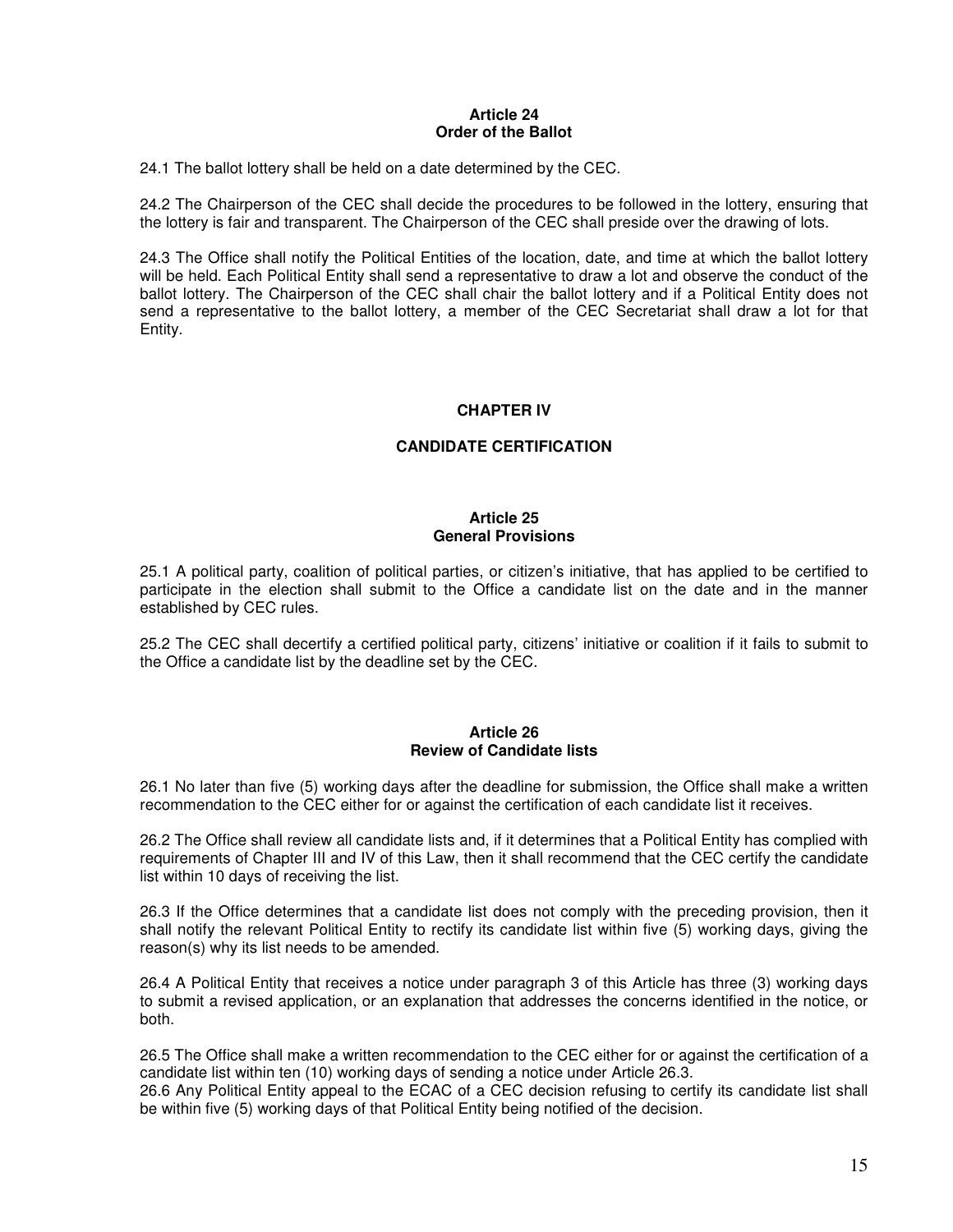### Article 24
### Order of the Ballot

24.1 The ballot lottery shall be held on a date determined by the CEC.

24.2 The Chairperson of the CEC shall decide the procedures to be followed in the lottery, ensuring that the lottery is fair and transparent. The Chairperson of the CEC shall preside over the drawing of lots.

24.3 The Office shall notify the Political Entities of the location, date, and time at which the ballot lottery will be held. Each Political Entity shall send a representative to draw a lot and observe the conduct of the ballot lottery. The Chairperson of the CEC shall chair the ballot lottery and if a Political Entity does not send a representative to the ballot lottery, a member of the CEC Secretariat shall draw a lot for that Entity.

## CHAPTER IV

## CANDIDATE CERTIFICATION

### Article 25
### General Provisions

25.1 A political party, coalition of political parties, or citizen's initiative, that has applied to be certified to participate in the election shall submit to the Office a candidate list on the date and in the manner established by CEC rules.

25.2 The CEC shall decertify a certified political party, citizens' initiative or coalition if it fails to submit to the Office a candidate list by the deadline set by the CEC.

### Article 26
### Review of Candidate lists

26.1 No later than five (5) working days after the deadline for submission, the Office shall make a written recommendation to the CEC either for or against the certification of each candidate list it receives.

26.2 The Office shall review all candidate lists and, if it determines that a Political Entity has complied with requirements of Chapter III and IV of this Law, then it shall recommend that the CEC certify the candidate list within 10 days of receiving the list.

26.3 If the Office determines that a candidate list does not comply with the preceding provision, then it shall notify the relevant Political Entity to rectify its candidate list within five (5) working days, giving the reason(s) why its list needs to be amended.

26.4 A Political Entity that receives a notice under paragraph 3 of this Article has three (3) working days to submit a revised application, or an explanation that addresses the concerns identified in the notice, or both.

26.5 The Office shall make a written recommendation to the CEC either for or against the certification of a candidate list within ten (10) working days of sending a notice under Article 26.3.

26.6 Any Political Entity appeal to the ECAC of a CEC decision refusing to certify its candidate list shall be within five (5) working days of that Political Entity being notified of the decision.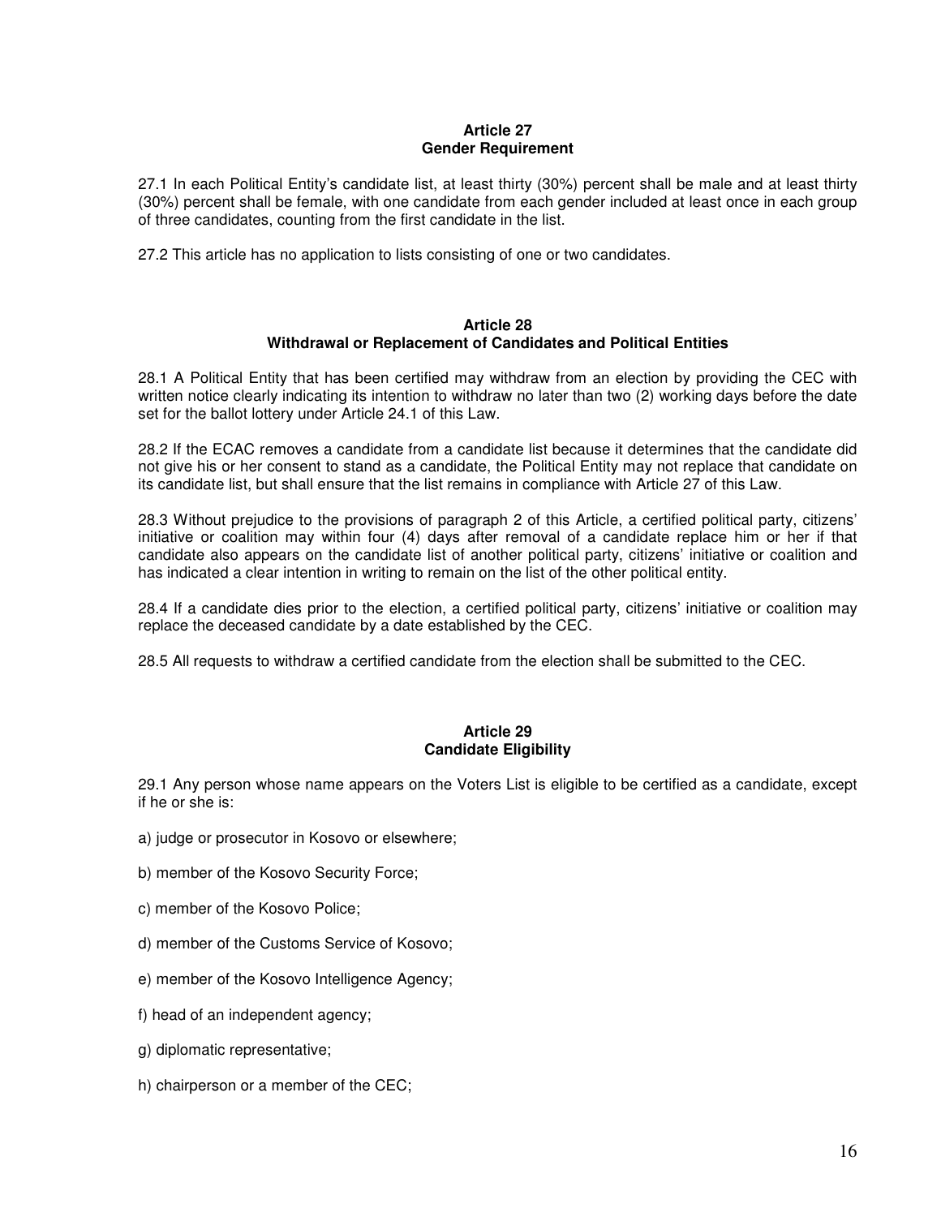**Article 27**
**Gender Requirement**

27.1 In each Political Entity's candidate list, at least thirty (30%) percent shall be male and at least thirty (30%) percent shall be female, with one candidate from each gender included at least once in each group of three candidates, counting from the first candidate in the list.

27.2 This article has no application to lists consisting of one or two candidates.

**Article 28**
**Withdrawal or Replacement of Candidates and Political Entities**

28.1 A Political Entity that has been certified may withdraw from an election by providing the CEC with written notice clearly indicating its intention to withdraw no later than two (2) working days before the date set for the ballot lottery under Article 24.1 of this Law.

28.2 If the ECAC removes a candidate from a candidate list because it determines that the candidate did not give his or her consent to stand as a candidate, the Political Entity may not replace that candidate on its candidate list, but shall ensure that the list remains in compliance with Article 27 of this Law.

28.3 Without prejudice to the provisions of paragraph 2 of this Article, a certified political party, citizens' initiative or coalition may within four (4) days after removal of a candidate replace him or her if that candidate also appears on the candidate list of another political party, citizens' initiative or coalition and has indicated a clear intention in writing to remain on the list of the other political entity.

28.4 If a candidate dies prior to the election, a certified political party, citizens' initiative or coalition may replace the deceased candidate by a date established by the CEC.

28.5 All requests to withdraw a certified candidate from the election shall be submitted to the CEC.

**Article 29**
**Candidate Eligibility**

29.1 Any person whose name appears on the Voters List is eligible to be certified as a candidate, except if he or she is:

a) judge or prosecutor in Kosovo or elsewhere;

b) member of the Kosovo Security Force;

c) member of the Kosovo Police;

d) member of the Customs Service of Kosovo;

e) member of the Kosovo Intelligence Agency;

f) head of an independent agency;

g) diplomatic representative;

h) chairperson or a member of the CEC;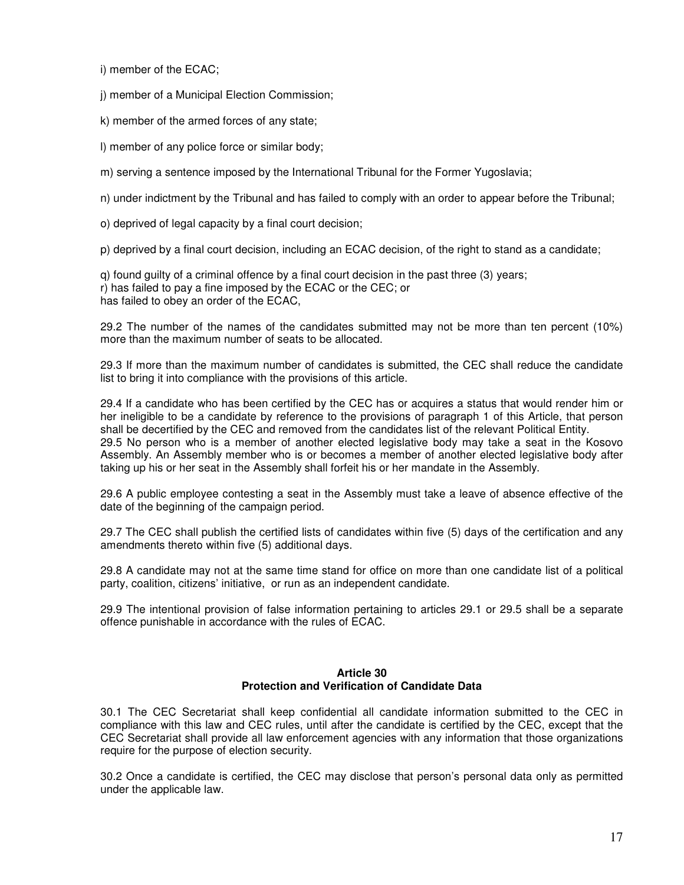i) member of the ECAC;

j) member of a Municipal Election Commission;

k) member of the armed forces of any state;

l) member of any police force or similar body;

m) serving a sentence imposed by the International Tribunal for the Former Yugoslavia;

n) under indictment by the Tribunal and has failed to comply with an order to appear before the Tribunal;

o) deprived of legal capacity by a final court decision;

p) deprived by a final court decision, including an ECAC decision, of the right to stand as a candidate;

q) found guilty of a criminal offence by a final court decision in the past three (3) years;
r) has failed to pay a fine imposed by the ECAC or the CEC; or
has failed to obey an order of the ECAC,

29.2 The number of the names of the candidates submitted may not be more than ten percent (10%) more than the maximum number of seats to be allocated.

29.3 If more than the maximum number of candidates is submitted, the CEC shall reduce the candidate list to bring it into compliance with the provisions of this article.

29.4 If a candidate who has been certified by the CEC has or acquires a status that would render him or her ineligible to be a candidate by reference to the provisions of paragraph 1 of this Article, that person shall be decertified by the CEC and removed from the candidates list of the relevant Political Entity.
29.5 No person who is a member of another elected legislative body may take a seat in the Kosovo Assembly. An Assembly member who is or becomes a member of another elected legislative body after taking up his or her seat in the Assembly shall forfeit his or her mandate in the Assembly.

29.6 A public employee contesting a seat in the Assembly must take a leave of absence effective of the date of the beginning of the campaign period.

29.7 The CEC shall publish the certified lists of candidates within five (5) days of the certification and any amendments thereto within five (5) additional days.

29.8 A candidate may not at the same time stand for office on more than one candidate list of a political party, coalition, citizens' initiative, or run as an independent candidate.

29.9 The intentional provision of false information pertaining to articles 29.1 or 29.5 shall be a separate offence punishable in accordance with the rules of ECAC.

## Article 30
## Protection and Verification of Candidate Data

30.1 The CEC Secretariat shall keep confidential all candidate information submitted to the CEC in compliance with this law and CEC rules, until after the candidate is certified by the CEC, except that the CEC Secretariat shall provide all law enforcement agencies with any information that those organizations require for the purpose of election security.

30.2 Once a candidate is certified, the CEC may disclose that person's personal data only as permitted under the applicable law.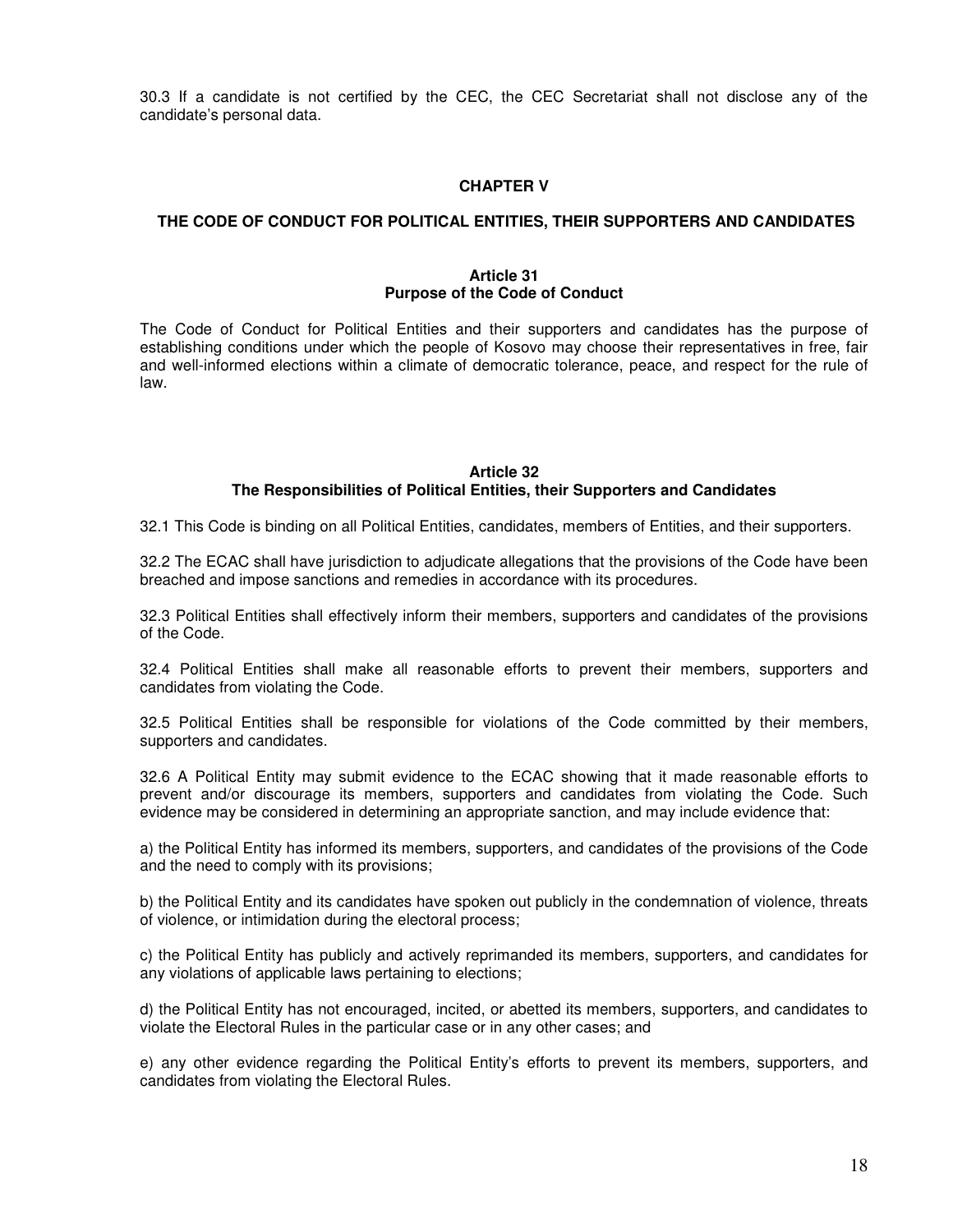30.3 If a candidate is not certified by the CEC, the CEC Secretariat shall not disclose any of the candidate's personal data.

## CHAPTER V

## THE CODE OF CONDUCT FOR POLITICAL ENTITIES, THEIR SUPPORTERS AND CANDIDATES

### Article 31
### Purpose of the Code of Conduct

The Code of Conduct for Political Entities and their supporters and candidates has the purpose of establishing conditions under which the people of Kosovo may choose their representatives in free, fair and well-informed elections within a climate of democratic tolerance, peace, and respect for the rule of law.

### Article 32
### The Responsibilities of Political Entities, their Supporters and Candidates

32.1 This Code is binding on all Political Entities, candidates, members of Entities, and their supporters.

32.2 The ECAC shall have jurisdiction to adjudicate allegations that the provisions of the Code have been breached and impose sanctions and remedies in accordance with its procedures.

32.3 Political Entities shall effectively inform their members, supporters and candidates of the provisions of the Code.

32.4 Political Entities shall make all reasonable efforts to prevent their members, supporters and candidates from violating the Code.

32.5 Political Entities shall be responsible for violations of the Code committed by their members, supporters and candidates.

32.6 A Political Entity may submit evidence to the ECAC showing that it made reasonable efforts to prevent and/or discourage its members, supporters and candidates from violating the Code. Such evidence may be considered in determining an appropriate sanction, and may include evidence that:

a) the Political Entity has informed its members, supporters, and candidates of the provisions of the Code and the need to comply with its provisions;

b) the Political Entity and its candidates have spoken out publicly in the condemnation of violence, threats of violence, or intimidation during the electoral process;

c) the Political Entity has publicly and actively reprimanded its members, supporters, and candidates for any violations of applicable laws pertaining to elections;

d) the Political Entity has not encouraged, incited, or abetted its members, supporters, and candidates to violate the Electoral Rules in the particular case or in any other cases; and

e) any other evidence regarding the Political Entity's efforts to prevent its members, supporters, and candidates from violating the Electoral Rules.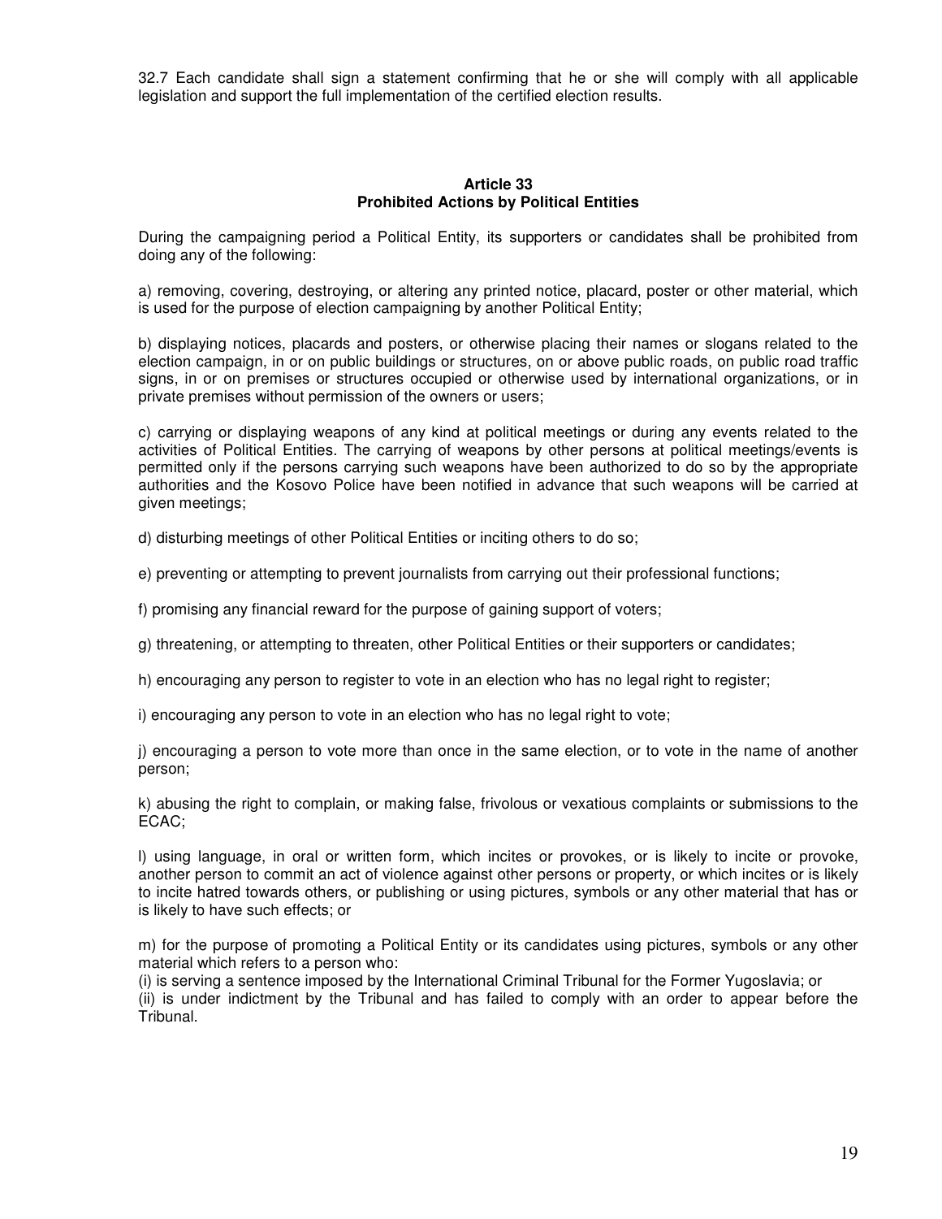32.7 Each candidate shall sign a statement confirming that he or she will comply with all applicable legislation and support the full implementation of the certified election results.

### Article 33
### Prohibited Actions by Political Entities

During the campaigning period a Political Entity, its supporters or candidates shall be prohibited from doing any of the following:

a) removing, covering, destroying, or altering any printed notice, placard, poster or other material, which is used for the purpose of election campaigning by another Political Entity;

b) displaying notices, placards and posters, or otherwise placing their names or slogans related to the election campaign, in or on public buildings or structures, on or above public roads, on public road traffic signs, in or on premises or structures occupied or otherwise used by international organizations, or in private premises without permission of the owners or users;

c) carrying or displaying weapons of any kind at political meetings or during any events related to the activities of Political Entities. The carrying of weapons by other persons at political meetings/events is permitted only if the persons carrying such weapons have been authorized to do so by the appropriate authorities and the Kosovo Police have been notified in advance that such weapons will be carried at given meetings;

d) disturbing meetings of other Political Entities or inciting others to do so;

e) preventing or attempting to prevent journalists from carrying out their professional functions;

f) promising any financial reward for the purpose of gaining support of voters;

g) threatening, or attempting to threaten, other Political Entities or their supporters or candidates;

h) encouraging any person to register to vote in an election who has no legal right to register;

i) encouraging any person to vote in an election who has no legal right to vote;

j) encouraging a person to vote more than once in the same election, or to vote in the name of another person;

k) abusing the right to complain, or making false, frivolous or vexatious complaints or submissions to the ECAC;

l) using language, in oral or written form, which incites or provokes, or is likely to incite or provoke, another person to commit an act of violence against other persons or property, or which incites or is likely to incite hatred towards others, or publishing or using pictures, symbols or any other material that has or is likely to have such effects; or

m) for the purpose of promoting a Political Entity or its candidates using pictures, symbols or any other material which refers to a person who:
(i) is serving a sentence imposed by the International Criminal Tribunal for the Former Yugoslavia; or
(ii) is under indictment by the Tribunal and has failed to comply with an order to appear before the Tribunal.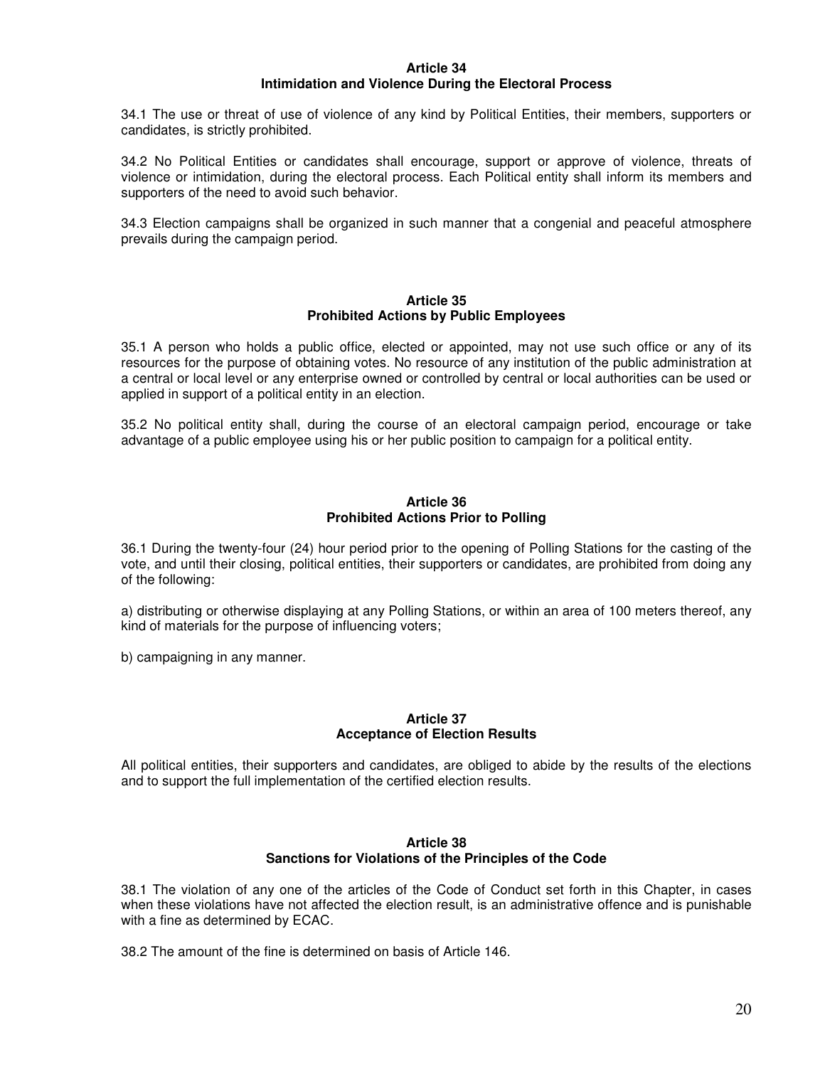### Article 34
### Intimidation and Violence During the Electoral Process

34.1 The use or threat of use of violence of any kind by Political Entities, their members, supporters or candidates, is strictly prohibited.

34.2 No Political Entities or candidates shall encourage, support or approve of violence, threats of violence or intimidation, during the electoral process. Each Political entity shall inform its members and supporters of the need to avoid such behavior.

34.3 Election campaigns shall be organized in such manner that a congenial and peaceful atmosphere prevails during the campaign period.

### Article 35
### Prohibited Actions by Public Employees

35.1 A person who holds a public office, elected or appointed, may not use such office or any of its resources for the purpose of obtaining votes. No resource of any institution of the public administration at a central or local level or any enterprise owned or controlled by central or local authorities can be used or applied in support of a political entity in an election.

35.2 No political entity shall, during the course of an electoral campaign period, encourage or take advantage of a public employee using his or her public position to campaign for a political entity.

### Article 36
### Prohibited Actions Prior to Polling

36.1 During the twenty-four (24) hour period prior to the opening of Polling Stations for the casting of the vote, and until their closing, political entities, their supporters or candidates, are prohibited from doing any of the following:

a) distributing or otherwise displaying at any Polling Stations, or within an area of 100 meters thereof, any kind of materials for the purpose of influencing voters;

b) campaigning in any manner.

### Article 37
### Acceptance of Election Results

All political entities, their supporters and candidates, are obliged to abide by the results of the elections and to support the full implementation of the certified election results.

### Article 38
### Sanctions for Violations of the Principles of the Code

38.1 The violation of any one of the articles of the Code of Conduct set forth in this Chapter, in cases when these violations have not affected the election result, is an administrative offence and is punishable with a fine as determined by ECAC.

38.2 The amount of the fine is determined on basis of Article 146.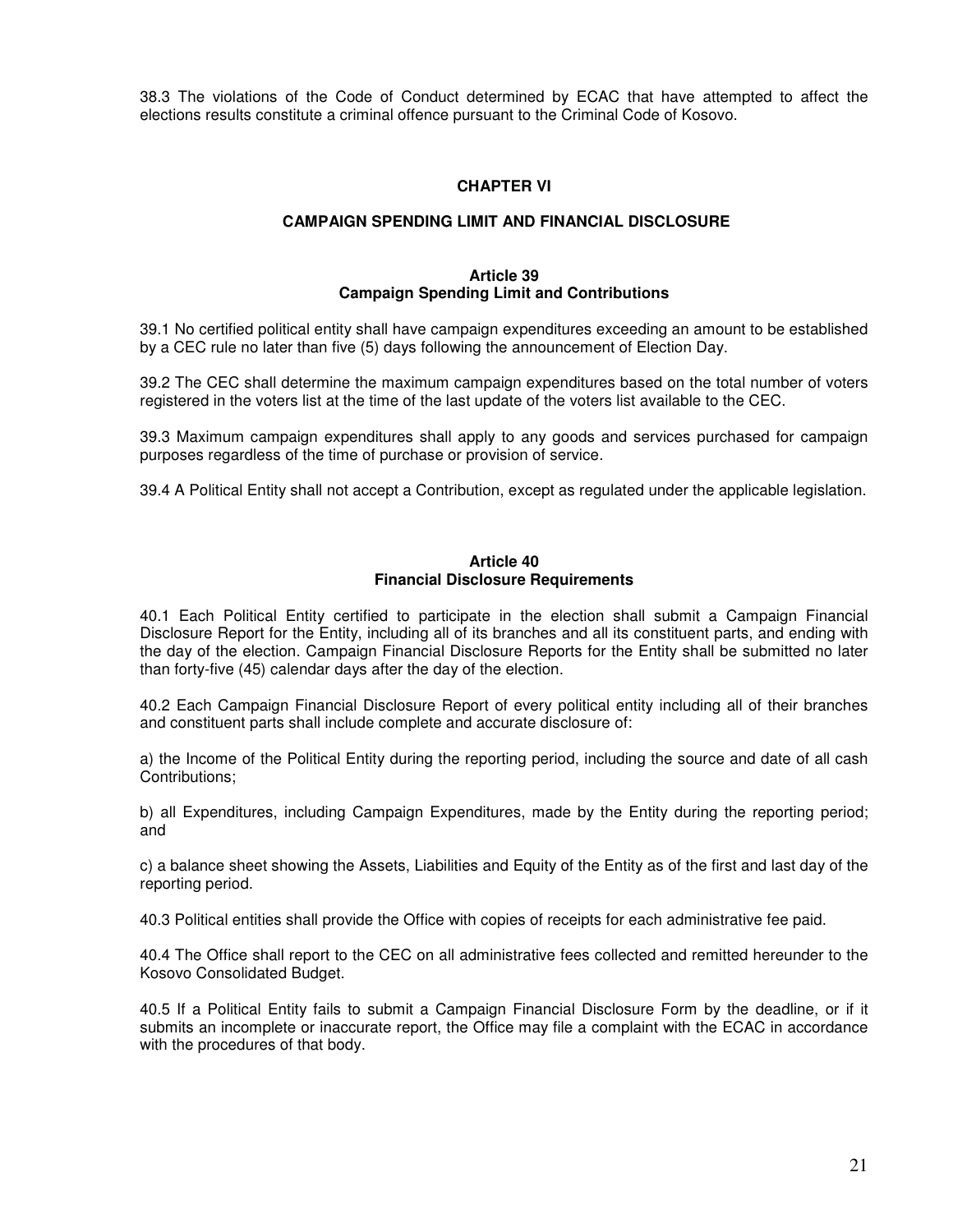38.3 The violations of the Code of Conduct determined by ECAC that have attempted to affect the elections results constitute a criminal offence pursuant to the Criminal Code of Kosovo.

## CHAPTER VI

## CAMPAIGN SPENDING LIMIT AND FINANCIAL DISCLOSURE

### Article 39
### Campaign Spending Limit and Contributions

39.1 No certified political entity shall have campaign expenditures exceeding an amount to be established by a CEC rule no later than five (5) days following the announcement of Election Day.

39.2 The CEC shall determine the maximum campaign expenditures based on the total number of voters registered in the voters list at the time of the last update of the voters list available to the CEC.

39.3 Maximum campaign expenditures shall apply to any goods and services purchased for campaign purposes regardless of the time of purchase or provision of service.

39.4 A Political Entity shall not accept a Contribution, except as regulated under the applicable legislation.

### Article 40
### Financial Disclosure Requirements

40.1 Each Political Entity certified to participate in the election shall submit a Campaign Financial Disclosure Report for the Entity, including all of its branches and all its constituent parts, and ending with the day of the election. Campaign Financial Disclosure Reports for the Entity shall be submitted no later than forty-five (45) calendar days after the day of the election.

40.2 Each Campaign Financial Disclosure Report of every political entity including all of their branches and constituent parts shall include complete and accurate disclosure of:

a) the Income of the Political Entity during the reporting period, including the source and date of all cash Contributions;

b) all Expenditures, including Campaign Expenditures, made by the Entity during the reporting period; and

c) a balance sheet showing the Assets, Liabilities and Equity of the Entity as of the first and last day of the reporting period.

40.3 Political entities shall provide the Office with copies of receipts for each administrative fee paid.

40.4 The Office shall report to the CEC on all administrative fees collected and remitted hereunder to the Kosovo Consolidated Budget.

40.5 If a Political Entity fails to submit a Campaign Financial Disclosure Form by the deadline, or if it submits an incomplete or inaccurate report, the Office may file a complaint with the ECAC in accordance with the procedures of that body.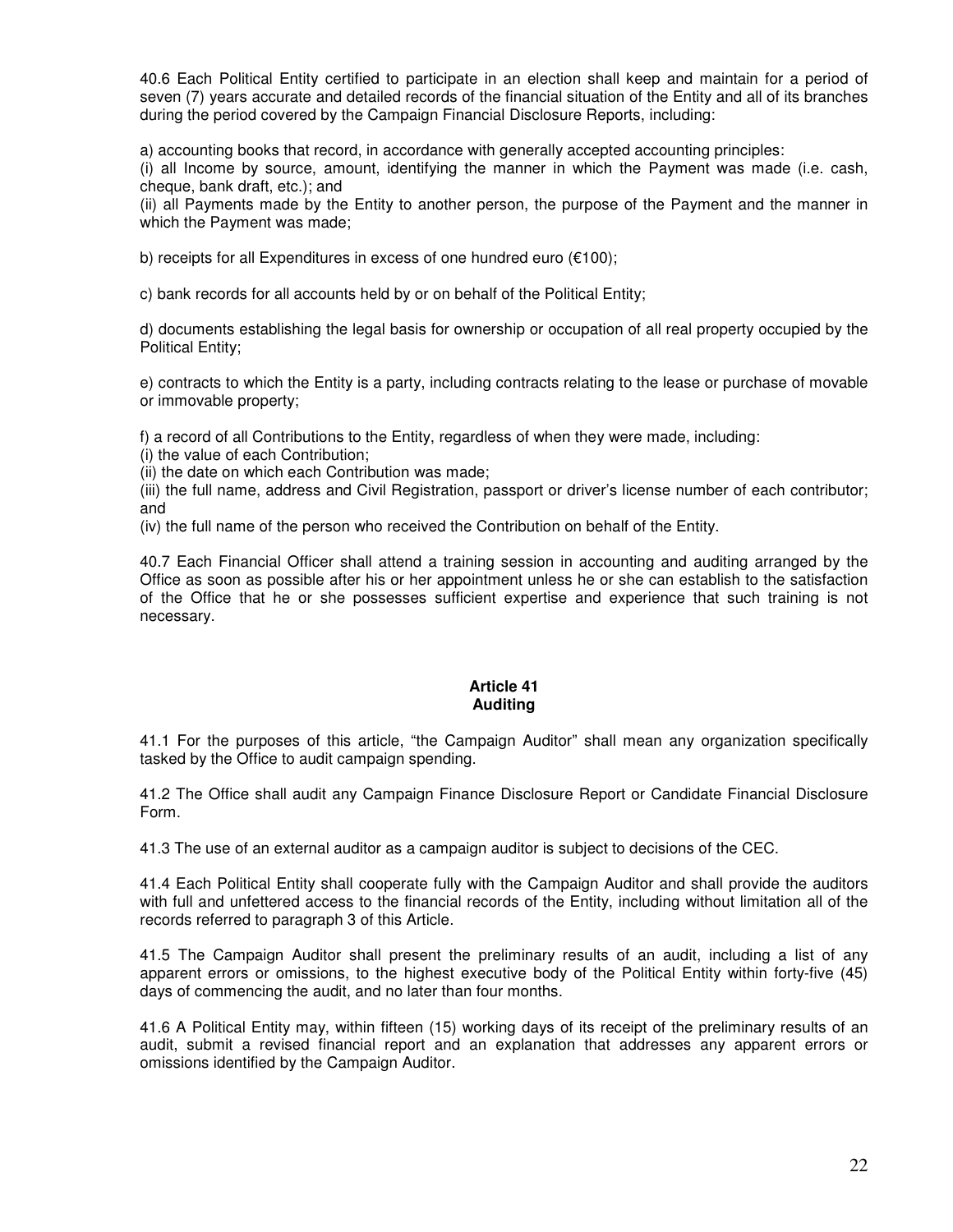40.6 Each Political Entity certified to participate in an election shall keep and maintain for a period of seven (7) years accurate and detailed records of the financial situation of the Entity and all of its branches during the period covered by the Campaign Financial Disclosure Reports, including:

a) accounting books that record, in accordance with generally accepted accounting principles:
(i) all Income by source, amount, identifying the manner in which the Payment was made (i.e. cash, cheque, bank draft, etc.); and
(ii) all Payments made by the Entity to another person, the purpose of the Payment and the manner in which the Payment was made;

b) receipts for all Expenditures in excess of one hundred euro (€100);

c) bank records for all accounts held by or on behalf of the Political Entity;

d) documents establishing the legal basis for ownership or occupation of all real property occupied by the Political Entity;

e) contracts to which the Entity is a party, including contracts relating to the lease or purchase of movable or immovable property;

f) a record of all Contributions to the Entity, regardless of when they were made, including:
(i) the value of each Contribution;
(ii) the date on which each Contribution was made;
(iii) the full name, address and Civil Registration, passport or driver's license number of each contributor; and
(iv) the full name of the person who received the Contribution on behalf of the Entity.

40.7 Each Financial Officer shall attend a training session in accounting and auditing arranged by the Office as soon as possible after his or her appointment unless he or she can establish to the satisfaction of the Office that he or she possesses sufficient expertise and experience that such training is not necessary.

## Article 41
## Auditing

41.1 For the purposes of this article, "the Campaign Auditor" shall mean any organization specifically tasked by the Office to audit campaign spending.

41.2 The Office shall audit any Campaign Finance Disclosure Report or Candidate Financial Disclosure Form.

41.3 The use of an external auditor as a campaign auditor is subject to decisions of the CEC.

41.4 Each Political Entity shall cooperate fully with the Campaign Auditor and shall provide the auditors with full and unfettered access to the financial records of the Entity, including without limitation all of the records referred to paragraph 3 of this Article.

41.5 The Campaign Auditor shall present the preliminary results of an audit, including a list of any apparent errors or omissions, to the highest executive body of the Political Entity within forty-five (45) days of commencing the audit, and no later than four months.

41.6 A Political Entity may, within fifteen (15) working days of its receipt of the preliminary results of an audit, submit a revised financial report and an explanation that addresses any apparent errors or omissions identified by the Campaign Auditor.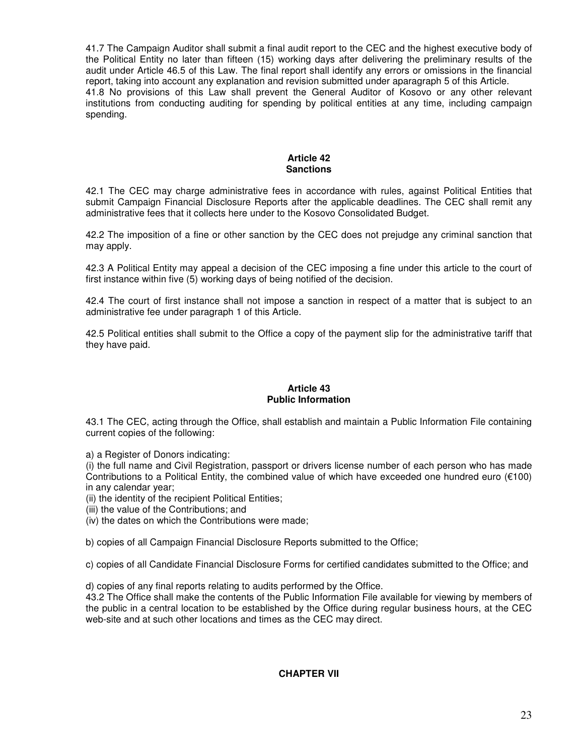41.7 The Campaign Auditor shall submit a final audit report to the CEC and the highest executive body of the Political Entity no later than fifteen (15) working days after delivering the preliminary results of the audit under Article 46.5 of this Law. The final report shall identify any errors or omissions in the financial report, taking into account any explanation and revision submitted under aparagraph 5 of this Article.
41.8 No provisions of this Law shall prevent the General Auditor of Kosovo or any other relevant institutions from conducting auditing for spending by political entities at any time, including campaign spending.

**Article 42**
**Sanctions**

42.1 The CEC may charge administrative fees in accordance with rules, against Political Entities that submit Campaign Financial Disclosure Reports after the applicable deadlines. The CEC shall remit any administrative fees that it collects here under to the Kosovo Consolidated Budget.

42.2 The imposition of a fine or other sanction by the CEC does not prejudge any criminal sanction that may apply.

42.3 A Political Entity may appeal a decision of the CEC imposing a fine under this article to the court of first instance within five (5) working days of being notified of the decision.

42.4 The court of first instance shall not impose a sanction in respect of a matter that is subject to an administrative fee under paragraph 1 of this Article.

42.5 Political entities shall submit to the Office a copy of the payment slip for the administrative tariff that they have paid.

**Article 43**
**Public Information**

43.1 The CEC, acting through the Office, shall establish and maintain a Public Information File containing current copies of the following:

a) a Register of Donors indicating:
(i) the full name and Civil Registration, passport or drivers license number of each person who has made Contributions to a Political Entity, the combined value of which have exceeded one hundred euro (€100) in any calendar year;
(ii) the identity of the recipient Political Entities;
(iii) the value of the Contributions; and
(iv) the dates on which the Contributions were made;

b) copies of all Campaign Financial Disclosure Reports submitted to the Office;

c) copies of all Candidate Financial Disclosure Forms for certified candidates submitted to the Office; and

d) copies of any final reports relating to audits performed by the Office.
43.2 The Office shall make the contents of the Public Information File available for viewing by members of the public in a central location to be established by the Office during regular business hours, at the CEC web-site and at such other locations and times as the CEC may direct.

**CHAPTER VII**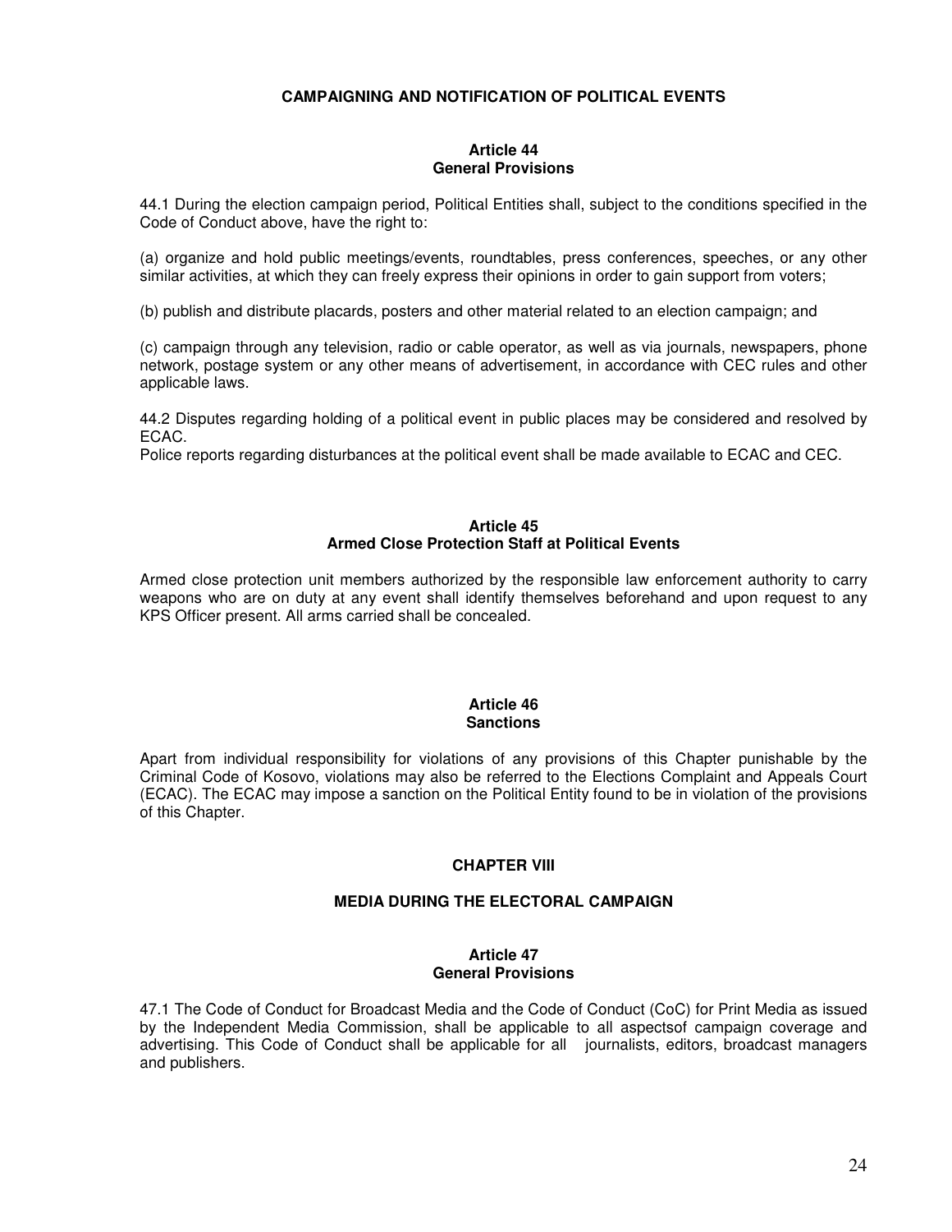**CAMPAIGNING AND NOTIFICATION OF POLITICAL EVENTS**

**Article 44**
**General Provisions**

44.1 During the election campaign period, Political Entities shall, subject to the conditions specified in the Code of Conduct above, have the right to:

(a) organize and hold public meetings/events, roundtables, press conferences, speeches, or any other similar activities, at which they can freely express their opinions in order to gain support from voters;

(b) publish and distribute placards, posters and other material related to an election campaign; and

(c) campaign through any television, radio or cable operator, as well as via journals, newspapers, phone network, postage system or any other means of advertisement, in accordance with CEC rules and other applicable laws.

44.2 Disputes regarding holding of a political event in public places may be considered and resolved by ECAC.
Police reports regarding disturbances at the political event shall be made available to ECAC and CEC.

**Article 45**
**Armed Close Protection Staff at Political Events**

Armed close protection unit members authorized by the responsible law enforcement authority to carry weapons who are on duty at any event shall identify themselves beforehand and upon request to any KPS Officer present. All arms carried shall be concealed.

**Article 46**
**Sanctions**

Apart from individual responsibility for violations of any provisions of this Chapter punishable by the Criminal Code of Kosovo, violations may also be referred to the Elections Complaint and Appeals Court (ECAC). The ECAC may impose a sanction on the Political Entity found to be in violation of the provisions of this Chapter.

## CHAPTER VIII

## MEDIA DURING THE ELECTORAL CAMPAIGN

**Article 47**
**General Provisions**

47.1 The Code of Conduct for Broadcast Media and the Code of Conduct (CoC) for Print Media as issued by the Independent Media Commission, shall be applicable to all aspectsof campaign coverage and advertising. This Code of Conduct shall be applicable for all journalists, editors, broadcast managers and publishers.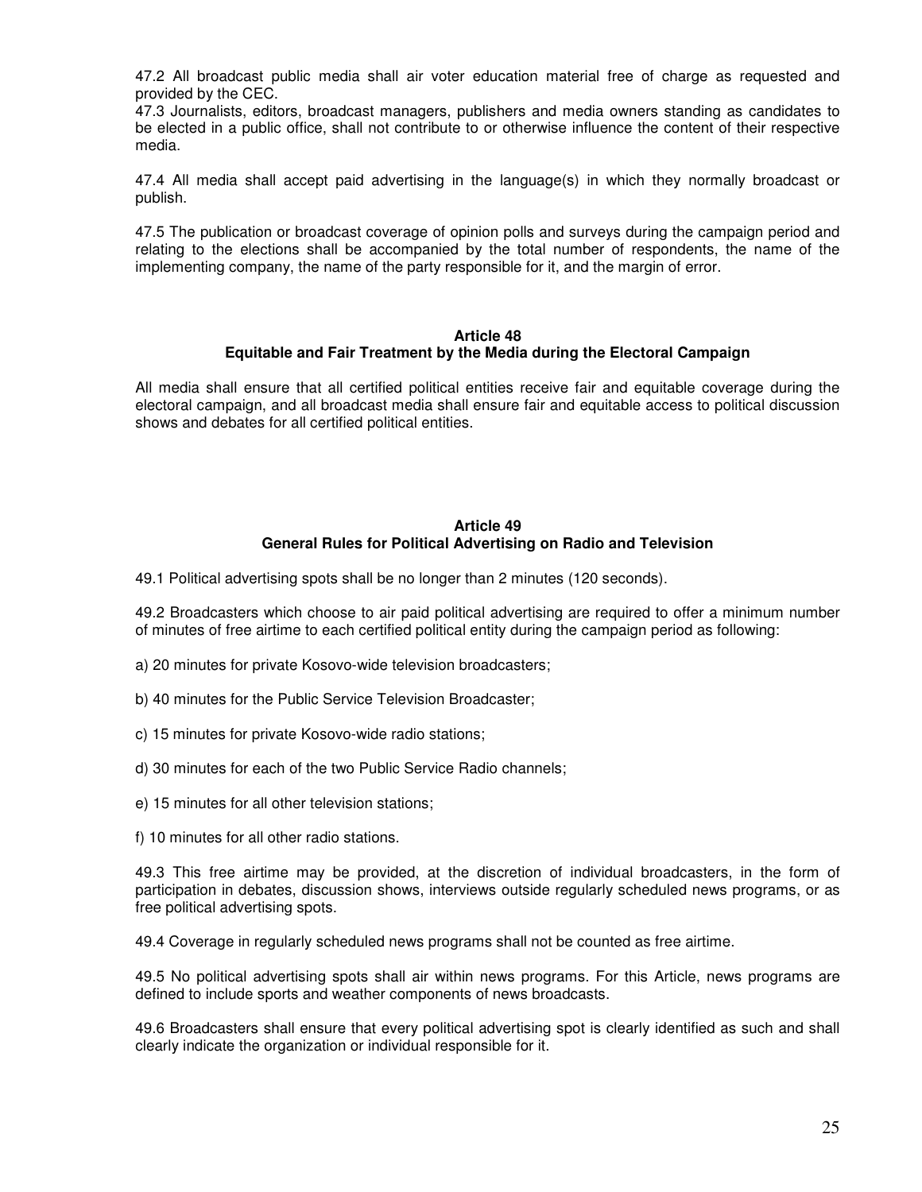47.2 All broadcast public media shall air voter education material free of charge as requested and provided by the CEC.

47.3 Journalists, editors, broadcast managers, publishers and media owners standing as candidates to be elected in a public office, shall not contribute to or otherwise influence the content of their respective media.

47.4 All media shall accept paid advertising in the language(s) in which they normally broadcast or publish.

47.5 The publication or broadcast coverage of opinion polls and surveys during the campaign period and relating to the elections shall be accompanied by the total number of respondents, the name of the implementing company, the name of the party responsible for it, and the margin of error.

## Article 48
## Equitable and Fair Treatment by the Media during the Electoral Campaign

All media shall ensure that all certified political entities receive fair and equitable coverage during the electoral campaign, and all broadcast media shall ensure fair and equitable access to political discussion shows and debates for all certified political entities.

## Article 49
## General Rules for Political Advertising on Radio and Television

49.1 Political advertising spots shall be no longer than 2 minutes (120 seconds).

49.2 Broadcasters which choose to air paid political advertising are required to offer a minimum number of minutes of free airtime to each certified political entity during the campaign period as following:

a) 20 minutes for private Kosovo-wide television broadcasters;

b) 40 minutes for the Public Service Television Broadcaster;

c) 15 minutes for private Kosovo-wide radio stations;

d) 30 minutes for each of the two Public Service Radio channels;

e) 15 minutes for all other television stations;

f) 10 minutes for all other radio stations.

49.3 This free airtime may be provided, at the discretion of individual broadcasters, in the form of participation in debates, discussion shows, interviews outside regularly scheduled news programs, or as free political advertising spots.

49.4 Coverage in regularly scheduled news programs shall not be counted as free airtime.

49.5 No political advertising spots shall air within news programs. For this Article, news programs are defined to include sports and weather components of news broadcasts.

49.6 Broadcasters shall ensure that every political advertising spot is clearly identified as such and shall clearly indicate the organization or individual responsible for it.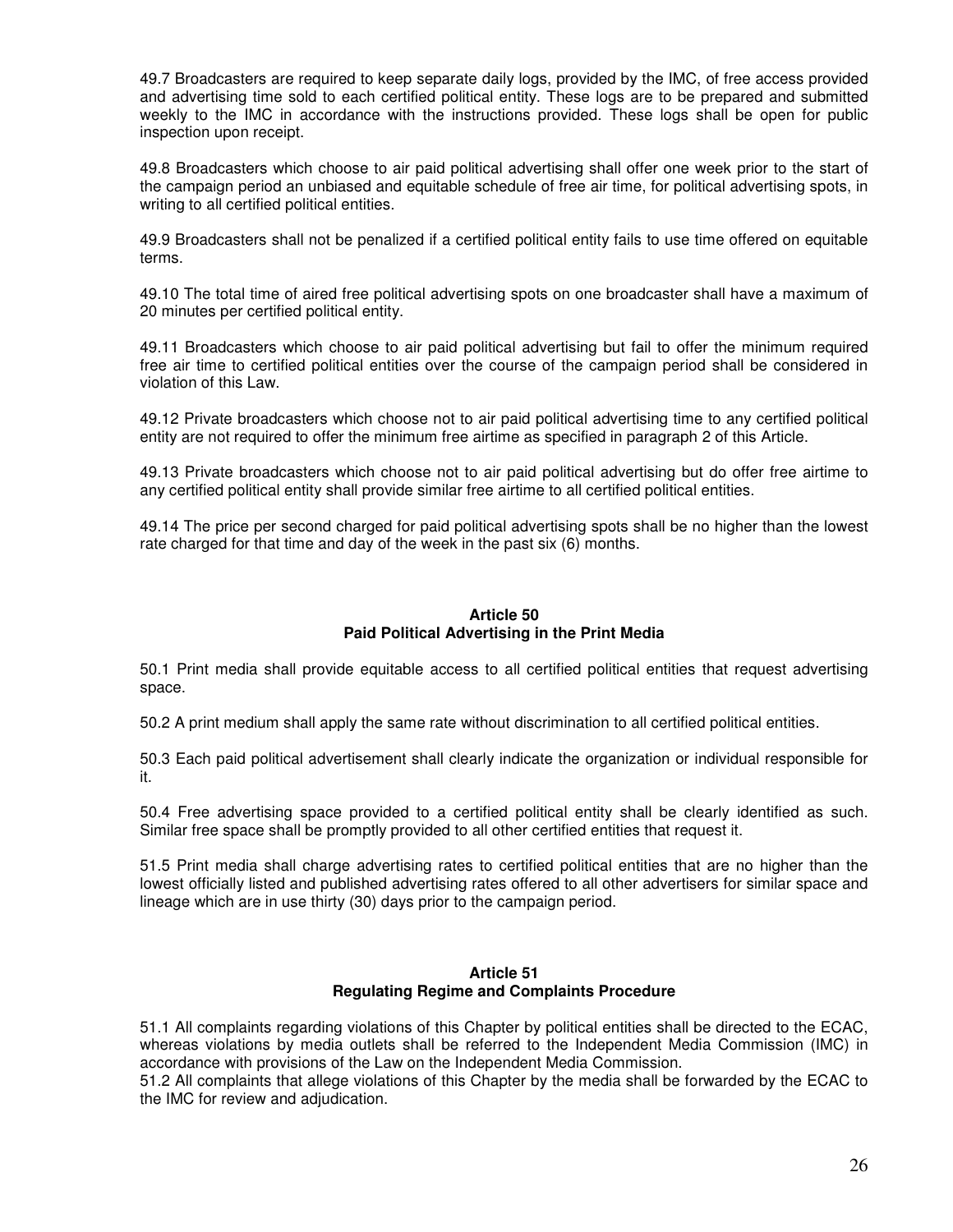49.7 Broadcasters are required to keep separate daily logs, provided by the IMC, of free access provided and advertising time sold to each certified political entity. These logs are to be prepared and submitted weekly to the IMC in accordance with the instructions provided. These logs shall be open for public inspection upon receipt.

49.8 Broadcasters which choose to air paid political advertising shall offer one week prior to the start of the campaign period an unbiased and equitable schedule of free air time, for political advertising spots, in writing to all certified political entities.

49.9 Broadcasters shall not be penalized if a certified political entity fails to use time offered on equitable terms.

49.10 The total time of aired free political advertising spots on one broadcaster shall have a maximum of 20 minutes per certified political entity.

49.11 Broadcasters which choose to air paid political advertising but fail to offer the minimum required free air time to certified political entities over the course of the campaign period shall be considered in violation of this Law.

49.12 Private broadcasters which choose not to air paid political advertising time to any certified political entity are not required to offer the minimum free airtime as specified in paragraph 2 of this Article.

49.13 Private broadcasters which choose not to air paid political advertising but do offer free airtime to any certified political entity shall provide similar free airtime to all certified political entities.

49.14 The price per second charged for paid political advertising spots shall be no higher than the lowest rate charged for that time and day of the week in the past six (6) months.

### Article 50
### Paid Political Advertising in the Print Media

50.1 Print media shall provide equitable access to all certified political entities that request advertising space.

50.2 A print medium shall apply the same rate without discrimination to all certified political entities.

50.3 Each paid political advertisement shall clearly indicate the organization or individual responsible for it.

50.4 Free advertising space provided to a certified political entity shall be clearly identified as such. Similar free space shall be promptly provided to all other certified entities that request it.

51.5 Print media shall charge advertising rates to certified political entities that are no higher than the lowest officially listed and published advertising rates offered to all other advertisers for similar space and lineage which are in use thirty (30) days prior to the campaign period.

### Article 51
### Regulating Regime and Complaints Procedure

51.1 All complaints regarding violations of this Chapter by political entities shall be directed to the ECAC, whereas violations by media outlets shall be referred to the Independent Media Commission (IMC) in accordance with provisions of the Law on the Independent Media Commission.

51.2 All complaints that allege violations of this Chapter by the media shall be forwarded by the ECAC to the IMC for review and adjudication.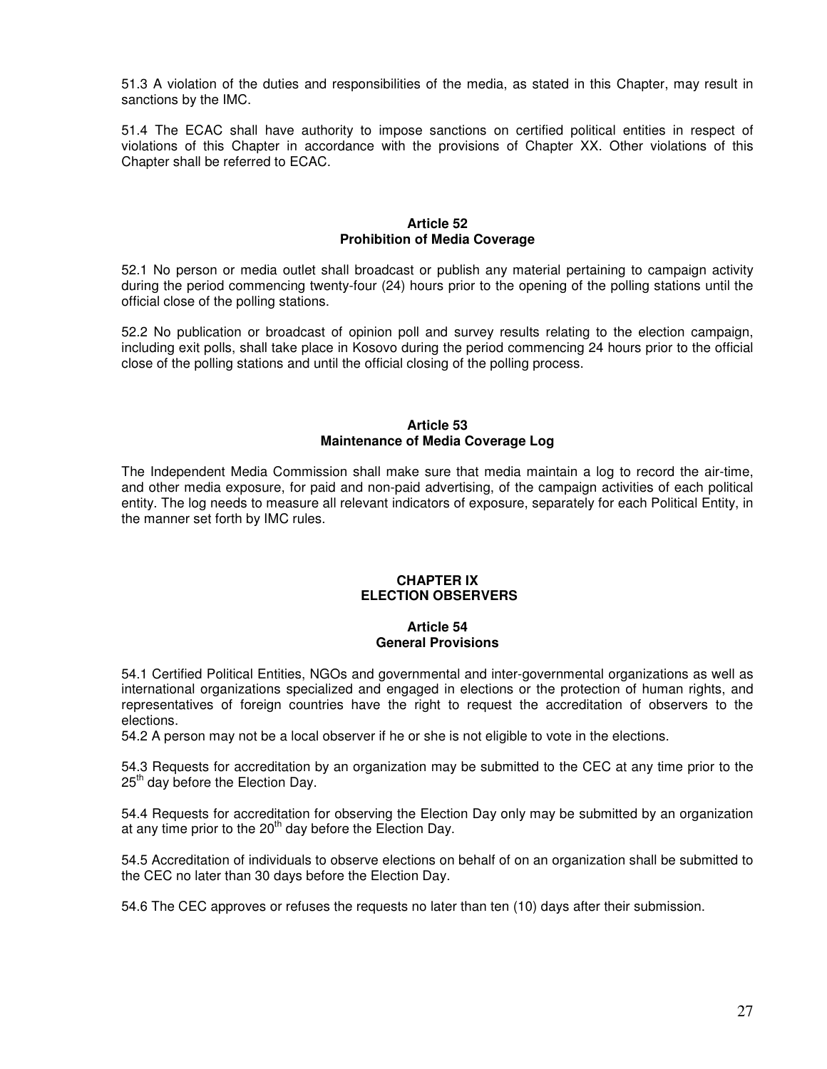51.3 A violation of the duties and responsibilities of the media, as stated in this Chapter, may result in sanctions by the IMC.

51.4 The ECAC shall have authority to impose sanctions on certified political entities in respect of violations of this Chapter in accordance with the provisions of Chapter XX. Other violations of this Chapter shall be referred to ECAC.

### Article 52
### Prohibition of Media Coverage

52.1 No person or media outlet shall broadcast or publish any material pertaining to campaign activity during the period commencing twenty-four (24) hours prior to the opening of the polling stations until the official close of the polling stations.

52.2 No publication or broadcast of opinion poll and survey results relating to the election campaign, including exit polls, shall take place in Kosovo during the period commencing 24 hours prior to the official close of the polling stations and until the official closing of the polling process.

### Article 53
### Maintenance of Media Coverage Log

The Independent Media Commission shall make sure that media maintain a log to record the air-time, and other media exposure, for paid and non-paid advertising, of the campaign activities of each political entity. The log needs to measure all relevant indicators of exposure, separately for each Political Entity, in the manner set forth by IMC rules.

## CHAPTER IX
## ELECTION OBSERVERS

### Article 54
### General Provisions

54.1 Certified Political Entities, NGOs and governmental and inter-governmental organizations as well as international organizations specialized and engaged in elections or the protection of human rights, and representatives of foreign countries have the right to request the accreditation of observers to the elections.

54.2 A person may not be a local observer if he or she is not eligible to vote in the elections.

54.3 Requests for accreditation by an organization may be submitted to the CEC at any time prior to the 25th day before the Election Day.

54.4 Requests for accreditation for observing the Election Day only may be submitted by an organization at any time prior to the 20th day before the Election Day.

54.5 Accreditation of individuals to observe elections on behalf of on an organization shall be submitted to the CEC no later than 30 days before the Election Day.

54.6 The CEC approves or refuses the requests no later than ten (10) days after their submission.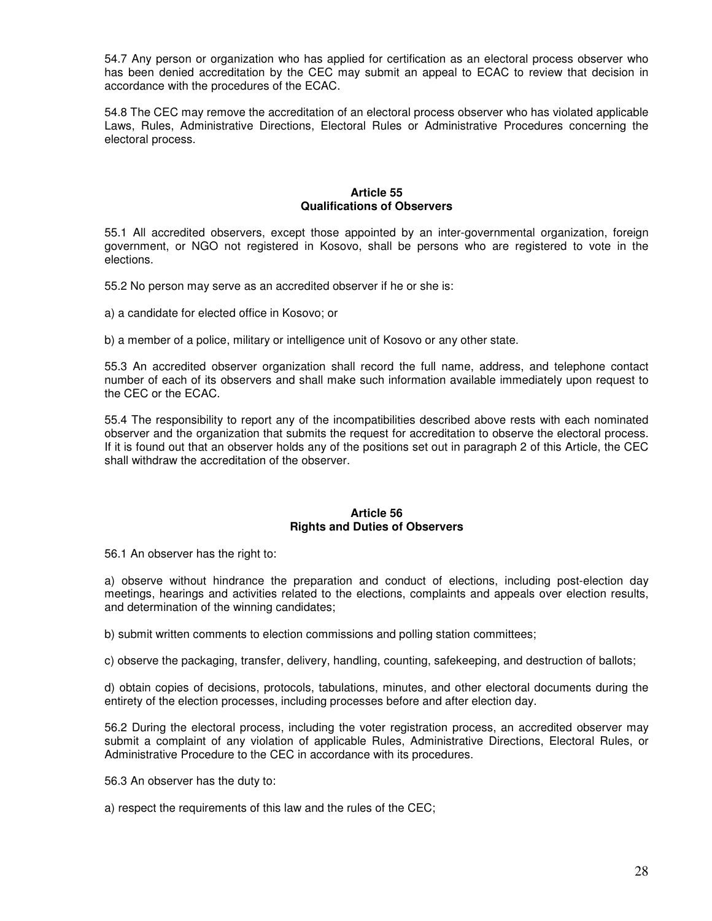54.7 Any person or organization who has applied for certification as an electoral process observer who has been denied accreditation by the CEC may submit an appeal to ECAC to review that decision in accordance with the procedures of the ECAC.

54.8 The CEC may remove the accreditation of an electoral process observer who has violated applicable Laws, Rules, Administrative Directions, Electoral Rules or Administrative Procedures concerning the electoral process.

### Article 55
### Qualifications of Observers

55.1 All accredited observers, except those appointed by an inter-governmental organization, foreign government, or NGO not registered in Kosovo, shall be persons who are registered to vote in the elections.

55.2 No person may serve as an accredited observer if he or she is:

a) a candidate for elected office in Kosovo; or

b) a member of a police, military or intelligence unit of Kosovo or any other state.

55.3 An accredited observer organization shall record the full name, address, and telephone contact number of each of its observers and shall make such information available immediately upon request to the CEC or the ECAC.

55.4 The responsibility to report any of the incompatibilities described above rests with each nominated observer and the organization that submits the request for accreditation to observe the electoral process. If it is found out that an observer holds any of the positions set out in paragraph 2 of this Article, the CEC shall withdraw the accreditation of the observer.

### Article 56
### Rights and Duties of Observers

56.1 An observer has the right to:

a) observe without hindrance the preparation and conduct of elections, including post-election day meetings, hearings and activities related to the elections, complaints and appeals over election results, and determination of the winning candidates;

b) submit written comments to election commissions and polling station committees;

c) observe the packaging, transfer, delivery, handling, counting, safekeeping, and destruction of ballots;

d) obtain copies of decisions, protocols, tabulations, minutes, and other electoral documents during the entirety of the election processes, including processes before and after election day.

56.2 During the electoral process, including the voter registration process, an accredited observer may submit a complaint of any violation of applicable Rules, Administrative Directions, Electoral Rules, or Administrative Procedure to the CEC in accordance with its procedures.

56.3 An observer has the duty to:

a) respect the requirements of this law and the rules of the CEC;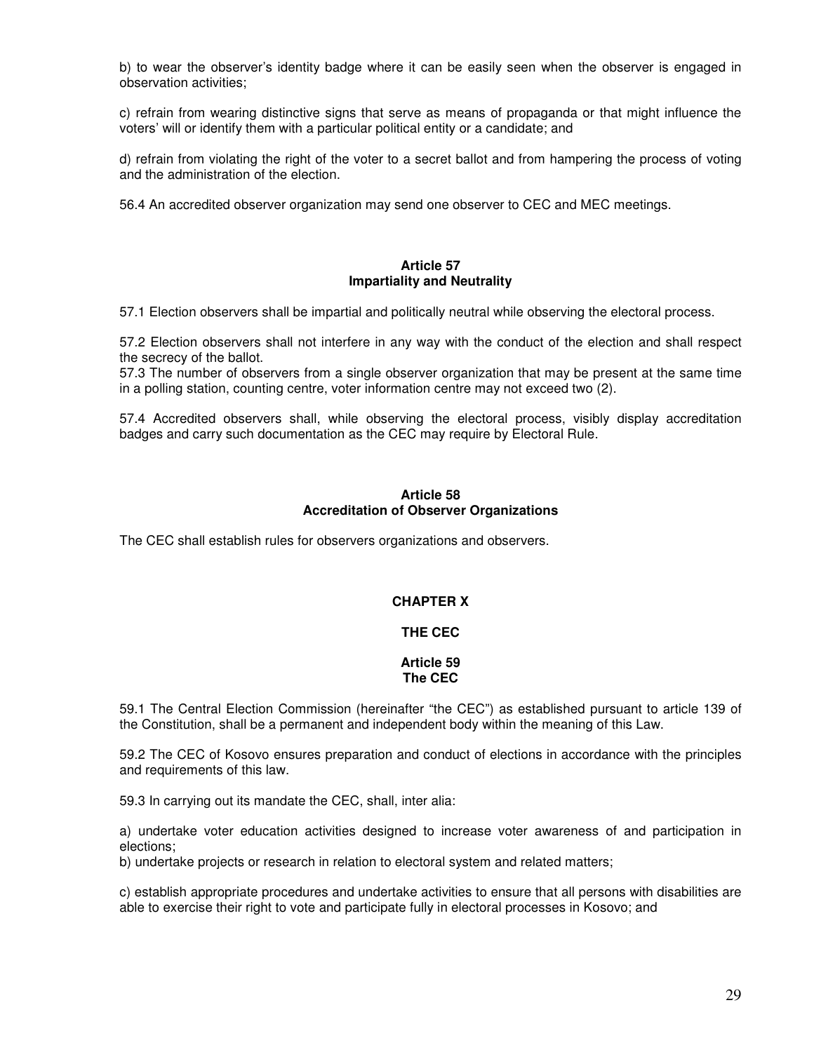b) to wear the observer's identity badge where it can be easily seen when the observer is engaged in observation activities;

c) refrain from wearing distinctive signs that serve as means of propaganda or that might influence the voters' will or identify them with a particular political entity or a candidate; and

d) refrain from violating the right of the voter to a secret ballot and from hampering the process of voting and the administration of the election.

56.4 An accredited observer organization may send one observer to CEC and MEC meetings.

**Article 57**
**Impartiality and Neutrality**

57.1 Election observers shall be impartial and politically neutral while observing the electoral process.

57.2 Election observers shall not interfere in any way with the conduct of the election and shall respect the secrecy of the ballot.

57.3 The number of observers from a single observer organization that may be present at the same time in a polling station, counting centre, voter information centre may not exceed two (2).

57.4 Accredited observers shall, while observing the electoral process, visibly display accreditation badges and carry such documentation as the CEC may require by Electoral Rule.

**Article 58**
**Accreditation of Observer Organizations**

The CEC shall establish rules for observers organizations and observers.

## CHAPTER X

## THE CEC

**Article 59**
**The CEC**

59.1 The Central Election Commission (hereinafter "the CEC") as established pursuant to article 139 of the Constitution, shall be a permanent and independent body within the meaning of this Law.

59.2 The CEC of Kosovo ensures preparation and conduct of elections in accordance with the principles and requirements of this law.

59.3 In carrying out its mandate the CEC, shall, inter alia:

a) undertake voter education activities designed to increase voter awareness of and participation in elections;

b) undertake projects or research in relation to electoral system and related matters;

c) establish appropriate procedures and undertake activities to ensure that all persons with disabilities are able to exercise their right to vote and participate fully in electoral processes in Kosovo; and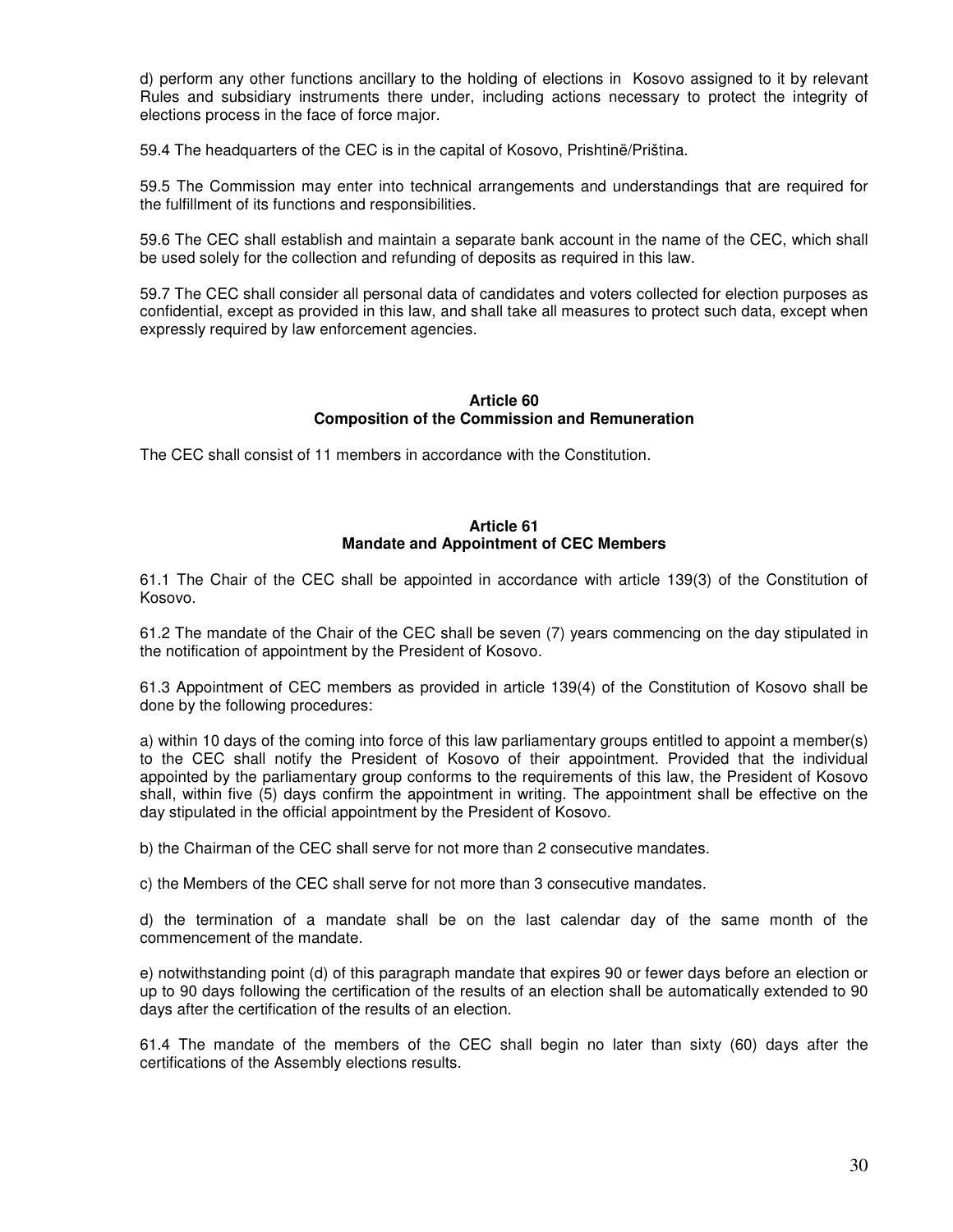d) perform any other functions ancillary to the holding of elections in Kosovo assigned to it by relevant Rules and subsidiary instruments there under, including actions necessary to protect the integrity of elections process in the face of force major.

59.4 The headquarters of the CEC is in the capital of Kosovo, Prishtinë/Priština.

59.5 The Commission may enter into technical arrangements and understandings that are required for the fulfillment of its functions and responsibilities.

59.6 The CEC shall establish and maintain a separate bank account in the name of the CEC, which shall be used solely for the collection and refunding of deposits as required in this law.

59.7 The CEC shall consider all personal data of candidates and voters collected for election purposes as confidential, except as provided in this law, and shall take all measures to protect such data, except when expressly required by law enforcement agencies.

**Article 60**
**Composition of the Commission and Remuneration**

The CEC shall consist of 11 members in accordance with the Constitution.

**Article 61**
**Mandate and Appointment of CEC Members**

61.1 The Chair of the CEC shall be appointed in accordance with article 139(3) of the Constitution of Kosovo.

61.2 The mandate of the Chair of the CEC shall be seven (7) years commencing on the day stipulated in the notification of appointment by the President of Kosovo.

61.3 Appointment of CEC members as provided in article 139(4) of the Constitution of Kosovo shall be done by the following procedures:

a) within 10 days of the coming into force of this law parliamentary groups entitled to appoint a member(s) to the CEC shall notify the President of Kosovo of their appointment. Provided that the individual appointed by the parliamentary group conforms to the requirements of this law, the President of Kosovo shall, within five (5) days confirm the appointment in writing. The appointment shall be effective on the day stipulated in the official appointment by the President of Kosovo.

b) the Chairman of the CEC shall serve for not more than 2 consecutive mandates.

c) the Members of the CEC shall serve for not more than 3 consecutive mandates.

d) the termination of a mandate shall be on the last calendar day of the same month of the commencement of the mandate.

e) notwithstanding point (d) of this paragraph mandate that expires 90 or fewer days before an election or up to 90 days following the certification of the results of an election shall be automatically extended to 90 days after the certification of the results of an election.

61.4 The mandate of the members of the CEC shall begin no later than sixty (60) days after the certifications of the Assembly elections results.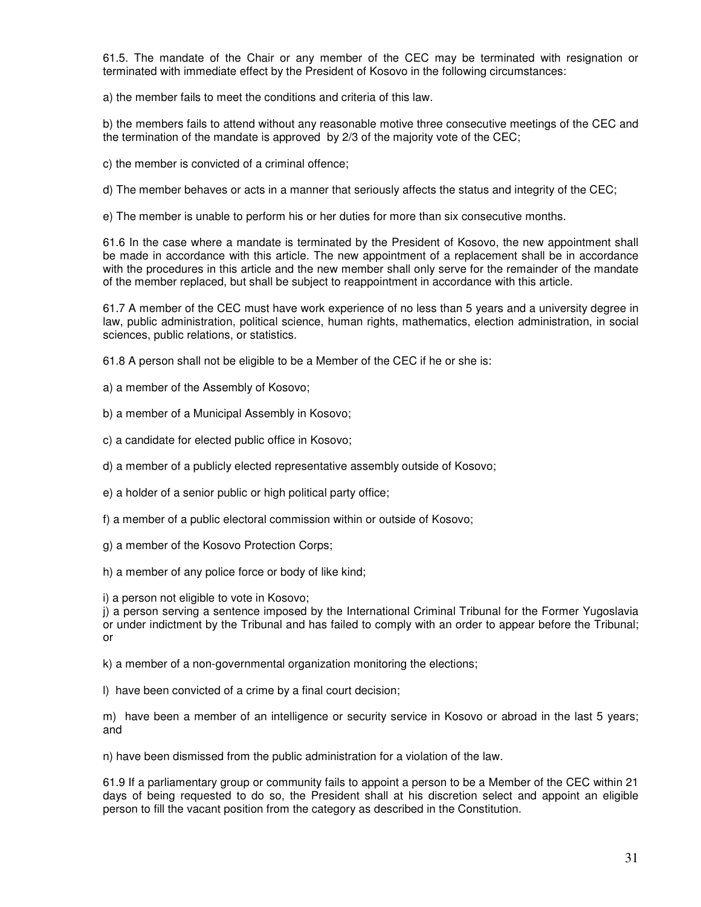61.5. The mandate of the Chair or any member of the CEC may be terminated with resignation or terminated with immediate effect by the President of Kosovo in the following circumstances:

a) the member fails to meet the conditions and criteria of this law.

b) the members fails to attend without any reasonable motive three consecutive meetings of the CEC and the termination of the mandate is approved by 2/3 of the majority vote of the CEC;

c) the member is convicted of a criminal offence;

d) The member behaves or acts in a manner that seriously affects the status and integrity of the CEC;

e) The member is unable to perform his or her duties for more than six consecutive months.

61.6 In the case where a mandate is terminated by the President of Kosovo, the new appointment shall be made in accordance with this article. The new appointment of a replacement shall be in accordance with the procedures in this article and the new member shall only serve for the remainder of the mandate of the member replaced, but shall be subject to reappointment in accordance with this article.

61.7 A member of the CEC must have work experience of no less than 5 years and a university degree in law, public administration, political science, human rights, mathematics, election administration, in social sciences, public relations, or statistics.

61.8 A person shall not be eligible to be a Member of the CEC if he or she is:

a) a member of the Assembly of Kosovo;

b) a member of a Municipal Assembly in Kosovo;

c) a candidate for elected public office in Kosovo;

d) a member of a publicly elected representative assembly outside of Kosovo;

e) a holder of a senior public or high political party office;

f) a member of a public electoral commission within or outside of Kosovo;

g) a member of the Kosovo Protection Corps;

h) a member of any police force or body of like kind;

i) a person not eligible to vote in Kosovo;

j) a person serving a sentence imposed by the International Criminal Tribunal for the Former Yugoslavia or under indictment by the Tribunal and has failed to comply with an order to appear before the Tribunal; or

k) a member of a non-governmental organization monitoring the elections;

l) have been convicted of a crime by a final court decision;

m) have been a member of an intelligence or security service in Kosovo or abroad in the last 5 years; and

n) have been dismissed from the public administration for a violation of the law.

61.9 If a parliamentary group or community fails to appoint a person to be a Member of the CEC within 21 days of being requested to do so, the President shall at his discretion select and appoint an eligible person to fill the vacant position from the category as described in the Constitution.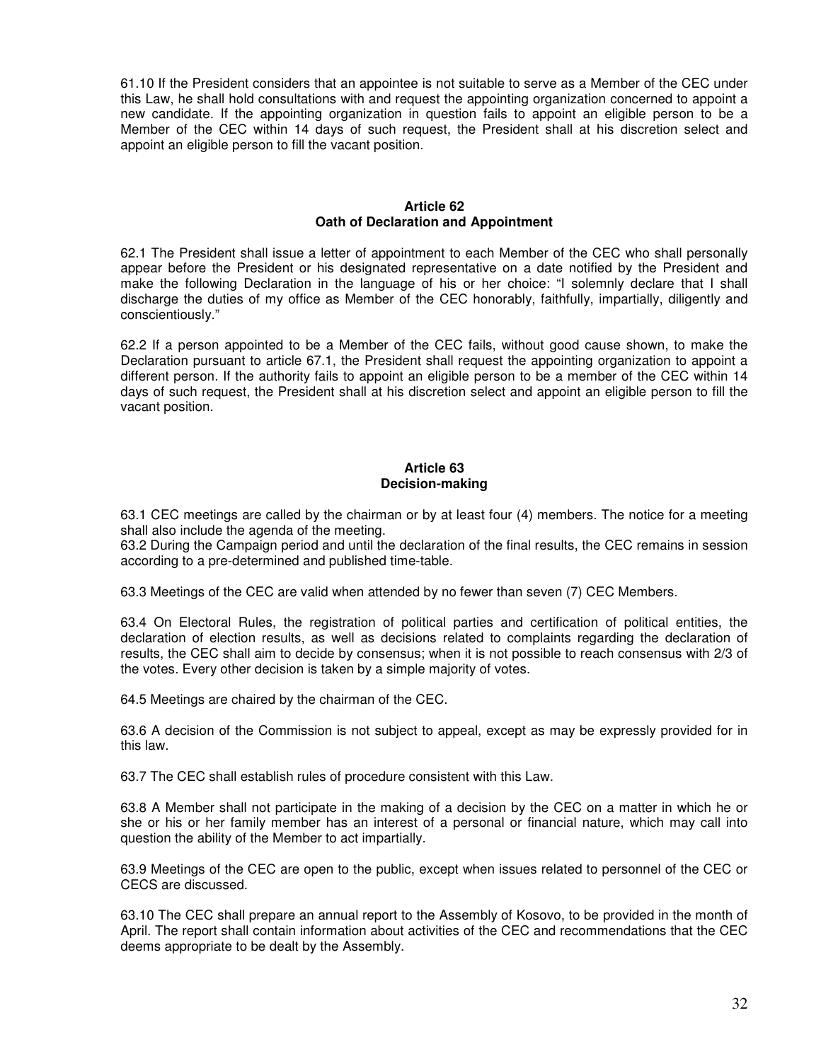61.10 If the President considers that an appointee is not suitable to serve as a Member of the CEC under this Law, he shall hold consultations with and request the appointing organization concerned to appoint a new candidate. If the appointing organization in question fails to appoint an eligible person to be a Member of the CEC within 14 days of such request, the President shall at his discretion select and appoint an eligible person to fill the vacant position.

### Article 62
### Oath of Declaration and Appointment

62.1 The President shall issue a letter of appointment to each Member of the CEC who shall personally appear before the President or his designated representative on a date notified by the President and make the following Declaration in the language of his or her choice: "I solemnly declare that I shall discharge the duties of my office as Member of the CEC honorably, faithfully, impartially, diligently and conscientiously."

62.2 If a person appointed to be a Member of the CEC fails, without good cause shown, to make the Declaration pursuant to article 67.1, the President shall request the appointing organization to appoint a different person. If the authority fails to appoint an eligible person to be a member of the CEC within 14 days of such request, the President shall at his discretion select and appoint an eligible person to fill the vacant position.

### Article 63
### Decision-making

63.1 CEC meetings are called by the chairman or by at least four (4) members. The notice for a meeting shall also include the agenda of the meeting.
63.2 During the Campaign period and until the declaration of the final results, the CEC remains in session according to a pre-determined and published time-table.

63.3 Meetings of the CEC are valid when attended by no fewer than seven (7) CEC Members.

63.4 On Electoral Rules, the registration of political parties and certification of political entities, the declaration of election results, as well as decisions related to complaints regarding the declaration of results, the CEC shall aim to decide by consensus; when it is not possible to reach consensus with 2/3 of the votes. Every other decision is taken by a simple majority of votes.

64.5 Meetings are chaired by the chairman of the CEC.

63.6 A decision of the Commission is not subject to appeal, except as may be expressly provided for in this law.

63.7 The CEC shall establish rules of procedure consistent with this Law.

63.8 A Member shall not participate in the making of a decision by the CEC on a matter in which he or she or his or her family member has an interest of a personal or financial nature, which may call into question the ability of the Member to act impartially.

63.9 Meetings of the CEC are open to the public, except when issues related to personnel of the CEC or CECS are discussed.

63.10 The CEC shall prepare an annual report to the Assembly of Kosovo, to be provided in the month of April. The report shall contain information about activities of the CEC and recommendations that the CEC deems appropriate to be dealt by the Assembly.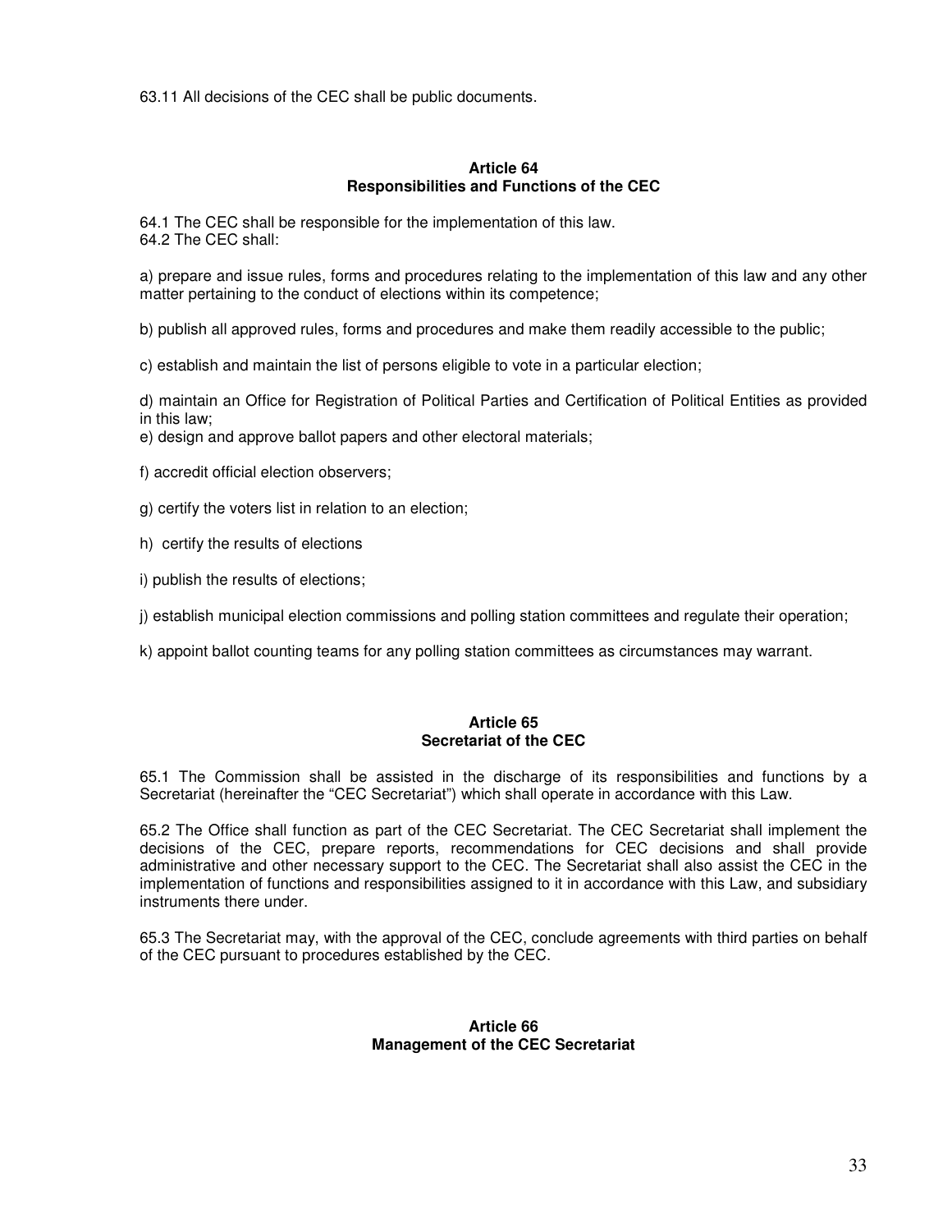63.11 All decisions of the CEC shall be public documents.

### Article 64
### Responsibilities and Functions of the CEC

64.1 The CEC shall be responsible for the implementation of this law.
64.2 The CEC shall:

a) prepare and issue rules, forms and procedures relating to the implementation of this law and any other matter pertaining to the conduct of elections within its competence;

b) publish all approved rules, forms and procedures and make them readily accessible to the public;

c) establish and maintain the list of persons eligible to vote in a particular election;

d) maintain an Office for Registration of Political Parties and Certification of Political Entities as provided in this law;
e) design and approve ballot papers and other electoral materials;

f) accredit official election observers;

g) certify the voters list in relation to an election;

h) certify the results of elections

i) publish the results of elections;

j) establish municipal election commissions and polling station committees and regulate their operation;

k) appoint ballot counting teams for any polling station committees as circumstances may warrant.

### Article 65
### Secretariat of the CEC

65.1 The Commission shall be assisted in the discharge of its responsibilities and functions by a Secretariat (hereinafter the "CEC Secretariat") which shall operate in accordance with this Law.

65.2 The Office shall function as part of the CEC Secretariat. The CEC Secretariat shall implement the decisions of the CEC, prepare reports, recommendations for CEC decisions and shall provide administrative and other necessary support to the CEC. The Secretariat shall also assist the CEC in the implementation of functions and responsibilities assigned to it in accordance with this Law, and subsidiary instruments there under.

65.3 The Secretariat may, with the approval of the CEC, conclude agreements with third parties on behalf of the CEC pursuant to procedures established by the CEC.

### Article 66
### Management of the CEC Secretariat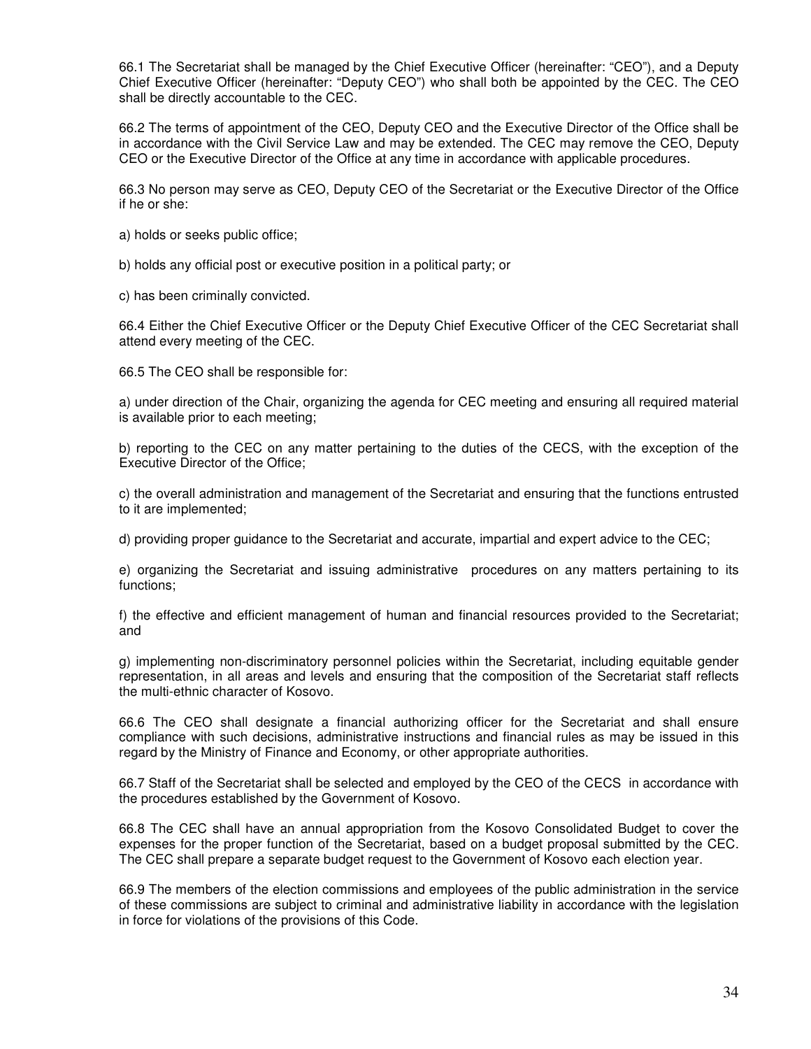66.1 The Secretariat shall be managed by the Chief Executive Officer (hereinafter: "CEO"), and a Deputy Chief Executive Officer (hereinafter: "Deputy CEO") who shall both be appointed by the CEC. The CEO shall be directly accountable to the CEC.

66.2 The terms of appointment of the CEO, Deputy CEO and the Executive Director of the Office shall be in accordance with the Civil Service Law and may be extended. The CEC may remove the CEO, Deputy CEO or the Executive Director of the Office at any time in accordance with applicable procedures.

66.3 No person may serve as CEO, Deputy CEO of the Secretariat or the Executive Director of the Office if he or she:

a) holds or seeks public office;

b) holds any official post or executive position in a political party; or

c) has been criminally convicted.

66.4 Either the Chief Executive Officer or the Deputy Chief Executive Officer of the CEC Secretariat shall attend every meeting of the CEC.

66.5 The CEO shall be responsible for:

a) under direction of the Chair, organizing the agenda for CEC meeting and ensuring all required material is available prior to each meeting;

b) reporting to the CEC on any matter pertaining to the duties of the CECS, with the exception of the Executive Director of the Office;

c) the overall administration and management of the Secretariat and ensuring that the functions entrusted to it are implemented;

d) providing proper guidance to the Secretariat and accurate, impartial and expert advice to the CEC;

e) organizing the Secretariat and issuing administrative procedures on any matters pertaining to its functions;

f) the effective and efficient management of human and financial resources provided to the Secretariat; and

g) implementing non-discriminatory personnel policies within the Secretariat, including equitable gender representation, in all areas and levels and ensuring that the composition of the Secretariat staff reflects the multi-ethnic character of Kosovo.

66.6 The CEO shall designate a financial authorizing officer for the Secretariat and shall ensure compliance with such decisions, administrative instructions and financial rules as may be issued in this regard by the Ministry of Finance and Economy, or other appropriate authorities.

66.7 Staff of the Secretariat shall be selected and employed by the CEO of the CECS in accordance with the procedures established by the Government of Kosovo.

66.8 The CEC shall have an annual appropriation from the Kosovo Consolidated Budget to cover the expenses for the proper function of the Secretariat, based on a budget proposal submitted by the CEC. The CEC shall prepare a separate budget request to the Government of Kosovo each election year.

66.9 The members of the election commissions and employees of the public administration in the service of these commissions are subject to criminal and administrative liability in accordance with the legislation in force for violations of the provisions of this Code.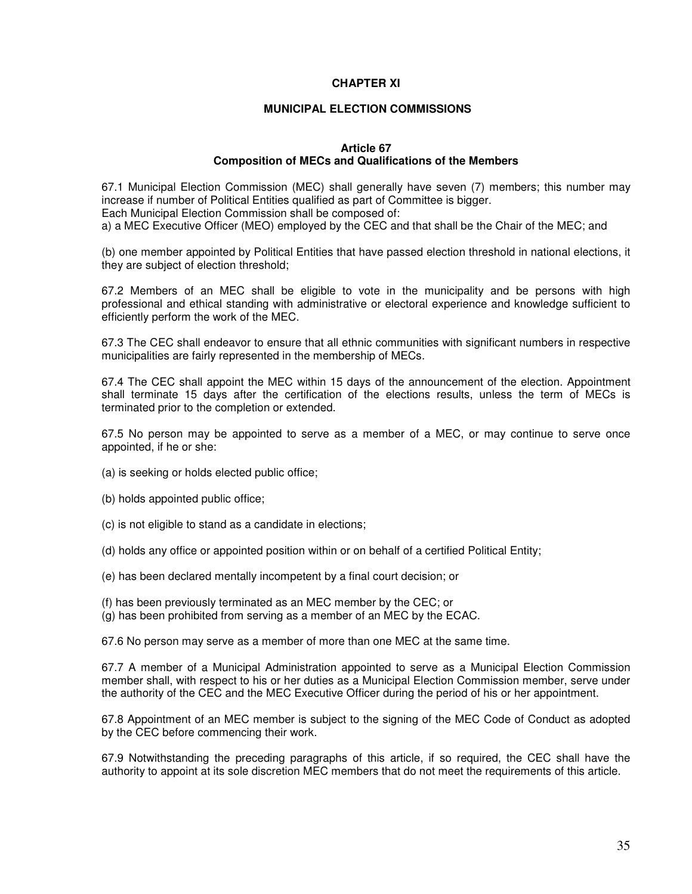# CHAPTER XI

# MUNICIPAL ELECTION COMMISSIONS

### Article 67
### Composition of MECs and Qualifications of the Members

67.1 Municipal Election Commission (MEC) shall generally have seven (7) members; this number may increase if number of Political Entities qualified as part of Committee is bigger.
Each Municipal Election Commission shall be composed of:
a) a MEC Executive Officer (MEO) employed by the CEC and that shall be the Chair of the MEC; and

(b) one member appointed by Political Entities that have passed election threshold in national elections, it they are subject of election threshold;

67.2 Members of an MEC shall be eligible to vote in the municipality and be persons with high professional and ethical standing with administrative or electoral experience and knowledge sufficient to efficiently perform the work of the MEC.

67.3 The CEC shall endeavor to ensure that all ethnic communities with significant numbers in respective municipalities are fairly represented in the membership of MECs.

67.4 The CEC shall appoint the MEC within 15 days of the announcement of the election. Appointment shall terminate 15 days after the certification of the elections results, unless the term of MECs is terminated prior to the completion or extended.

67.5 No person may be appointed to serve as a member of a MEC, or may continue to serve once appointed, if he or she:

(a) is seeking or holds elected public office;

(b) holds appointed public office;

(c) is not eligible to stand as a candidate in elections;

(d) holds any office or appointed position within or on behalf of a certified Political Entity;

(e) has been declared mentally incompetent by a final court decision; or

(f) has been previously terminated as an MEC member by the CEC; or
(g) has been prohibited from serving as a member of an MEC by the ECAC.

67.6 No person may serve as a member of more than one MEC at the same time.

67.7 A member of a Municipal Administration appointed to serve as a Municipal Election Commission member shall, with respect to his or her duties as a Municipal Election Commission member, serve under the authority of the CEC and the MEC Executive Officer during the period of his or her appointment.

67.8 Appointment of an MEC member is subject to the signing of the MEC Code of Conduct as adopted by the CEC before commencing their work.

67.9 Notwithstanding the preceding paragraphs of this article, if so required, the CEC shall have the authority to appoint at its sole discretion MEC members that do not meet the requirements of this article.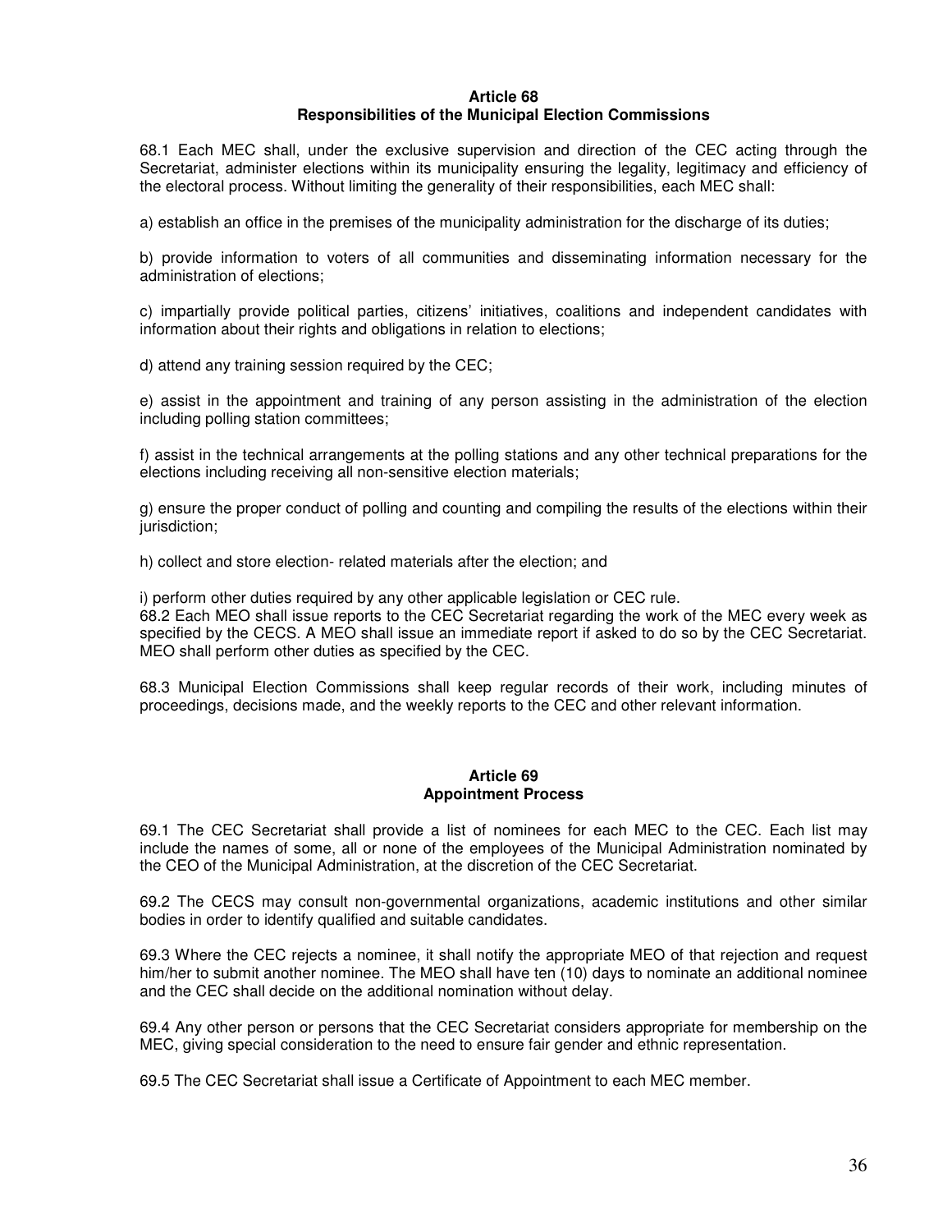## Article 68
## Responsibilities of the Municipal Election Commissions

68.1 Each MEC shall, under the exclusive supervision and direction of the CEC acting through the Secretariat, administer elections within its municipality ensuring the legality, legitimacy and efficiency of the electoral process. Without limiting the generality of their responsibilities, each MEC shall:

a) establish an office in the premises of the municipality administration for the discharge of its duties;

b) provide information to voters of all communities and disseminating information necessary for the administration of elections;

c) impartially provide political parties, citizens' initiatives, coalitions and independent candidates with information about their rights and obligations in relation to elections;

d) attend any training session required by the CEC;

e) assist in the appointment and training of any person assisting in the administration of the election including polling station committees;

f) assist in the technical arrangements at the polling stations and any other technical preparations for the elections including receiving all non-sensitive election materials;

g) ensure the proper conduct of polling and counting and compiling the results of the elections within their jurisdiction;

h) collect and store election- related materials after the election; and

i) perform other duties required by any other applicable legislation or CEC rule.

68.2 Each MEO shall issue reports to the CEC Secretariat regarding the work of the MEC every week as specified by the CECS. A MEO shall issue an immediate report if asked to do so by the CEC Secretariat. MEO shall perform other duties as specified by the CEC.

68.3 Municipal Election Commissions shall keep regular records of their work, including minutes of proceedings, decisions made, and the weekly reports to the CEC and other relevant information.

## Article 69
## Appointment Process

69.1 The CEC Secretariat shall provide a list of nominees for each MEC to the CEC. Each list may include the names of some, all or none of the employees of the Municipal Administration nominated by the CEO of the Municipal Administration, at the discretion of the CEC Secretariat.

69.2 The CECS may consult non-governmental organizations, academic institutions and other similar bodies in order to identify qualified and suitable candidates.

69.3 Where the CEC rejects a nominee, it shall notify the appropriate MEO of that rejection and request him/her to submit another nominee. The MEO shall have ten (10) days to nominate an additional nominee and the CEC shall decide on the additional nomination without delay.

69.4 Any other person or persons that the CEC Secretariat considers appropriate for membership on the MEC, giving special consideration to the need to ensure fair gender and ethnic representation.

69.5 The CEC Secretariat shall issue a Certificate of Appointment to each MEC member.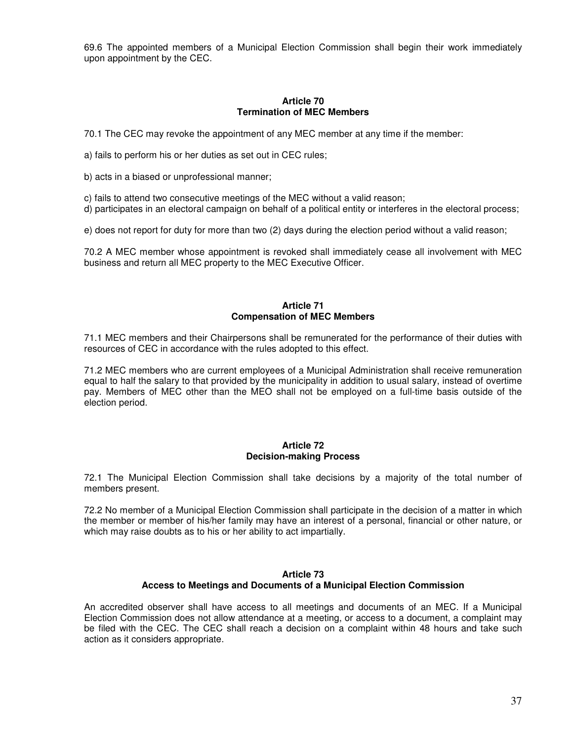69.6 The appointed members of a Municipal Election Commission shall begin their work immediately upon appointment by the CEC.

### Article 70
### Termination of MEC Members

70.1 The CEC may revoke the appointment of any MEC member at any time if the member:

a) fails to perform his or her duties as set out in CEC rules;

b) acts in a biased or unprofessional manner;

c) fails to attend two consecutive meetings of the MEC without a valid reason;

d) participates in an electoral campaign on behalf of a political entity or interferes in the electoral process;

e) does not report for duty for more than two (2) days during the election period without a valid reason;

70.2 A MEC member whose appointment is revoked shall immediately cease all involvement with MEC business and return all MEC property to the MEC Executive Officer.

### Article 71
### Compensation of MEC Members

71.1 MEC members and their Chairpersons shall be remunerated for the performance of their duties with resources of CEC in accordance with the rules adopted to this effect.

71.2 MEC members who are current employees of a Municipal Administration shall receive remuneration equal to half the salary to that provided by the municipality in addition to usual salary, instead of overtime pay. Members of MEC other than the MEO shall not be employed on a full-time basis outside of the election period.

### Article 72
### Decision-making Process

72.1 The Municipal Election Commission shall take decisions by a majority of the total number of members present.

72.2 No member of a Municipal Election Commission shall participate in the decision of a matter in which the member or member of his/her family may have an interest of a personal, financial or other nature, or which may raise doubts as to his or her ability to act impartially.

### Article 73
### Access to Meetings and Documents of a Municipal Election Commission

An accredited observer shall have access to all meetings and documents of an MEC. If a Municipal Election Commission does not allow attendance at a meeting, or access to a document, a complaint may be filed with the CEC. The CEC shall reach a decision on a complaint within 48 hours and take such action as it considers appropriate.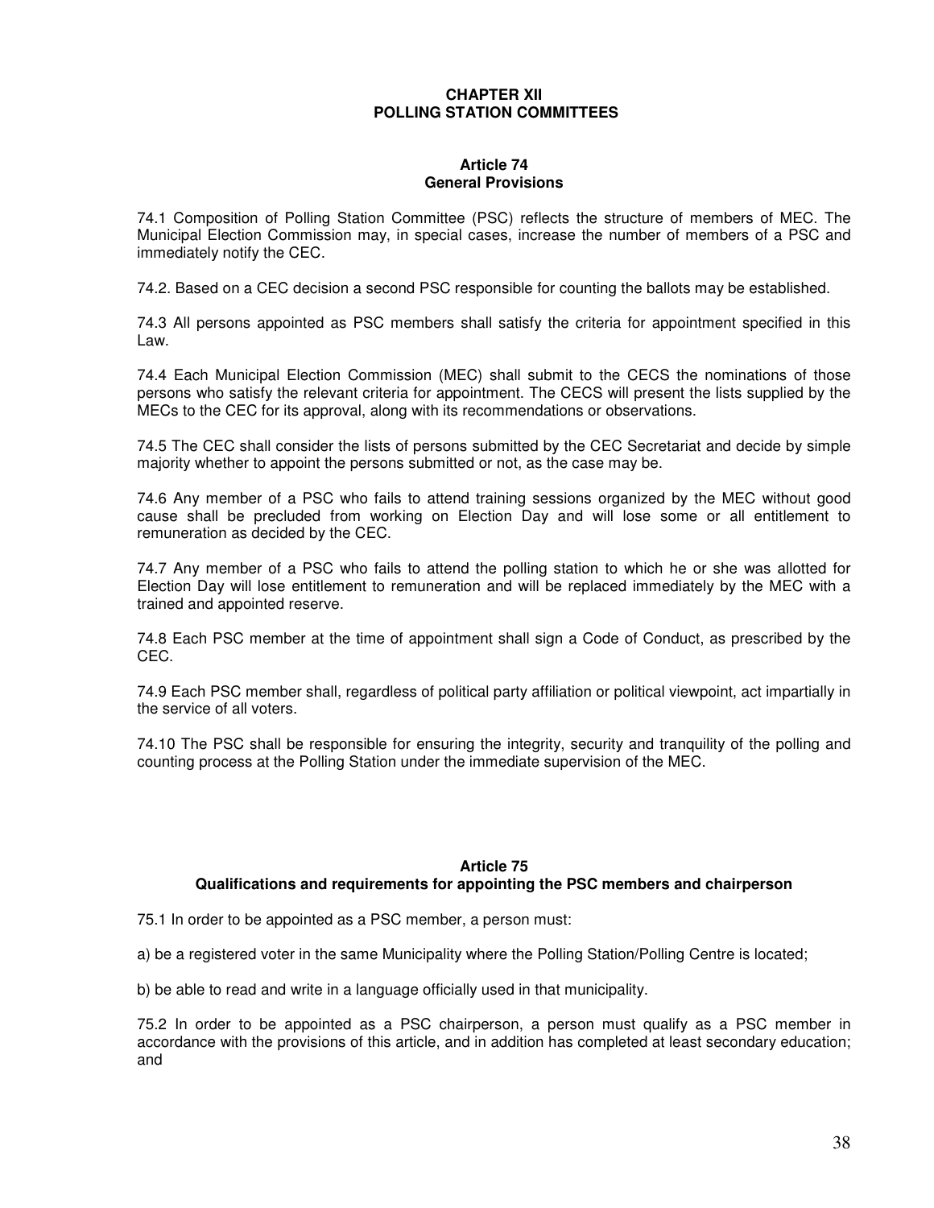## CHAPTER XII
## POLLING STATION COMMITTEES

### Article 74
### General Provisions

74.1 Composition of Polling Station Committee (PSC) reflects the structure of members of MEC. The Municipal Election Commission may, in special cases, increase the number of members of a PSC and immediately notify the CEC.

74.2. Based on a CEC decision a second PSC responsible for counting the ballots may be established.

74.3 All persons appointed as PSC members shall satisfy the criteria for appointment specified in this Law.

74.4 Each Municipal Election Commission (MEC) shall submit to the CECS the nominations of those persons who satisfy the relevant criteria for appointment. The CECS will present the lists supplied by the MECs to the CEC for its approval, along with its recommendations or observations.

74.5 The CEC shall consider the lists of persons submitted by the CEC Secretariat and decide by simple majority whether to appoint the persons submitted or not, as the case may be.

74.6 Any member of a PSC who fails to attend training sessions organized by the MEC without good cause shall be precluded from working on Election Day and will lose some or all entitlement to remuneration as decided by the CEC.

74.7 Any member of a PSC who fails to attend the polling station to which he or she was allotted for Election Day will lose entitlement to remuneration and will be replaced immediately by the MEC with a trained and appointed reserve.

74.8 Each PSC member at the time of appointment shall sign a Code of Conduct, as prescribed by the CEC.

74.9 Each PSC member shall, regardless of political party affiliation or political viewpoint, act impartially in the service of all voters.

74.10 The PSC shall be responsible for ensuring the integrity, security and tranquility of the polling and counting process at the Polling Station under the immediate supervision of the MEC.

### Article 75
### Qualifications and requirements for appointing the PSC members and chairperson

75.1 In order to be appointed as a PSC member, a person must:

a) be a registered voter in the same Municipality where the Polling Station/Polling Centre is located;

b) be able to read and write in a language officially used in that municipality.

75.2 In order to be appointed as a PSC chairperson, a person must qualify as a PSC member in accordance with the provisions of this article, and in addition has completed at least secondary education; and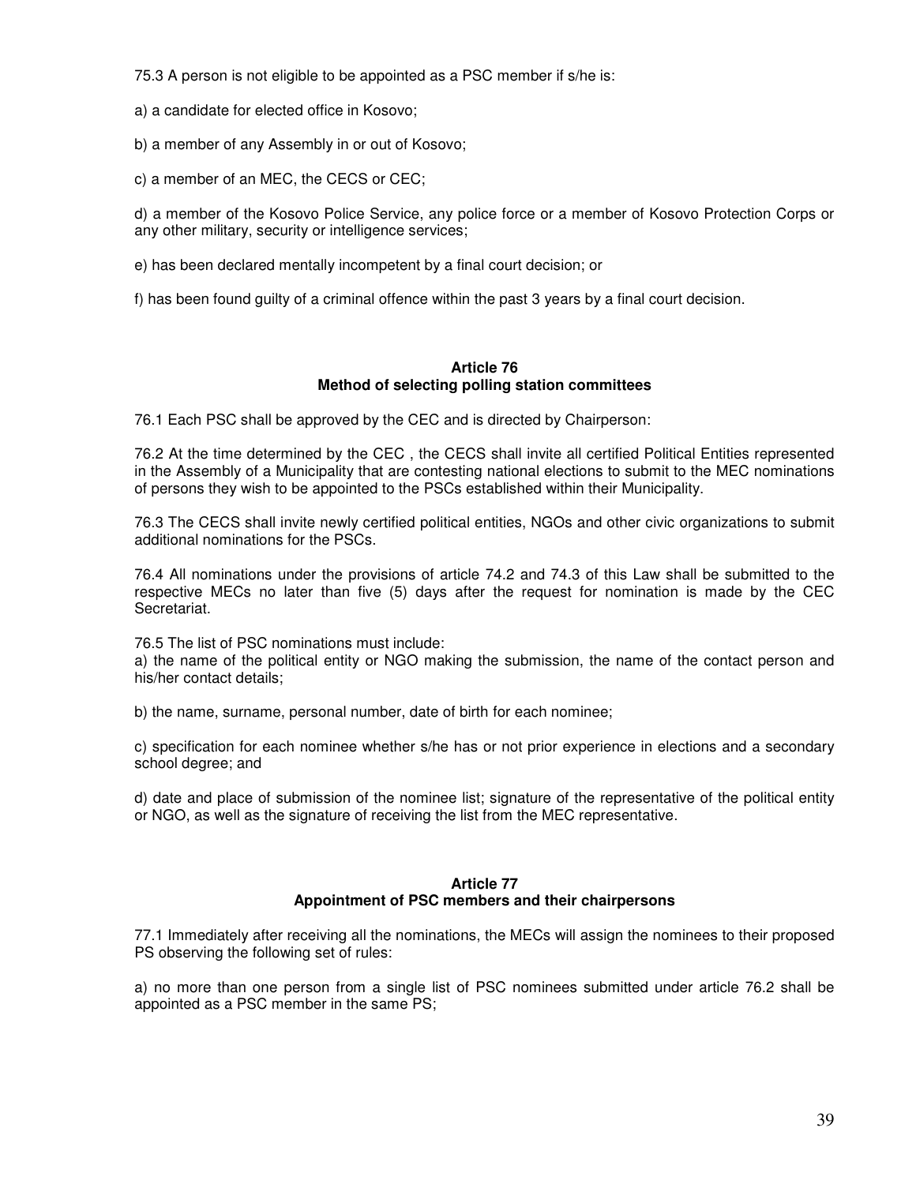75.3 A person is not eligible to be appointed as a PSC member if s/he is:

a) a candidate for elected office in Kosovo;

b) a member of any Assembly in or out of Kosovo;

c) a member of an MEC, the CECS or CEC;

d) a member of the Kosovo Police Service, any police force or a member of Kosovo Protection Corps or any other military, security or intelligence services;

e) has been declared mentally incompetent by a final court decision; or

f) has been found guilty of a criminal offence within the past 3 years by a final court decision.

### Article 76
### Method of selecting polling station committees

76.1 Each PSC shall be approved by the CEC and is directed by Chairperson:

76.2 At the time determined by the CEC , the CECS shall invite all certified Political Entities represented in the Assembly of a Municipality that are contesting national elections to submit to the MEC nominations of persons they wish to be appointed to the PSCs established within their Municipality.

76.3 The CECS shall invite newly certified political entities, NGOs and other civic organizations to submit additional nominations for the PSCs.

76.4 All nominations under the provisions of article 74.2 and 74.3 of this Law shall be submitted to the respective MECs no later than five (5) days after the request for nomination is made by the CEC Secretariat.

76.5 The list of PSC nominations must include:
a) the name of the political entity or NGO making the submission, the name of the contact person and his/her contact details;

b) the name, surname, personal number, date of birth for each nominee;

c) specification for each nominee whether s/he has or not prior experience in elections and a secondary school degree; and

d) date and place of submission of the nominee list; signature of the representative of the political entity or NGO, as well as the signature of receiving the list from the MEC representative.

### Article 77
### Appointment of PSC members and their chairpersons

77.1 Immediately after receiving all the nominations, the MECs will assign the nominees to their proposed PS observing the following set of rules:

a) no more than one person from a single list of PSC nominees submitted under article 76.2 shall be appointed as a PSC member in the same PS;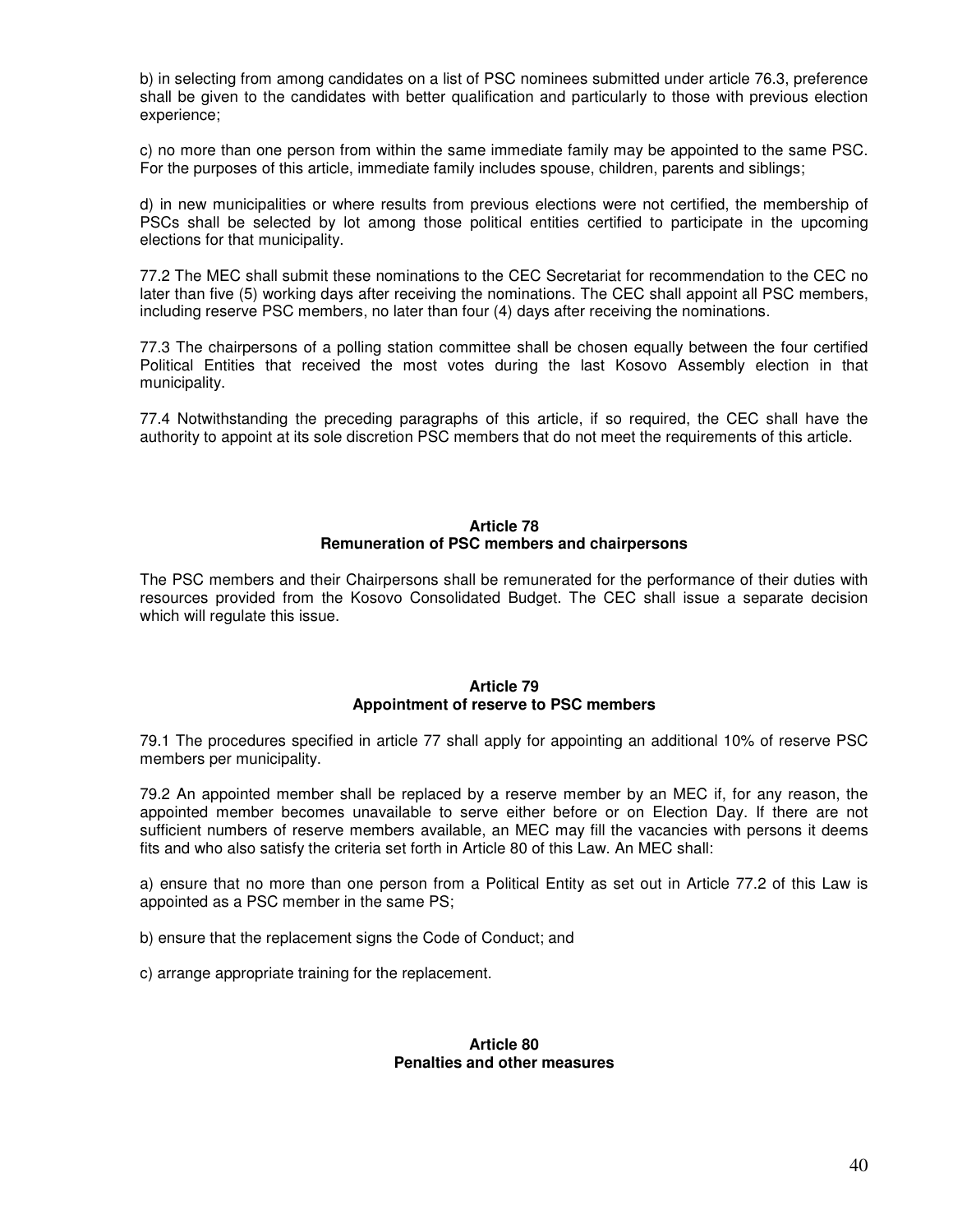b) in selecting from among candidates on a list of PSC nominees submitted under article 76.3, preference shall be given to the candidates with better qualification and particularly to those with previous election experience;

c) no more than one person from within the same immediate family may be appointed to the same PSC. For the purposes of this article, immediate family includes spouse, children, parents and siblings;

d) in new municipalities or where results from previous elections were not certified, the membership of PSCs shall be selected by lot among those political entities certified to participate in the upcoming elections for that municipality.

77.2 The MEC shall submit these nominations to the CEC Secretariat for recommendation to the CEC no later than five (5) working days after receiving the nominations. The CEC shall appoint all PSC members, including reserve PSC members, no later than four (4) days after receiving the nominations.

77.3 The chairpersons of a polling station committee shall be chosen equally between the four certified Political Entities that received the most votes during the last Kosovo Assembly election in that municipality.

77.4 Notwithstanding the preceding paragraphs of this article, if so required, the CEC shall have the authority to appoint at its sole discretion PSC members that do not meet the requirements of this article.

### Article 78
### Remuneration of PSC members and chairpersons

The PSC members and their Chairpersons shall be remunerated for the performance of their duties with resources provided from the Kosovo Consolidated Budget. The CEC shall issue a separate decision which will regulate this issue.

### Article 79
### Appointment of reserve to PSC members

79.1 The procedures specified in article 77 shall apply for appointing an additional 10% of reserve PSC members per municipality.

79.2 An appointed member shall be replaced by a reserve member by an MEC if, for any reason, the appointed member becomes unavailable to serve either before or on Election Day. If there are not sufficient numbers of reserve members available, an MEC may fill the vacancies with persons it deems fits and who also satisfy the criteria set forth in Article 80 of this Law. An MEC shall:

a) ensure that no more than one person from a Political Entity as set out in Article 77.2 of this Law is appointed as a PSC member in the same PS;

b) ensure that the replacement signs the Code of Conduct; and

c) arrange appropriate training for the replacement.

### Article 80
### Penalties and other measures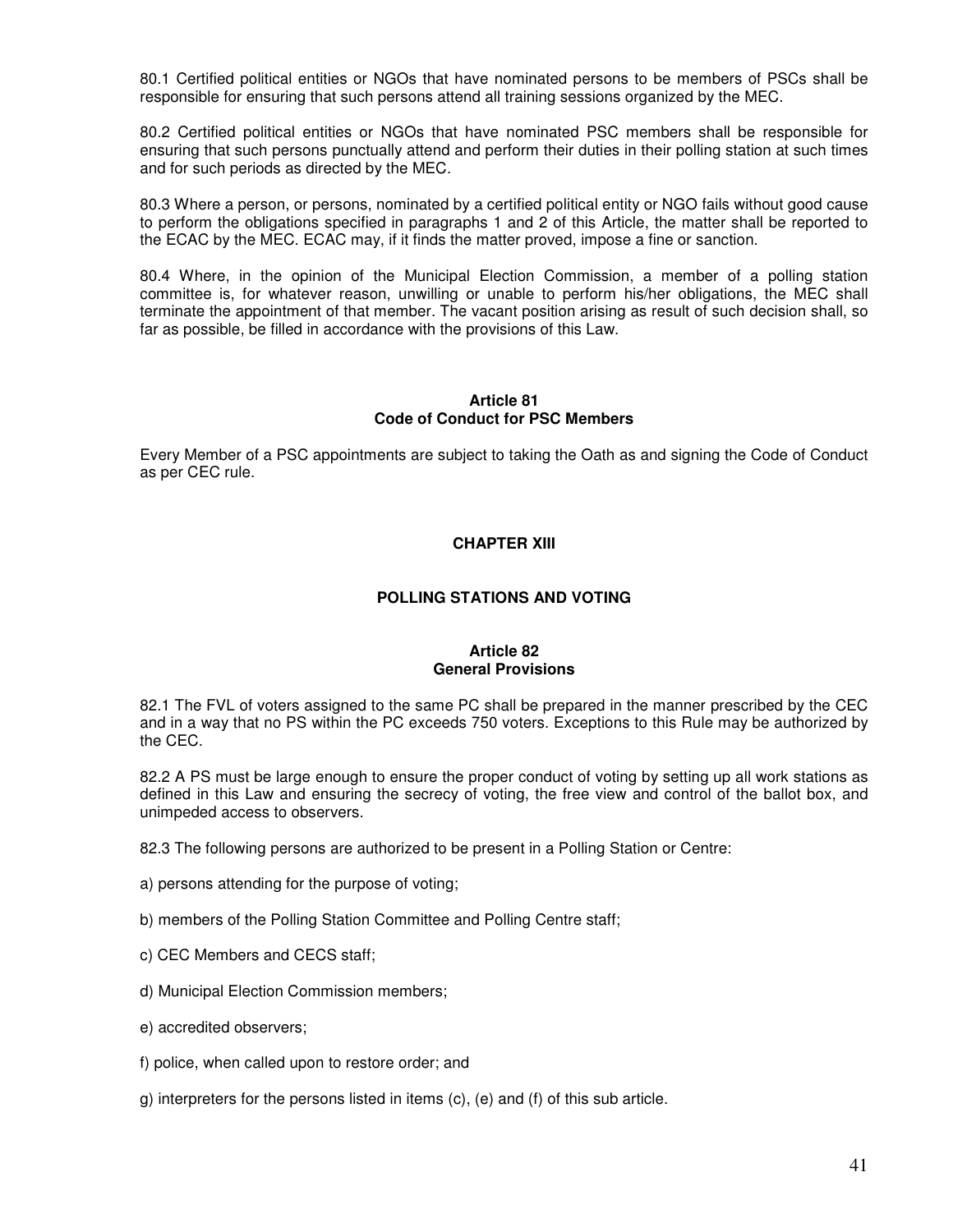80.1 Certified political entities or NGOs that have nominated persons to be members of PSCs shall be responsible for ensuring that such persons attend all training sessions organized by the MEC.

80.2 Certified political entities or NGOs that have nominated PSC members shall be responsible for ensuring that such persons punctually attend and perform their duties in their polling station at such times and for such periods as directed by the MEC.

80.3 Where a person, or persons, nominated by a certified political entity or NGO fails without good cause to perform the obligations specified in paragraphs 1 and 2 of this Article, the matter shall be reported to the ECAC by the MEC. ECAC may, if it finds the matter proved, impose a fine or sanction.

80.4 Where, in the opinion of the Municipal Election Commission, a member of a polling station committee is, for whatever reason, unwilling or unable to perform his/her obligations, the MEC shall terminate the appointment of that member. The vacant position arising as result of such decision shall, so far as possible, be filled in accordance with the provisions of this Law.

### Article 81
### Code of Conduct for PSC Members

Every Member of a PSC appointments are subject to taking the Oath as and signing the Code of Conduct as per CEC rule.

## CHAPTER XIII

## POLLING STATIONS AND VOTING

### Article 82
### General Provisions

82.1 The FVL of voters assigned to the same PC shall be prepared in the manner prescribed by the CEC and in a way that no PS within the PC exceeds 750 voters. Exceptions to this Rule may be authorized by the CEC.

82.2 A PS must be large enough to ensure the proper conduct of voting by setting up all work stations as defined in this Law and ensuring the secrecy of voting, the free view and control of the ballot box, and unimpeded access to observers.

82.3 The following persons are authorized to be present in a Polling Station or Centre:

a) persons attending for the purpose of voting;

b) members of the Polling Station Committee and Polling Centre staff;

c) CEC Members and CECS staff;

d) Municipal Election Commission members;

e) accredited observers;

f) police, when called upon to restore order; and

g) interpreters for the persons listed in items (c), (e) and (f) of this sub article.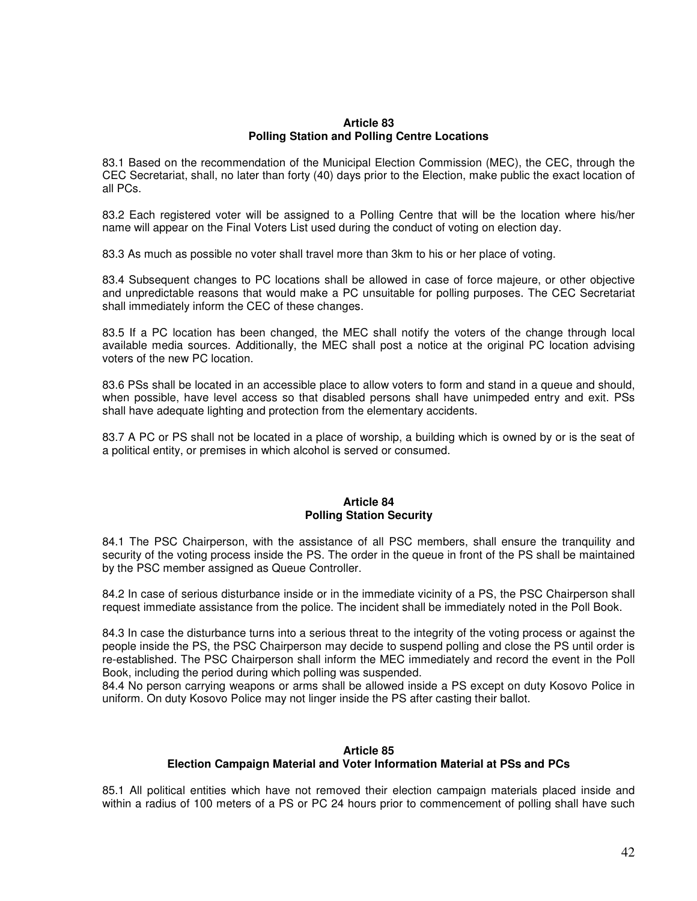### Article 83
### Polling Station and Polling Centre Locations

83.1 Based on the recommendation of the Municipal Election Commission (MEC), the CEC, through the CEC Secretariat, shall, no later than forty (40) days prior to the Election, make public the exact location of all PCs.

83.2 Each registered voter will be assigned to a Polling Centre that will be the location where his/her name will appear on the Final Voters List used during the conduct of voting on election day.

83.3 As much as possible no voter shall travel more than 3km to his or her place of voting.

83.4 Subsequent changes to PC locations shall be allowed in case of force majeure, or other objective and unpredictable reasons that would make a PC unsuitable for polling purposes. The CEC Secretariat shall immediately inform the CEC of these changes.

83.5 If a PC location has been changed, the MEC shall notify the voters of the change through local available media sources. Additionally, the MEC shall post a notice at the original PC location advising voters of the new PC location.

83.6 PSs shall be located in an accessible place to allow voters to form and stand in a queue and should, when possible, have level access so that disabled persons shall have unimpeded entry and exit. PSs shall have adequate lighting and protection from the elementary accidents.

83.7 A PC or PS shall not be located in a place of worship, a building which is owned by or is the seat of a political entity, or premises in which alcohol is served or consumed.

### Article 84
### Polling Station Security

84.1 The PSC Chairperson, with the assistance of all PSC members, shall ensure the tranquility and security of the voting process inside the PS. The order in the queue in front of the PS shall be maintained by the PSC member assigned as Queue Controller.

84.2 In case of serious disturbance inside or in the immediate vicinity of a PS, the PSC Chairperson shall request immediate assistance from the police. The incident shall be immediately noted in the Poll Book.

84.3 In case the disturbance turns into a serious threat to the integrity of the voting process or against the people inside the PS, the PSC Chairperson may decide to suspend polling and close the PS until order is re-established. The PSC Chairperson shall inform the MEC immediately and record the event in the Poll Book, including the period during which polling was suspended.

84.4 No person carrying weapons or arms shall be allowed inside a PS except on duty Kosovo Police in uniform. On duty Kosovo Police may not linger inside the PS after casting their ballot.

### Article 85
### Election Campaign Material and Voter Information Material at PSs and PCs

85.1 All political entities which have not removed their election campaign materials placed inside and within a radius of 100 meters of a PS or PC 24 hours prior to commencement of polling shall have such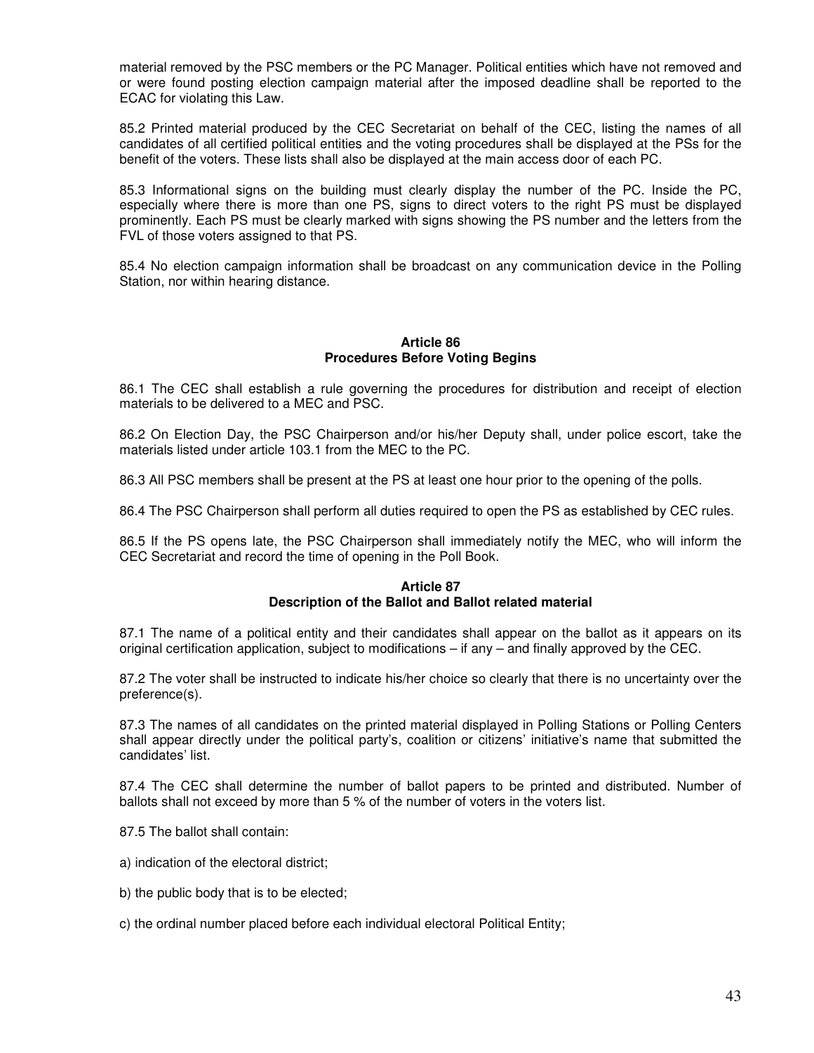material removed by the PSC members or the PC Manager. Political entities which have not removed and or were found posting election campaign material after the imposed deadline shall be reported to the ECAC for violating this Law.

85.2 Printed material produced by the CEC Secretariat on behalf of the CEC, listing the names of all candidates of all certified political entities and the voting procedures shall be displayed at the PSs for the benefit of the voters. These lists shall also be displayed at the main access door of each PC.

85.3 Informational signs on the building must clearly display the number of the PC. Inside the PC, especially where there is more than one PS, signs to direct voters to the right PS must be displayed prominently. Each PS must be clearly marked with signs showing the PS number and the letters from the FVL of those voters assigned to that PS.

85.4 No election campaign information shall be broadcast on any communication device in the Polling Station, nor within hearing distance.

### Article 86
### Procedures Before Voting Begins

86.1 The CEC shall establish a rule governing the procedures for distribution and receipt of election materials to be delivered to a MEC and PSC.

86.2 On Election Day, the PSC Chairperson and/or his/her Deputy shall, under police escort, take the materials listed under article 103.1 from the MEC to the PC.

86.3 All PSC members shall be present at the PS at least one hour prior to the opening of the polls.

86.4 The PSC Chairperson shall perform all duties required to open the PS as established by CEC rules.

86.5 If the PS opens late, the PSC Chairperson shall immediately notify the MEC, who will inform the CEC Secretariat and record the time of opening in the Poll Book.

### Article 87
### Description of the Ballot and Ballot related material

87.1 The name of a political entity and their candidates shall appear on the ballot as it appears on its original certification application, subject to modifications – if any – and finally approved by the CEC.

87.2 The voter shall be instructed to indicate his/her choice so clearly that there is no uncertainty over the preference(s).

87.3 The names of all candidates on the printed material displayed in Polling Stations or Polling Centers shall appear directly under the political party's, coalition or citizens' initiative's name that submitted the candidates' list.

87.4 The CEC shall determine the number of ballot papers to be printed and distributed. Number of ballots shall not exceed by more than 5 % of the number of voters in the voters list.

87.5 The ballot shall contain:

a) indication of the electoral district;

b) the public body that is to be elected;

c) the ordinal number placed before each individual electoral Political Entity;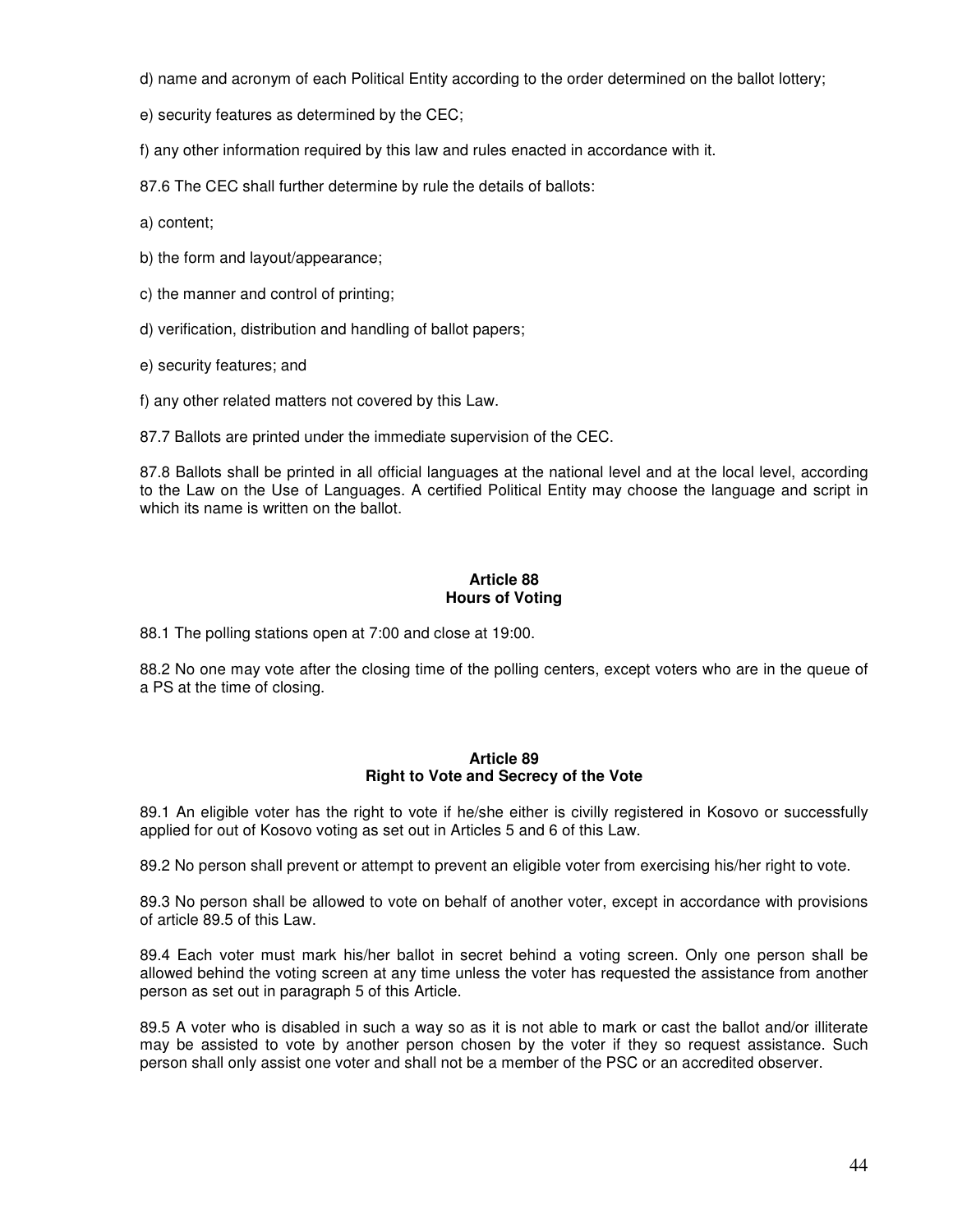d) name and acronym of each Political Entity according to the order determined on the ballot lottery;

e) security features as determined by the CEC;

f) any other information required by this law and rules enacted in accordance with it.

87.6 The CEC shall further determine by rule the details of ballots:

a) content;

b) the form and layout/appearance;

c) the manner and control of printing;

d) verification, distribution and handling of ballot papers;

e) security features; and

f) any other related matters not covered by this Law.

87.7 Ballots are printed under the immediate supervision of the CEC.

87.8 Ballots shall be printed in all official languages at the national level and at the local level, according to the Law on the Use of Languages. A certified Political Entity may choose the language and script in which its name is written on the ballot.

**Article 88**
**Hours of Voting**

88.1 The polling stations open at 7:00 and close at 19:00.

88.2 No one may vote after the closing time of the polling centers, except voters who are in the queue of a PS at the time of closing.

**Article 89**
**Right to Vote and Secrecy of the Vote**

89.1 An eligible voter has the right to vote if he/she either is civilly registered in Kosovo or successfully applied for out of Kosovo voting as set out in Articles 5 and 6 of this Law.

89.2 No person shall prevent or attempt to prevent an eligible voter from exercising his/her right to vote.

89.3 No person shall be allowed to vote on behalf of another voter, except in accordance with provisions of article 89.5 of this Law.

89.4 Each voter must mark his/her ballot in secret behind a voting screen. Only one person shall be allowed behind the voting screen at any time unless the voter has requested the assistance from another person as set out in paragraph 5 of this Article.

89.5 A voter who is disabled in such a way so as it is not able to mark or cast the ballot and/or illiterate may be assisted to vote by another person chosen by the voter if they so request assistance. Such person shall only assist one voter and shall not be a member of the PSC or an accredited observer.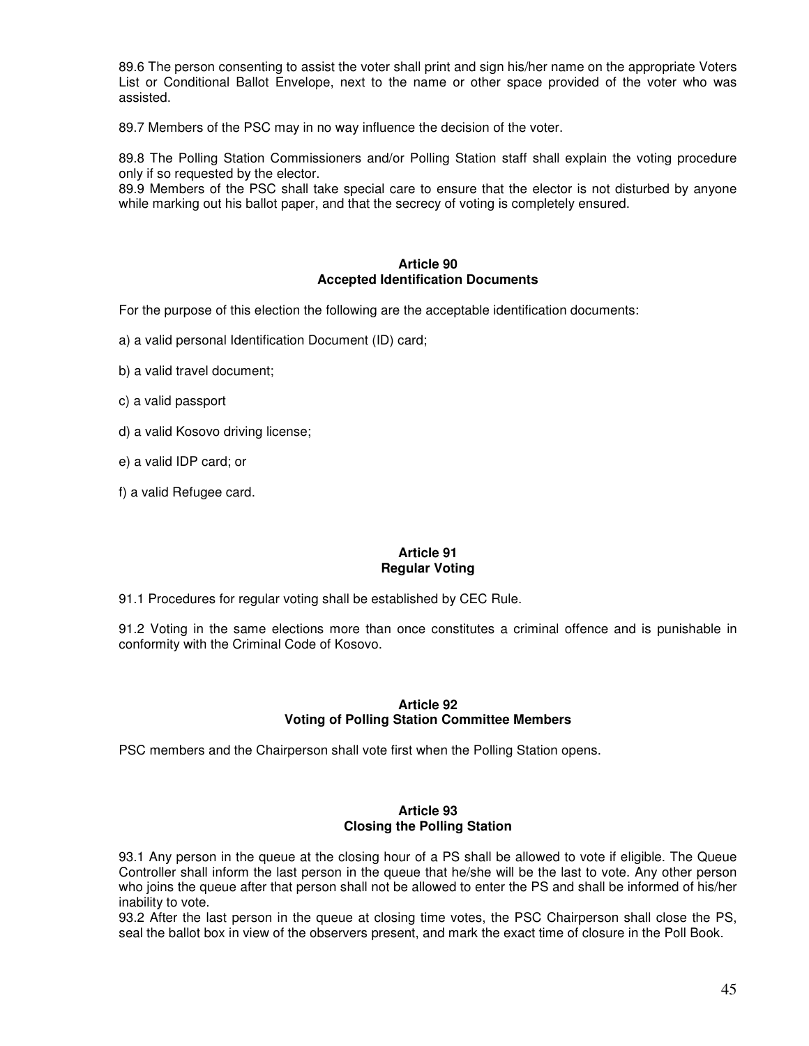89.6 The person consenting to assist the voter shall print and sign his/her name on the appropriate Voters List or Conditional Ballot Envelope, next to the name or other space provided of the voter who was assisted.

89.7 Members of the PSC may in no way influence the decision of the voter.

89.8 The Polling Station Commissioners and/or Polling Station staff shall explain the voting procedure only if so requested by the elector.

89.9 Members of the PSC shall take special care to ensure that the elector is not disturbed by anyone while marking out his ballot paper, and that the secrecy of voting is completely ensured.

### Article 90
### Accepted Identification Documents

For the purpose of this election the following are the acceptable identification documents:

a) a valid personal Identification Document (ID) card;

b) a valid travel document;

c) a valid passport

d) a valid Kosovo driving license;

e) a valid IDP card; or

f) a valid Refugee card.

### Article 91
### Regular Voting

91.1 Procedures for regular voting shall be established by CEC Rule.

91.2 Voting in the same elections more than once constitutes a criminal offence and is punishable in conformity with the Criminal Code of Kosovo.

### Article 92
### Voting of Polling Station Committee Members

PSC members and the Chairperson shall vote first when the Polling Station opens.

### Article 93
### Closing the Polling Station

93.1 Any person in the queue at the closing hour of a PS shall be allowed to vote if eligible. The Queue Controller shall inform the last person in the queue that he/she will be the last to vote. Any other person who joins the queue after that person shall not be allowed to enter the PS and shall be informed of his/her inability to vote.

93.2 After the last person in the queue at closing time votes, the PSC Chairperson shall close the PS, seal the ballot box in view of the observers present, and mark the exact time of closure in the Poll Book.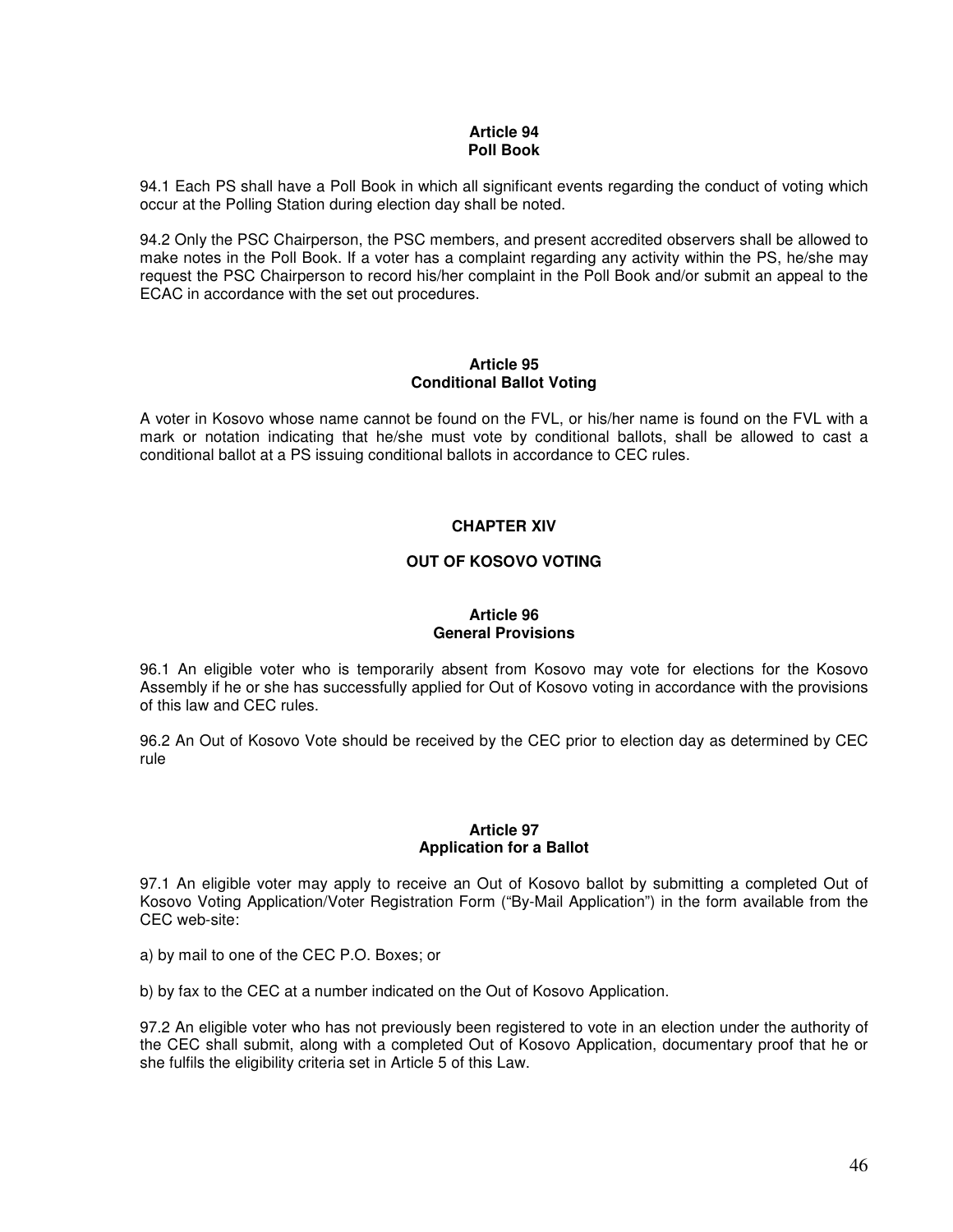### Article 94
### Poll Book

94.1 Each PS shall have a Poll Book in which all significant events regarding the conduct of voting which occur at the Polling Station during election day shall be noted.

94.2 Only the PSC Chairperson, the PSC members, and present accredited observers shall be allowed to make notes in the Poll Book. If a voter has a complaint regarding any activity within the PS, he/she may request the PSC Chairperson to record his/her complaint in the Poll Book and/or submit an appeal to the ECAC in accordance with the set out procedures.

### Article 95
### Conditional Ballot Voting

A voter in Kosovo whose name cannot be found on the FVL, or his/her name is found on the FVL with a mark or notation indicating that he/she must vote by conditional ballots, shall be allowed to cast a conditional ballot at a PS issuing conditional ballots in accordance to CEC rules.

## CHAPTER XIV

## OUT OF KOSOVO VOTING

### Article 96
### General Provisions

96.1 An eligible voter who is temporarily absent from Kosovo may vote for elections for the Kosovo Assembly if he or she has successfully applied for Out of Kosovo voting in accordance with the provisions of this law and CEC rules.

96.2 An Out of Kosovo Vote should be received by the CEC prior to election day as determined by CEC rule

### Article 97
### Application for a Ballot

97.1 An eligible voter may apply to receive an Out of Kosovo ballot by submitting a completed Out of Kosovo Voting Application/Voter Registration Form ("By-Mail Application") in the form available from the CEC web-site:

a) by mail to one of the CEC P.O. Boxes; or

b) by fax to the CEC at a number indicated on the Out of Kosovo Application.

97.2 An eligible voter who has not previously been registered to vote in an election under the authority of the CEC shall submit, along with a completed Out of Kosovo Application, documentary proof that he or she fulfils the eligibility criteria set in Article 5 of this Law.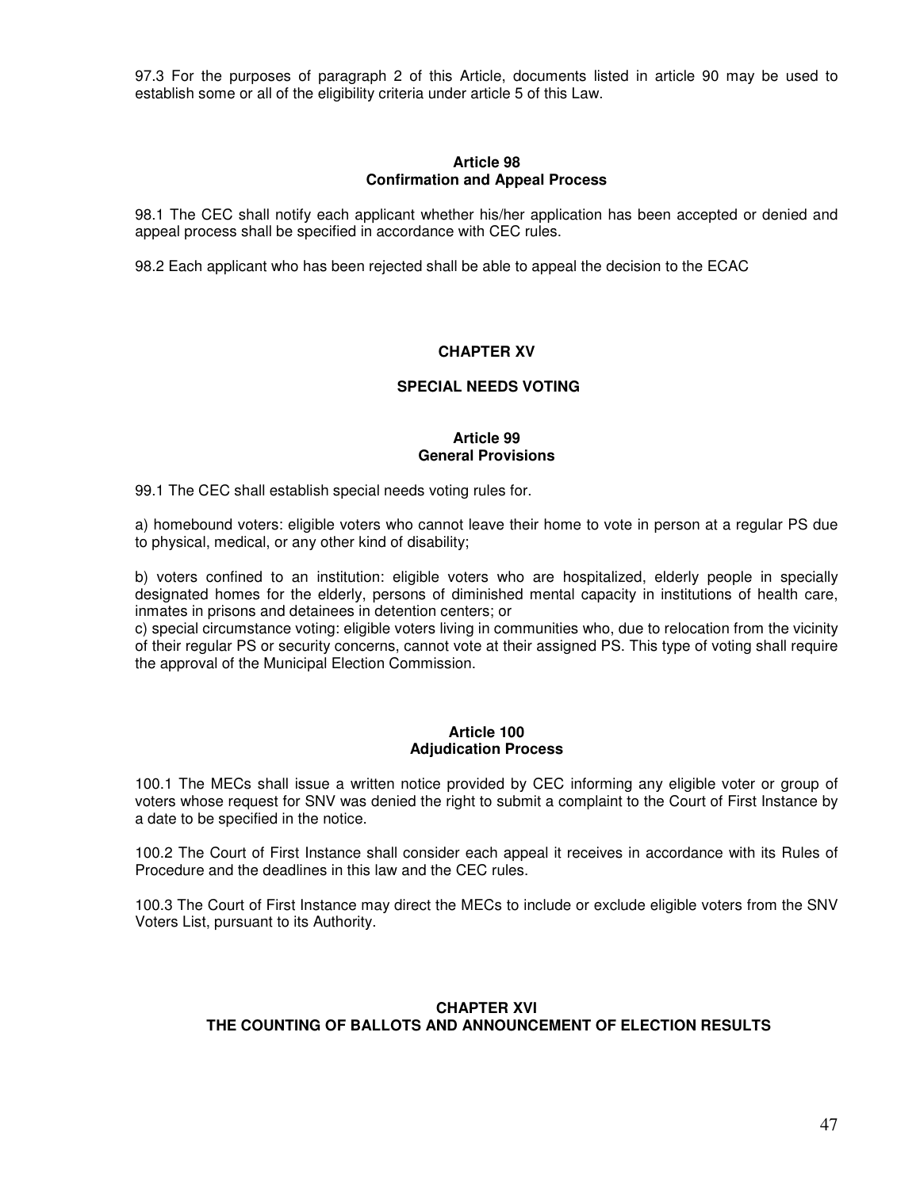97.3 For the purposes of paragraph 2 of this Article, documents listed in article 90 may be used to establish some or all of the eligibility criteria under article 5 of this Law.

### Article 98
### Confirmation and Appeal Process

98.1 The CEC shall notify each applicant whether his/her application has been accepted or denied and appeal process shall be specified in accordance with CEC rules.

98.2 Each applicant who has been rejected shall be able to appeal the decision to the ECAC

## CHAPTER XV

## SPECIAL NEEDS VOTING

### Article 99
### General Provisions

99.1 The CEC shall establish special needs voting rules for.

a) homebound voters: eligible voters who cannot leave their home to vote in person at a regular PS due to physical, medical, or any other kind of disability;

b) voters confined to an institution: eligible voters who are hospitalized, elderly people in specially designated homes for the elderly, persons of diminished mental capacity in institutions of health care, inmates in prisons and detainees in detention centers; or

c) special circumstance voting: eligible voters living in communities who, due to relocation from the vicinity of their regular PS or security concerns, cannot vote at their assigned PS. This type of voting shall require the approval of the Municipal Election Commission.

### Article 100
### Adjudication Process

100.1 The MECs shall issue a written notice provided by CEC informing any eligible voter or group of voters whose request for SNV was denied the right to submit a complaint to the Court of First Instance by a date to be specified in the notice.

100.2 The Court of First Instance shall consider each appeal it receives in accordance with its Rules of Procedure and the deadlines in this law and the CEC rules.

100.3 The Court of First Instance may direct the MECs to include or exclude eligible voters from the SNV Voters List, pursuant to its Authority.

## CHAPTER XVI
## THE COUNTING OF BALLOTS AND ANNOUNCEMENT OF ELECTION RESULTS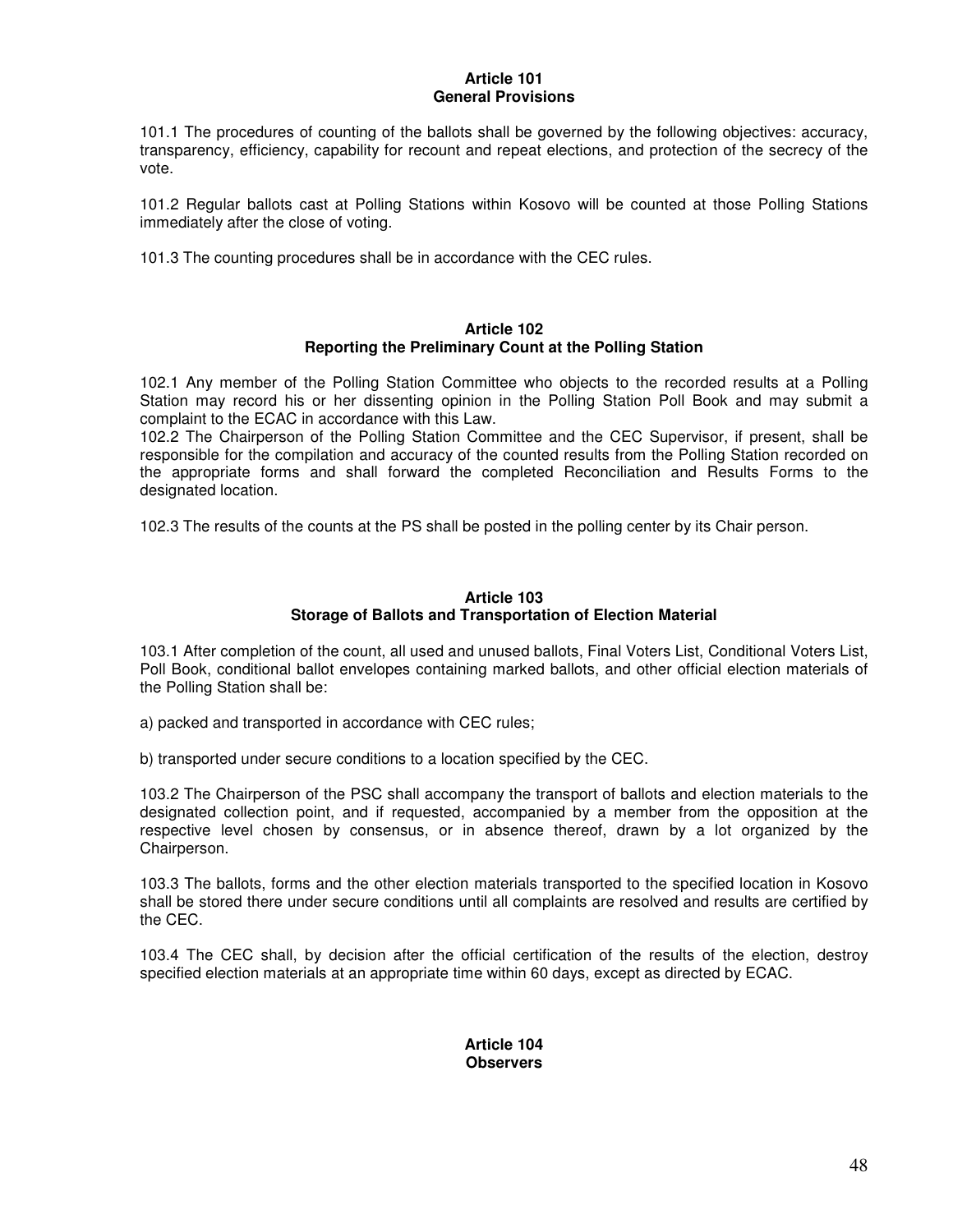## Article 101
## General Provisions

101.1 The procedures of counting of the ballots shall be governed by the following objectives: accuracy, transparency, efficiency, capability for recount and repeat elections, and protection of the secrecy of the vote.

101.2 Regular ballots cast at Polling Stations within Kosovo will be counted at those Polling Stations immediately after the close of voting.

101.3 The counting procedures shall be in accordance with the CEC rules.

## Article 102
## Reporting the Preliminary Count at the Polling Station

102.1 Any member of the Polling Station Committee who objects to the recorded results at a Polling Station may record his or her dissenting opinion in the Polling Station Poll Book and may submit a complaint to the ECAC in accordance with this Law.

102.2 The Chairperson of the Polling Station Committee and the CEC Supervisor, if present, shall be responsible for the compilation and accuracy of the counted results from the Polling Station recorded on the appropriate forms and shall forward the completed Reconciliation and Results Forms to the designated location.

102.3 The results of the counts at the PS shall be posted in the polling center by its Chair person.

## Article 103
## Storage of Ballots and Transportation of Election Material

103.1 After completion of the count, all used and unused ballots, Final Voters List, Conditional Voters List, Poll Book, conditional ballot envelopes containing marked ballots, and other official election materials of the Polling Station shall be:

a) packed and transported in accordance with CEC rules;

b) transported under secure conditions to a location specified by the CEC.

103.2 The Chairperson of the PSC shall accompany the transport of ballots and election materials to the designated collection point, and if requested, accompanied by a member from the opposition at the respective level chosen by consensus, or in absence thereof, drawn by a lot organized by the Chairperson.

103.3 The ballots, forms and the other election materials transported to the specified location in Kosovo shall be stored there under secure conditions until all complaints are resolved and results are certified by the CEC.

103.4 The CEC shall, by decision after the official certification of the results of the election, destroy specified election materials at an appropriate time within 60 days, except as directed by ECAC.

## Article 104
## Observers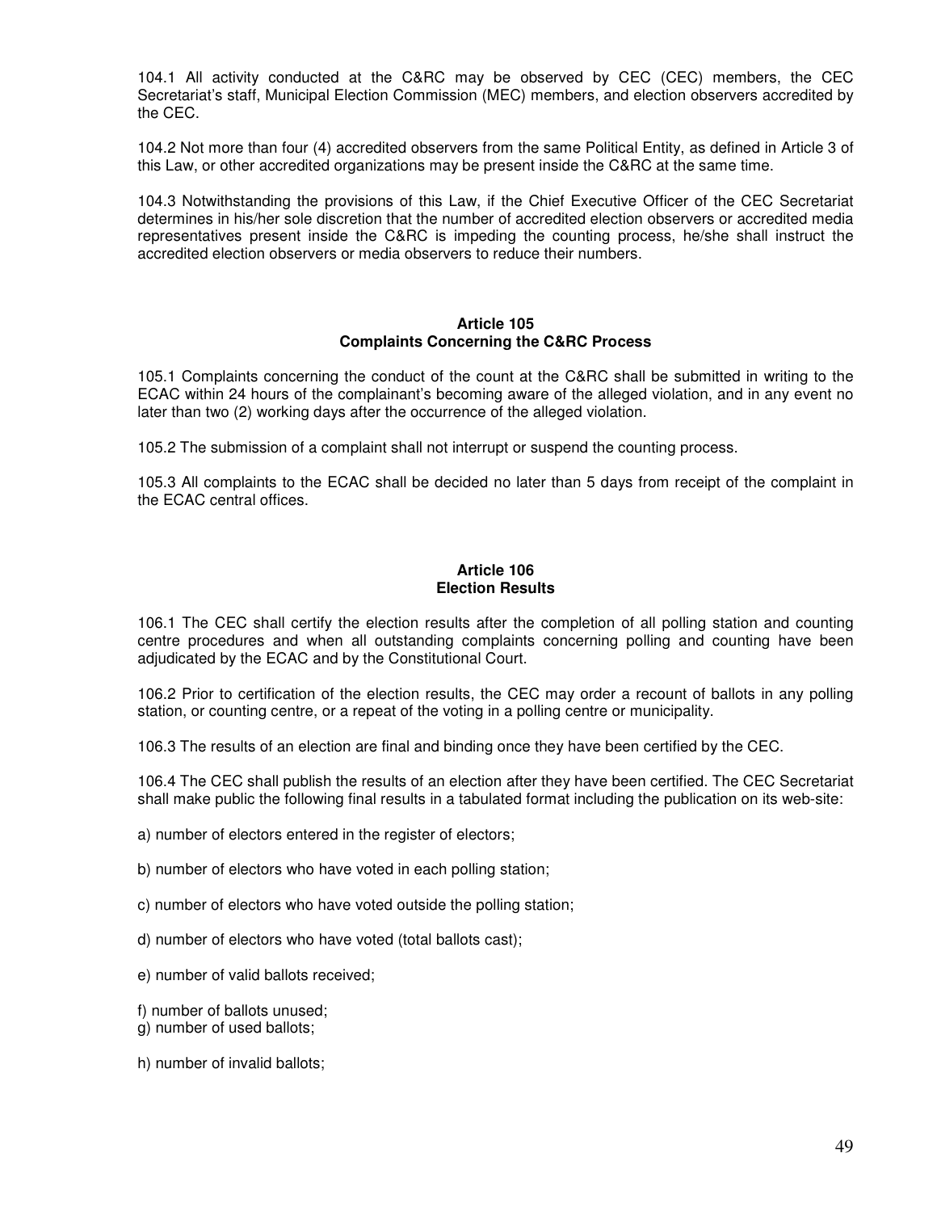104.1 All activity conducted at the C&RC may be observed by CEC (CEC) members, the CEC Secretariat's staff, Municipal Election Commission (MEC) members, and election observers accredited by the CEC.

104.2 Not more than four (4) accredited observers from the same Political Entity, as defined in Article 3 of this Law, or other accredited organizations may be present inside the C&RC at the same time.

104.3 Notwithstanding the provisions of this Law, if the Chief Executive Officer of the CEC Secretariat determines in his/her sole discretion that the number of accredited election observers or accredited media representatives present inside the C&RC is impeding the counting process, he/she shall instruct the accredited election observers or media observers to reduce their numbers.

**Article 105**
**Complaints Concerning the C&RC Process**

105.1 Complaints concerning the conduct of the count at the C&RC shall be submitted in writing to the ECAC within 24 hours of the complainant's becoming aware of the alleged violation, and in any event no later than two (2) working days after the occurrence of the alleged violation.

105.2 The submission of a complaint shall not interrupt or suspend the counting process.

105.3 All complaints to the ECAC shall be decided no later than 5 days from receipt of the complaint in the ECAC central offices.

**Article 106**
**Election Results**

106.1 The CEC shall certify the election results after the completion of all polling station and counting centre procedures and when all outstanding complaints concerning polling and counting have been adjudicated by the ECAC and by the Constitutional Court.

106.2 Prior to certification of the election results, the CEC may order a recount of ballots in any polling station, or counting centre, or a repeat of the voting in a polling centre or municipality.

106.3 The results of an election are final and binding once they have been certified by the CEC.

106.4 The CEC shall publish the results of an election after they have been certified. The CEC Secretariat shall make public the following final results in a tabulated format including the publication on its web-site:

a) number of electors entered in the register of electors;

b) number of electors who have voted in each polling station;

c) number of electors who have voted outside the polling station;

d) number of electors who have voted (total ballots cast);

e) number of valid ballots received;

f) number of ballots unused;
g) number of used ballots;

h) number of invalid ballots;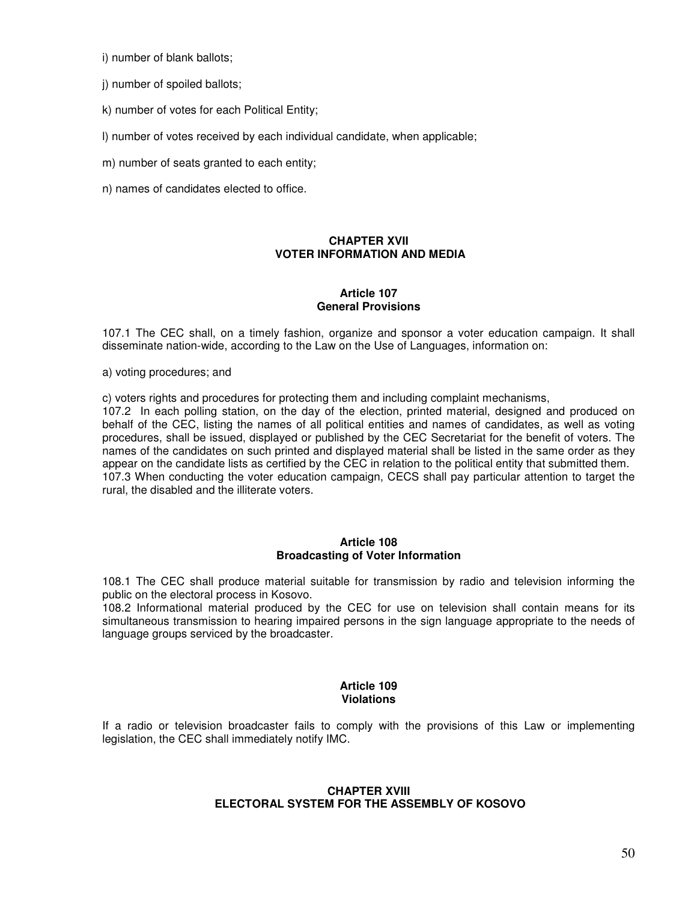i) number of blank ballots;

j) number of spoiled ballots;

k) number of votes for each Political Entity;

l) number of votes received by each individual candidate, when applicable;

m) number of seats granted to each entity;

n) names of candidates elected to office.

## CHAPTER XVII
## VOTER INFORMATION AND MEDIA

### Article 107
### General Provisions

107.1 The CEC shall, on a timely fashion, organize and sponsor a voter education campaign. It shall disseminate nation-wide, according to the Law on the Use of Languages, information on:

a) voting procedures; and

c) voters rights and procedures for protecting them and including complaint mechanisms,

107.2 In each polling station, on the day of the election, printed material, designed and produced on behalf of the CEC, listing the names of all political entities and names of candidates, as well as voting procedures, shall be issued, displayed or published by the CEC Secretariat for the benefit of voters. The names of the candidates on such printed and displayed material shall be listed in the same order as they appear on the candidate lists as certified by the CEC in relation to the political entity that submitted them.

107.3 When conducting the voter education campaign, CECS shall pay particular attention to target the rural, the disabled and the illiterate voters.

### Article 108
### Broadcasting of Voter Information

108.1 The CEC shall produce material suitable for transmission by radio and television informing the public on the electoral process in Kosovo.

108.2 Informational material produced by the CEC for use on television shall contain means for its simultaneous transmission to hearing impaired persons in the sign language appropriate to the needs of language groups serviced by the broadcaster.

### Article 109
### Violations

If a radio or television broadcaster fails to comply with the provisions of this Law or implementing legislation, the CEC shall immediately notify IMC.

## CHAPTER XVIII
## ELECTORAL SYSTEM FOR THE ASSEMBLY OF KOSOVO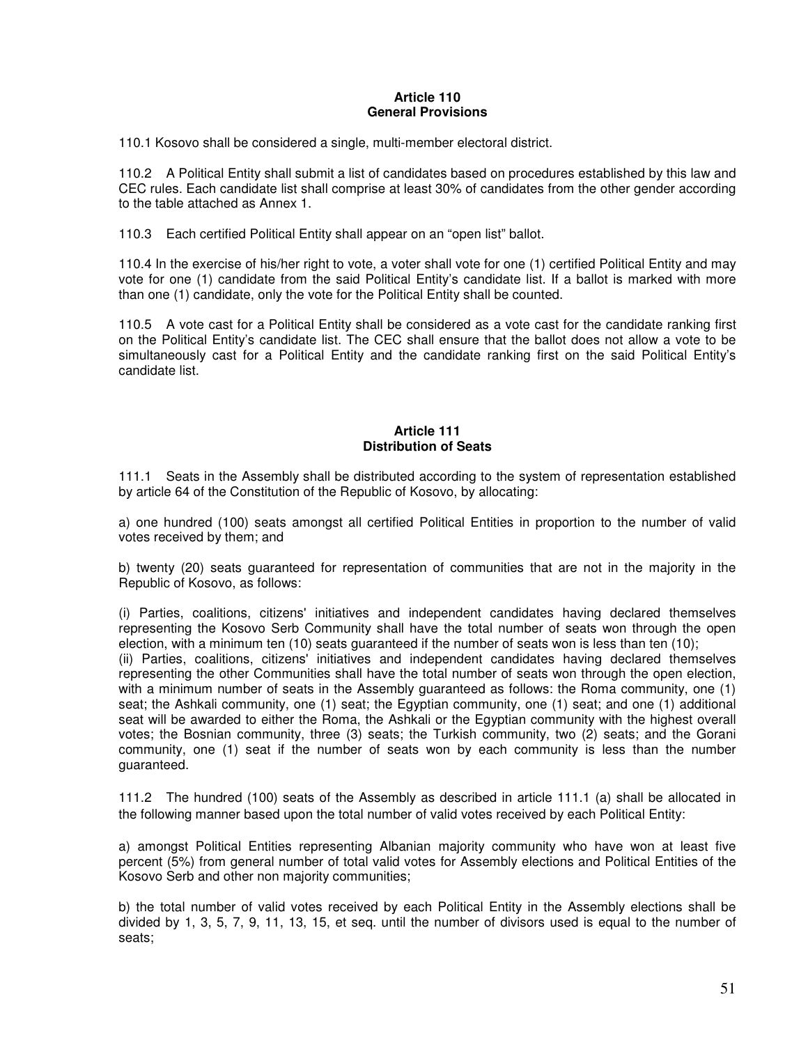**Article 110**
**General Provisions**

110.1 Kosovo shall be considered a single, multi-member electoral district.

110.2 A Political Entity shall submit a list of candidates based on procedures established by this law and CEC rules. Each candidate list shall comprise at least 30% of candidates from the other gender according to the table attached as Annex 1.

110.3 Each certified Political Entity shall appear on an "open list" ballot.

110.4 In the exercise of his/her right to vote, a voter shall vote for one (1) certified Political Entity and may vote for one (1) candidate from the said Political Entity's candidate list. If a ballot is marked with more than one (1) candidate, only the vote for the Political Entity shall be counted.

110.5 A vote cast for a Political Entity shall be considered as a vote cast for the candidate ranking first on the Political Entity's candidate list. The CEC shall ensure that the ballot does not allow a vote to be simultaneously cast for a Political Entity and the candidate ranking first on the said Political Entity's candidate list.

**Article 111**
**Distribution of Seats**

111.1 Seats in the Assembly shall be distributed according to the system of representation established by article 64 of the Constitution of the Republic of Kosovo, by allocating:

a) one hundred (100) seats amongst all certified Political Entities in proportion to the number of valid votes received by them; and

b) twenty (20) seats guaranteed for representation of communities that are not in the majority in the Republic of Kosovo, as follows:

(i) Parties, coalitions, citizens' initiatives and independent candidates having declared themselves representing the Kosovo Serb Community shall have the total number of seats won through the open election, with a minimum ten (10) seats guaranteed if the number of seats won is less than ten (10);
(ii) Parties, coalitions, citizens' initiatives and independent candidates having declared themselves representing the other Communities shall have the total number of seats won through the open election, with a minimum number of seats in the Assembly guaranteed as follows: the Roma community, one (1) seat; the Ashkali community, one (1) seat; the Egyptian community, one (1) seat; and one (1) additional seat will be awarded to either the Roma, the Ashkali or the Egyptian community with the highest overall votes; the Bosnian community, three (3) seats; the Turkish community, two (2) seats; and the Gorani community, one (1) seat if the number of seats won by each community is less than the number guaranteed.

111.2 The hundred (100) seats of the Assembly as described in article 111.1 (a) shall be allocated in the following manner based upon the total number of valid votes received by each Political Entity:

a) amongst Political Entities representing Albanian majority community who have won at least five percent (5%) from general number of total valid votes for Assembly elections and Political Entities of the Kosovo Serb and other non majority communities;

b) the total number of valid votes received by each Political Entity in the Assembly elections shall be divided by 1, 3, 5, 7, 9, 11, 13, 15, et seq. until the number of divisors used is equal to the number of seats;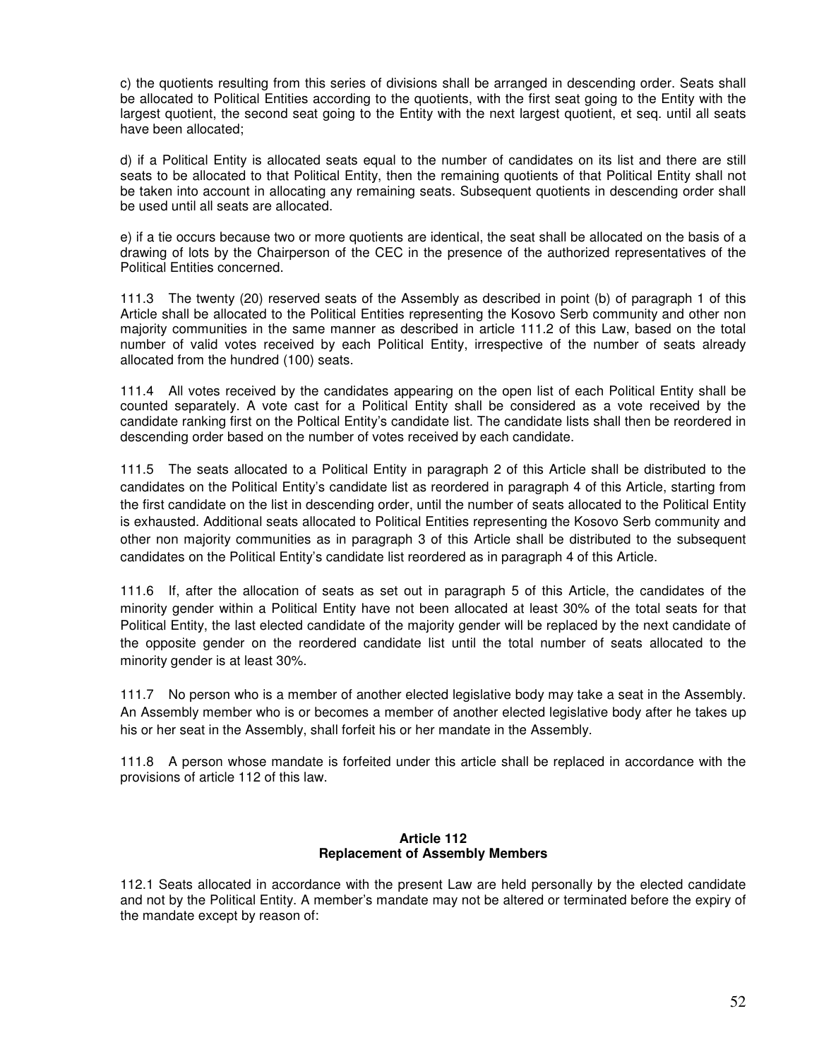c) the quotients resulting from this series of divisions shall be arranged in descending order. Seats shall be allocated to Political Entities according to the quotients, with the first seat going to the Entity with the largest quotient, the second seat going to the Entity with the next largest quotient, et seq. until all seats have been allocated;

d) if a Political Entity is allocated seats equal to the number of candidates on its list and there are still seats to be allocated to that Political Entity, then the remaining quotients of that Political Entity shall not be taken into account in allocating any remaining seats. Subsequent quotients in descending order shall be used until all seats are allocated.

e) if a tie occurs because two or more quotients are identical, the seat shall be allocated on the basis of a drawing of lots by the Chairperson of the CEC in the presence of the authorized representatives of the Political Entities concerned.

111.3 The twenty (20) reserved seats of the Assembly as described in point (b) of paragraph 1 of this Article shall be allocated to the Political Entities representing the Kosovo Serb community and other non majority communities in the same manner as described in article 111.2 of this Law, based on the total number of valid votes received by each Political Entity, irrespective of the number of seats already allocated from the hundred (100) seats.

111.4 All votes received by the candidates appearing on the open list of each Political Entity shall be counted separately. A vote cast for a Political Entity shall be considered as a vote received by the candidate ranking first on the Poltical Entity's candidate list. The candidate lists shall then be reordered in descending order based on the number of votes received by each candidate.

111.5 The seats allocated to a Political Entity in paragraph 2 of this Article shall be distributed to the candidates on the Political Entity's candidate list as reordered in paragraph 4 of this Article, starting from the first candidate on the list in descending order, until the number of seats allocated to the Political Entity is exhausted. Additional seats allocated to Political Entities representing the Kosovo Serb community and other non majority communities as in paragraph 3 of this Article shall be distributed to the subsequent candidates on the Political Entity's candidate list reordered as in paragraph 4 of this Article.

111.6 If, after the allocation of seats as set out in paragraph 5 of this Article, the candidates of the minority gender within a Political Entity have not been allocated at least 30% of the total seats for that Political Entity, the last elected candidate of the majority gender will be replaced by the next candidate of the opposite gender on the reordered candidate list until the total number of seats allocated to the minority gender is at least 30%.

111.7 No person who is a member of another elected legislative body may take a seat in the Assembly. An Assembly member who is or becomes a member of another elected legislative body after he takes up his or her seat in the Assembly, shall forfeit his or her mandate in the Assembly.

111.8 A person whose mandate is forfeited under this article shall be replaced in accordance with the provisions of article 112 of this law.

### Article 112
### Replacement of Assembly Members

112.1 Seats allocated in accordance with the present Law are held personally by the elected candidate and not by the Political Entity. A member's mandate may not be altered or terminated before the expiry of the mandate except by reason of: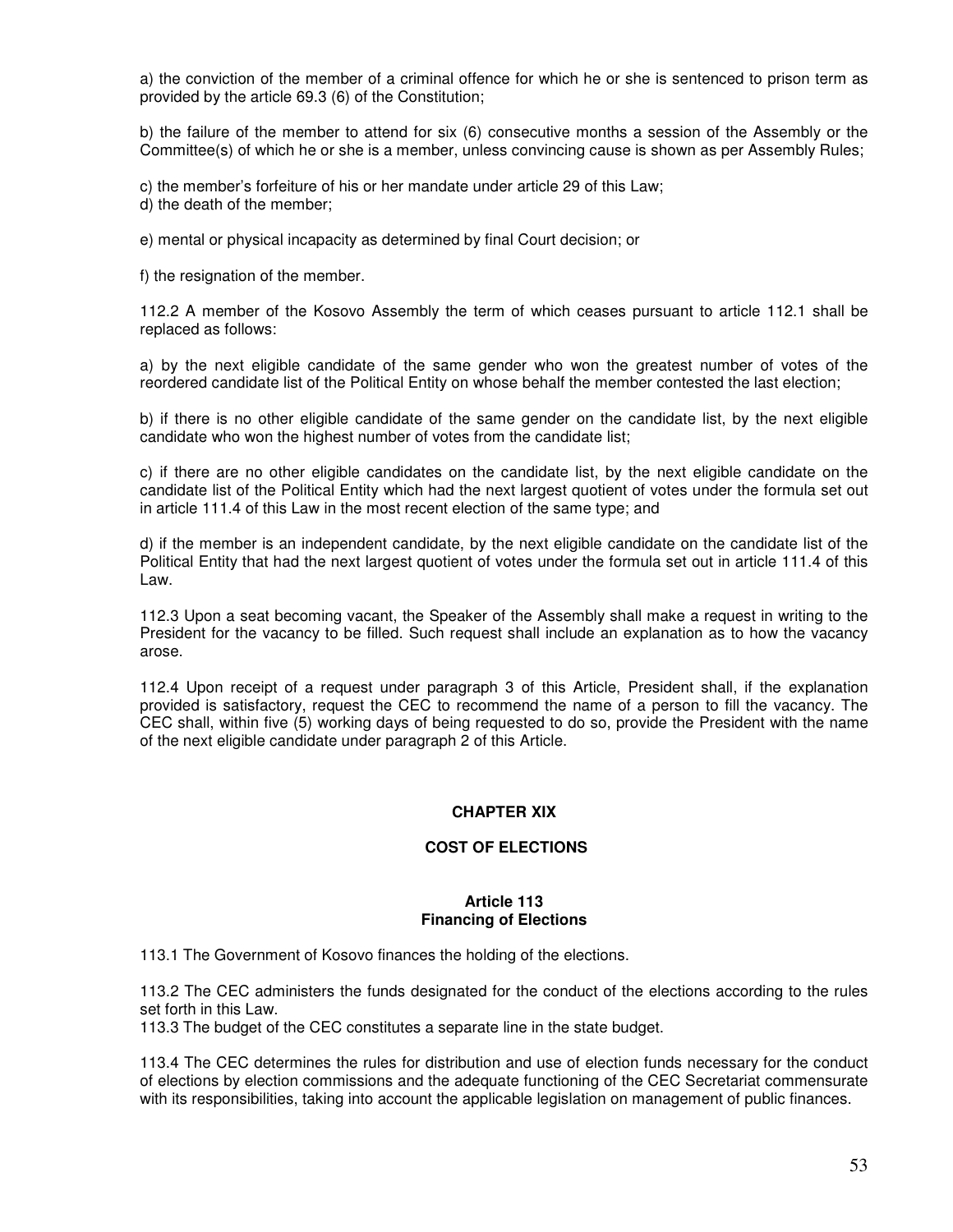a) the conviction of the member of a criminal offence for which he or she is sentenced to prison term as provided by the article 69.3 (6) of the Constitution;

b) the failure of the member to attend for six (6) consecutive months a session of the Assembly or the Committee(s) of which he or she is a member, unless convincing cause is shown as per Assembly Rules;

c) the member's forfeiture of his or her mandate under article 29 of this Law;
d) the death of the member;

e) mental or physical incapacity as determined by final Court decision; or

f) the resignation of the member.

112.2 A member of the Kosovo Assembly the term of which ceases pursuant to article 112.1 shall be replaced as follows:

a) by the next eligible candidate of the same gender who won the greatest number of votes of the reordered candidate list of the Political Entity on whose behalf the member contested the last election;

b) if there is no other eligible candidate of the same gender on the candidate list, by the next eligible candidate who won the highest number of votes from the candidate list;

c) if there are no other eligible candidates on the candidate list, by the next eligible candidate on the candidate list of the Political Entity which had the next largest quotient of votes under the formula set out in article 111.4 of this Law in the most recent election of the same type; and

d) if the member is an independent candidate, by the next eligible candidate on the candidate list of the Political Entity that had the next largest quotient of votes under the formula set out in article 111.4 of this Law.

112.3 Upon a seat becoming vacant, the Speaker of the Assembly shall make a request in writing to the President for the vacancy to be filled. Such request shall include an explanation as to how the vacancy arose.

112.4 Upon receipt of a request under paragraph 3 of this Article, President shall, if the explanation provided is satisfactory, request the CEC to recommend the name of a person to fill the vacancy. The CEC shall, within five (5) working days of being requested to do so, provide the President with the name of the next eligible candidate under paragraph 2 of this Article.

## CHAPTER XIX

## COST OF ELECTIONS

### Article 113
### Financing of Elections

113.1 The Government of Kosovo finances the holding of the elections.

113.2 The CEC administers the funds designated for the conduct of the elections according to the rules set forth in this Law.
113.3 The budget of the CEC constitutes a separate line in the state budget.

113.4 The CEC determines the rules for distribution and use of election funds necessary for the conduct of elections by election commissions and the adequate functioning of the CEC Secretariat commensurate with its responsibilities, taking into account the applicable legislation on management of public finances.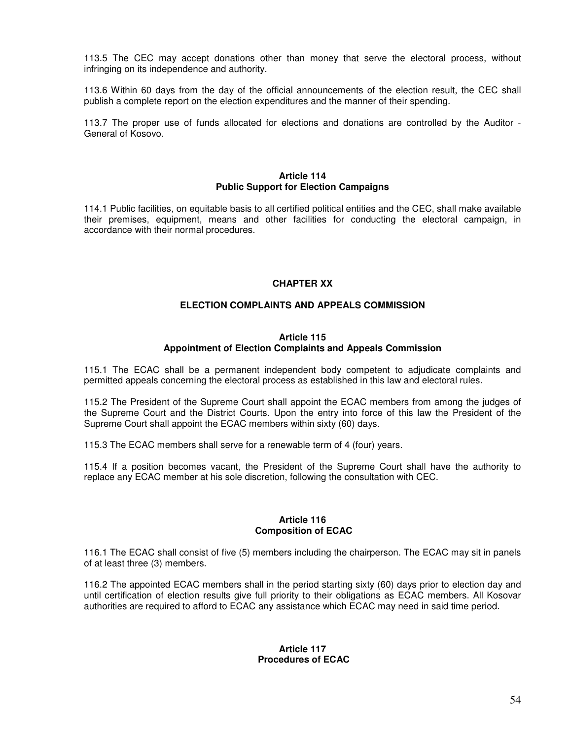113.5 The CEC may accept donations other than money that serve the electoral process, without infringing on its independence and authority.

113.6 Within 60 days from the day of the official announcements of the election result, the CEC shall publish a complete report on the election expenditures and the manner of their spending.

113.7 The proper use of funds allocated for elections and donations are controlled by the Auditor - General of Kosovo.

### Article 114
### Public Support for Election Campaigns

114.1 Public facilities, on equitable basis to all certified political entities and the CEC, shall make available their premises, equipment, means and other facilities for conducting the electoral campaign, in accordance with their normal procedures.

## CHAPTER XX

## ELECTION COMPLAINTS AND APPEALS COMMISSION

### Article 115
### Appointment of Election Complaints and Appeals Commission

115.1 The ECAC shall be a permanent independent body competent to adjudicate complaints and permitted appeals concerning the electoral process as established in this law and electoral rules.

115.2 The President of the Supreme Court shall appoint the ECAC members from among the judges of the Supreme Court and the District Courts. Upon the entry into force of this law the President of the Supreme Court shall appoint the ECAC members within sixty (60) days.

115.3 The ECAC members shall serve for a renewable term of 4 (four) years.

115.4 If a position becomes vacant, the President of the Supreme Court shall have the authority to replace any ECAC member at his sole discretion, following the consultation with CEC.

### Article 116
### Composition of ECAC

116.1 The ECAC shall consist of five (5) members including the chairperson. The ECAC may sit in panels of at least three (3) members.

116.2 The appointed ECAC members shall in the period starting sixty (60) days prior to election day and until certification of election results give full priority to their obligations as ECAC members. All Kosovar authorities are required to afford to ECAC any assistance which ECAC may need in said time period.

### Article 117
### Procedures of ECAC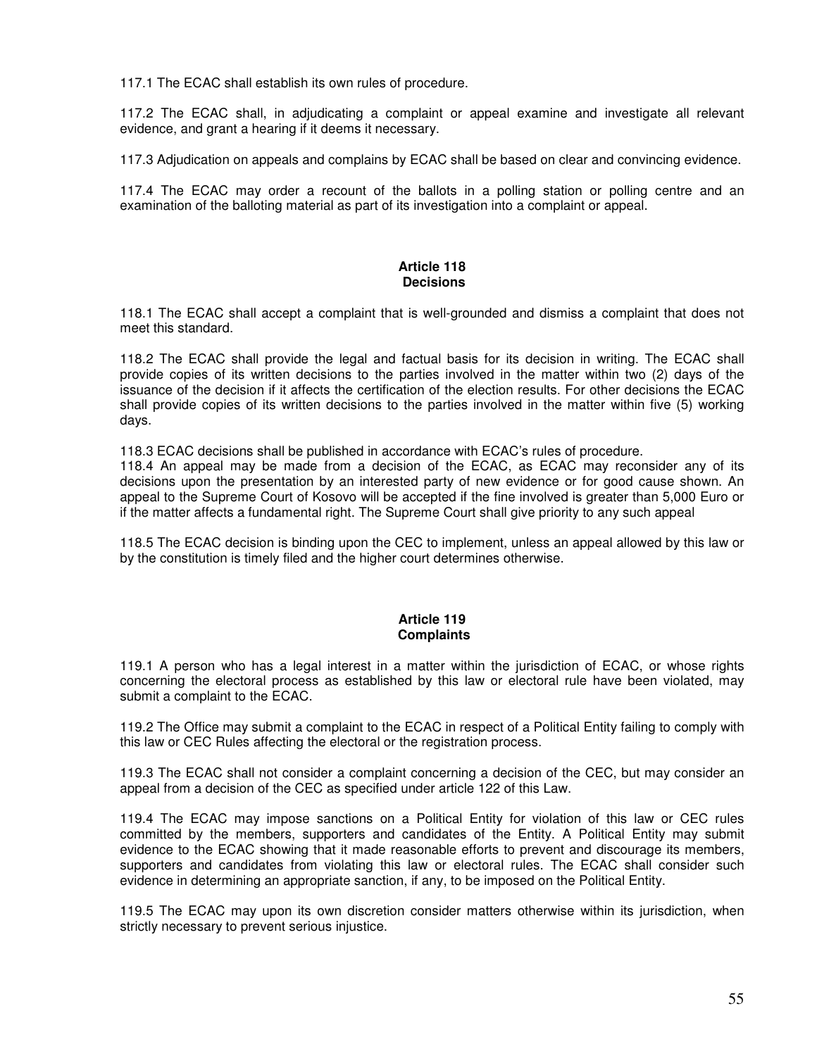117.1 The ECAC shall establish its own rules of procedure.

117.2 The ECAC shall, in adjudicating a complaint or appeal examine and investigate all relevant evidence, and grant a hearing if it deems it necessary.

117.3 Adjudication on appeals and complains by ECAC shall be based on clear and convincing evidence.

117.4 The ECAC may order a recount of the ballots in a polling station or polling centre and an examination of the balloting material as part of its investigation into a complaint or appeal.

### Article 118
### Decisions

118.1 The ECAC shall accept a complaint that is well-grounded and dismiss a complaint that does not meet this standard.

118.2 The ECAC shall provide the legal and factual basis for its decision in writing. The ECAC shall provide copies of its written decisions to the parties involved in the matter within two (2) days of the issuance of the decision if it affects the certification of the election results. For other decisions the ECAC shall provide copies of its written decisions to the parties involved in the matter within five (5) working days.

118.3 ECAC decisions shall be published in accordance with ECAC's rules of procedure.

118.4 An appeal may be made from a decision of the ECAC, as ECAC may reconsider any of its decisions upon the presentation by an interested party of new evidence or for good cause shown. An appeal to the Supreme Court of Kosovo will be accepted if the fine involved is greater than 5,000 Euro or if the matter affects a fundamental right. The Supreme Court shall give priority to any such appeal

118.5 The ECAC decision is binding upon the CEC to implement, unless an appeal allowed by this law or by the constitution is timely filed and the higher court determines otherwise.

### Article 119
### Complaints

119.1 A person who has a legal interest in a matter within the jurisdiction of ECAC, or whose rights concerning the electoral process as established by this law or electoral rule have been violated, may submit a complaint to the ECAC.

119.2 The Office may submit a complaint to the ECAC in respect of a Political Entity failing to comply with this law or CEC Rules affecting the electoral or the registration process.

119.3 The ECAC shall not consider a complaint concerning a decision of the CEC, but may consider an appeal from a decision of the CEC as specified under article 122 of this Law.

119.4 The ECAC may impose sanctions on a Political Entity for violation of this law or CEC rules committed by the members, supporters and candidates of the Entity. A Political Entity may submit evidence to the ECAC showing that it made reasonable efforts to prevent and discourage its members, supporters and candidates from violating this law or electoral rules. The ECAC shall consider such evidence in determining an appropriate sanction, if any, to be imposed on the Political Entity.

119.5 The ECAC may upon its own discretion consider matters otherwise within its jurisdiction, when strictly necessary to prevent serious injustice.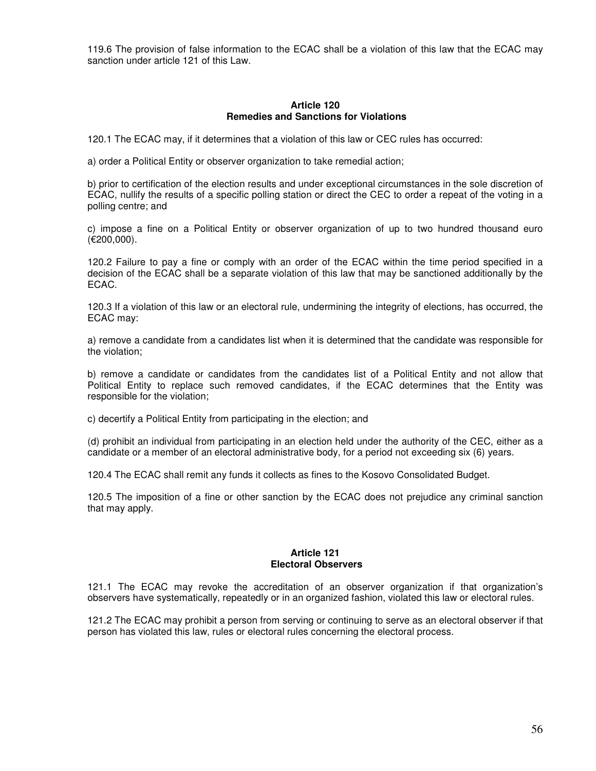119.6 The provision of false information to the ECAC shall be a violation of this law that the ECAC may sanction under article 121 of this Law.

### Article 120
### Remedies and Sanctions for Violations

120.1 The ECAC may, if it determines that a violation of this law or CEC rules has occurred:

a) order a Political Entity or observer organization to take remedial action;

b) prior to certification of the election results and under exceptional circumstances in the sole discretion of ECAC, nullify the results of a specific polling station or direct the CEC to order a repeat of the voting in a polling centre; and

c) impose a fine on a Political Entity or observer organization of up to two hundred thousand euro (€200,000).

120.2 Failure to pay a fine or comply with an order of the ECAC within the time period specified in a decision of the ECAC shall be a separate violation of this law that may be sanctioned additionally by the ECAC.

120.3 If a violation of this law or an electoral rule, undermining the integrity of elections, has occurred, the ECAC may:

a) remove a candidate from a candidates list when it is determined that the candidate was responsible for the violation;

b) remove a candidate or candidates from the candidates list of a Political Entity and not allow that Political Entity to replace such removed candidates, if the ECAC determines that the Entity was responsible for the violation;

c) decertify a Political Entity from participating in the election; and

(d) prohibit an individual from participating in an election held under the authority of the CEC, either as a candidate or a member of an electoral administrative body, for a period not exceeding six (6) years.

120.4 The ECAC shall remit any funds it collects as fines to the Kosovo Consolidated Budget.

120.5 The imposition of a fine or other sanction by the ECAC does not prejudice any criminal sanction that may apply.

### Article 121
### Electoral Observers

121.1 The ECAC may revoke the accreditation of an observer organization if that organization's observers have systematically, repeatedly or in an organized fashion, violated this law or electoral rules.

121.2 The ECAC may prohibit a person from serving or continuing to serve as an electoral observer if that person has violated this law, rules or electoral rules concerning the electoral process.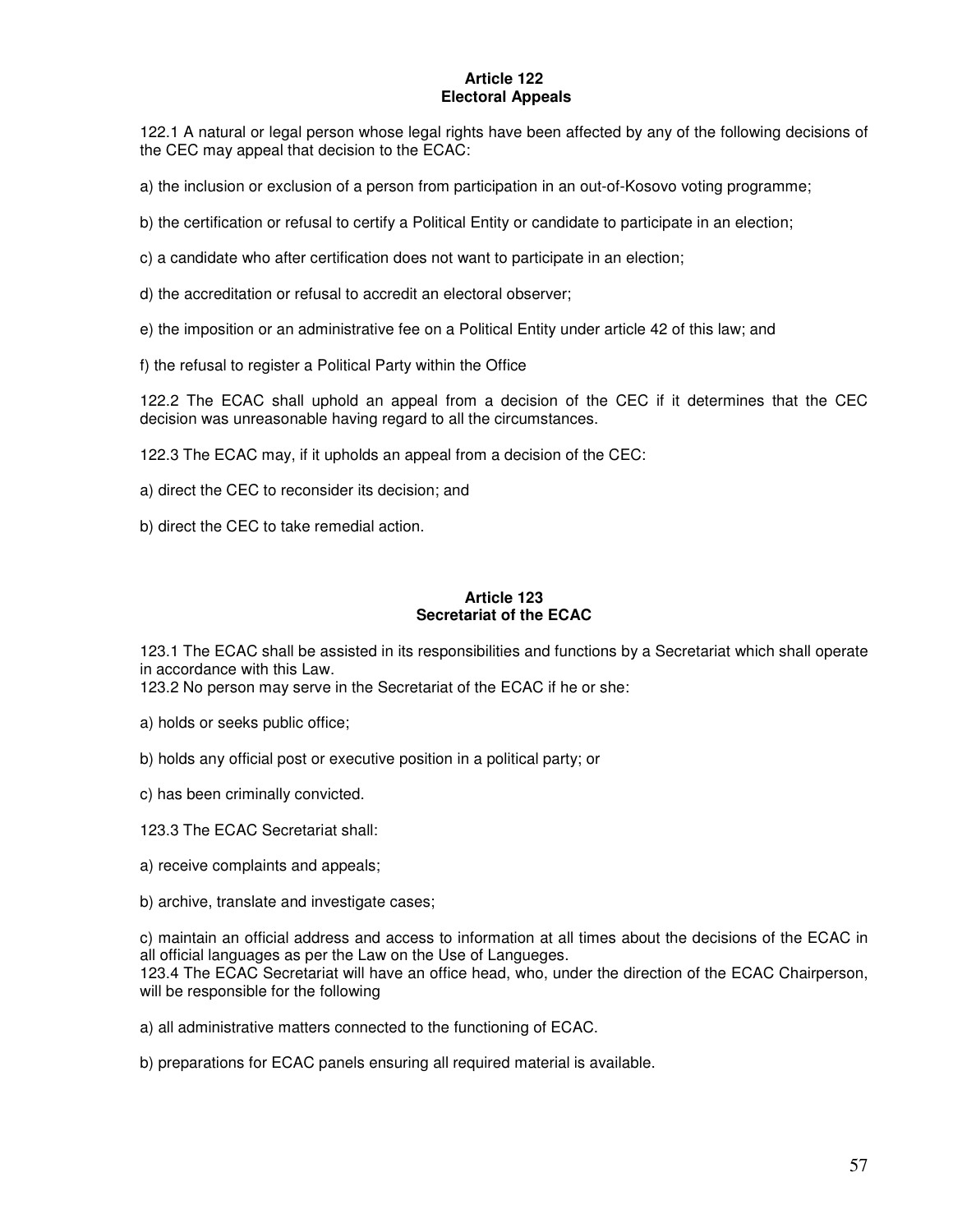### Article 122
### Electoral Appeals

122.1 A natural or legal person whose legal rights have been affected by any of the following decisions of the CEC may appeal that decision to the ECAC:

a) the inclusion or exclusion of a person from participation in an out-of-Kosovo voting programme;

b) the certification or refusal to certify a Political Entity or candidate to participate in an election;

c) a candidate who after certification does not want to participate in an election;

d) the accreditation or refusal to accredit an electoral observer;

e) the imposition or an administrative fee on a Political Entity under article 42 of this law; and

f) the refusal to register a Political Party within the Office

122.2 The ECAC shall uphold an appeal from a decision of the CEC if it determines that the CEC decision was unreasonable having regard to all the circumstances.

122.3 The ECAC may, if it upholds an appeal from a decision of the CEC:

a) direct the CEC to reconsider its decision; and

b) direct the CEC to take remedial action.

### Article 123
### Secretariat of the ECAC

123.1 The ECAC shall be assisted in its responsibilities and functions by a Secretariat which shall operate in accordance with this Law.
123.2 No person may serve in the Secretariat of the ECAC if he or she:

a) holds or seeks public office;

b) holds any official post or executive position in a political party; or

c) has been criminally convicted.

123.3 The ECAC Secretariat shall:

a) receive complaints and appeals;

b) archive, translate and investigate cases;

c) maintain an official address and access to information at all times about the decisions of the ECAC in all official languages as per the Law on the Use of Langueges.
123.4 The ECAC Secretariat will have an office head, who, under the direction of the ECAC Chairperson, will be responsible for the following

a) all administrative matters connected to the functioning of ECAC.

b) preparations for ECAC panels ensuring all required material is available.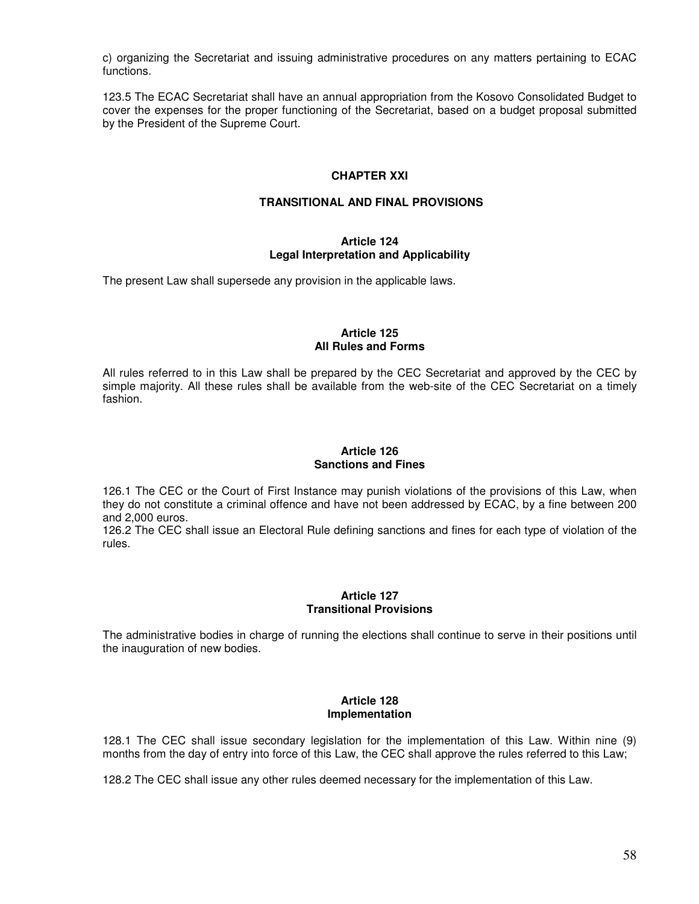c) organizing the Secretariat and issuing administrative procedures on any matters pertaining to ECAC functions.

123.5 The ECAC Secretariat shall have an annual appropriation from the Kosovo Consolidated Budget to cover the expenses for the proper functioning of the Secretariat, based on a budget proposal submitted by the President of the Supreme Court.

## CHAPTER XXI

## TRANSITIONAL AND FINAL PROVISIONS

### Article 124
### Legal Interpretation and Applicability

The present Law shall supersede any provision in the applicable laws.

### Article 125
### All Rules and Forms

All rules referred to in this Law shall be prepared by the CEC Secretariat and approved by the CEC by simple majority. All these rules shall be available from the web-site of the CEC Secretariat on a timely fashion.

### Article 126
### Sanctions and Fines

126.1 The CEC or the Court of First Instance may punish violations of the provisions of this Law, when they do not constitute a criminal offence and have not been addressed by ECAC, by a fine between 200 and 2,000 euros.

126.2 The CEC shall issue an Electoral Rule defining sanctions and fines for each type of violation of the rules.

### Article 127
### Transitional Provisions

The administrative bodies in charge of running the elections shall continue to serve in their positions until the inauguration of new bodies.

### Article 128
### Implementation

128.1 The CEC shall issue secondary legislation for the implementation of this Law. Within nine (9) months from the day of entry into force of this Law, the CEC shall approve the rules referred to this Law;

128.2 The CEC shall issue any other rules deemed necessary for the implementation of this Law.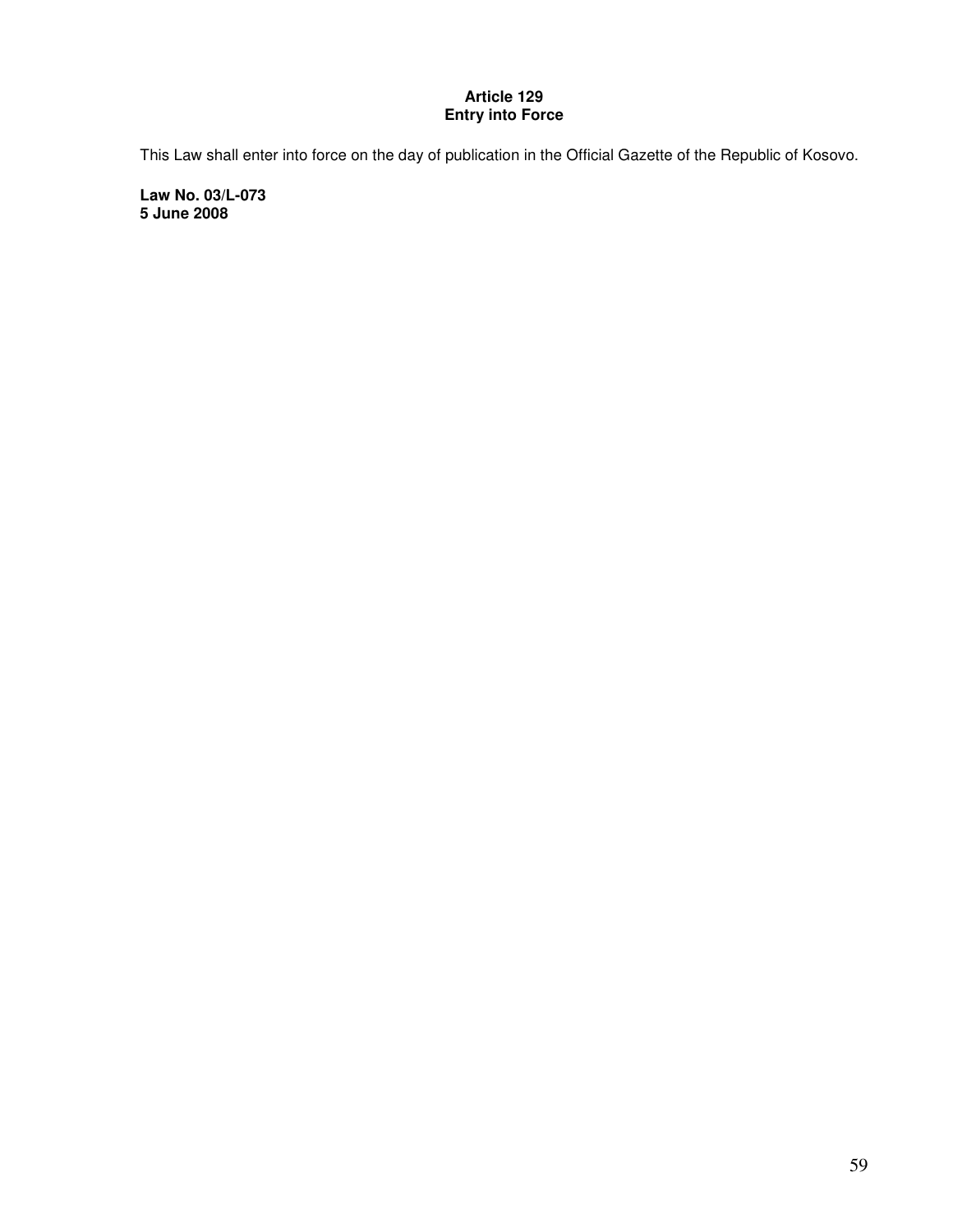**Article 129**
**Entry into Force**

This Law shall enter into force on the day of publication in the Official Gazette of the Republic of Kosovo.

**Law No. 03/L-073**
**5 June 2008**